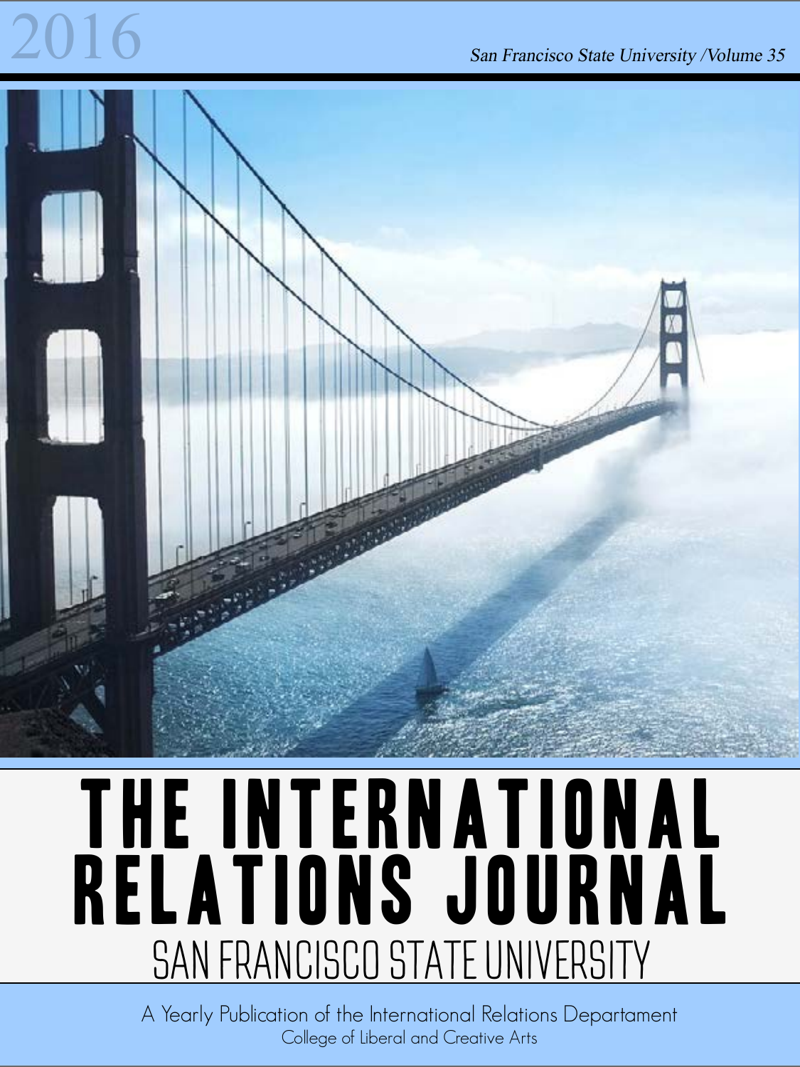2016

*San Francisco State University /Volume 35*

# THE INTERNATIONAL RELATIONS JOURNAL

## SAN FRANCISCO STATE UNIVERSITY

A Yearly Publication of the International Relations Departament

College of Liberal and Creative Arts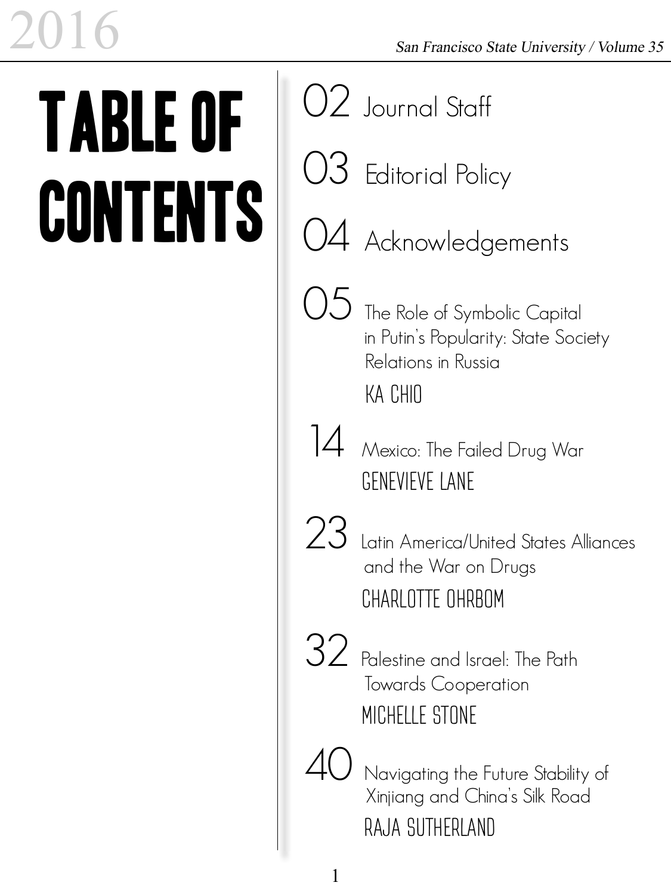# TABLE OF CONTENTS

02 Journal Staff

03 Editorial Policy

04 Acknowledgements

05 The Role of Symbolic Capital in Putin's Popularity: State Society Relations in Russia
KA CHIO

14 Mexico: The Failed Drug War
GENEVIEVE LANE

23 Latin America/United States Alliances and the War on Drugs
CHARLOTTE OHRBOM

32 Palestine and Israel: The Path Towards Cooperation
MICHELLE STONE

40 Navigating the Future Stability of Xinjiang and China's Silk Road
RAJA SUTHERLAND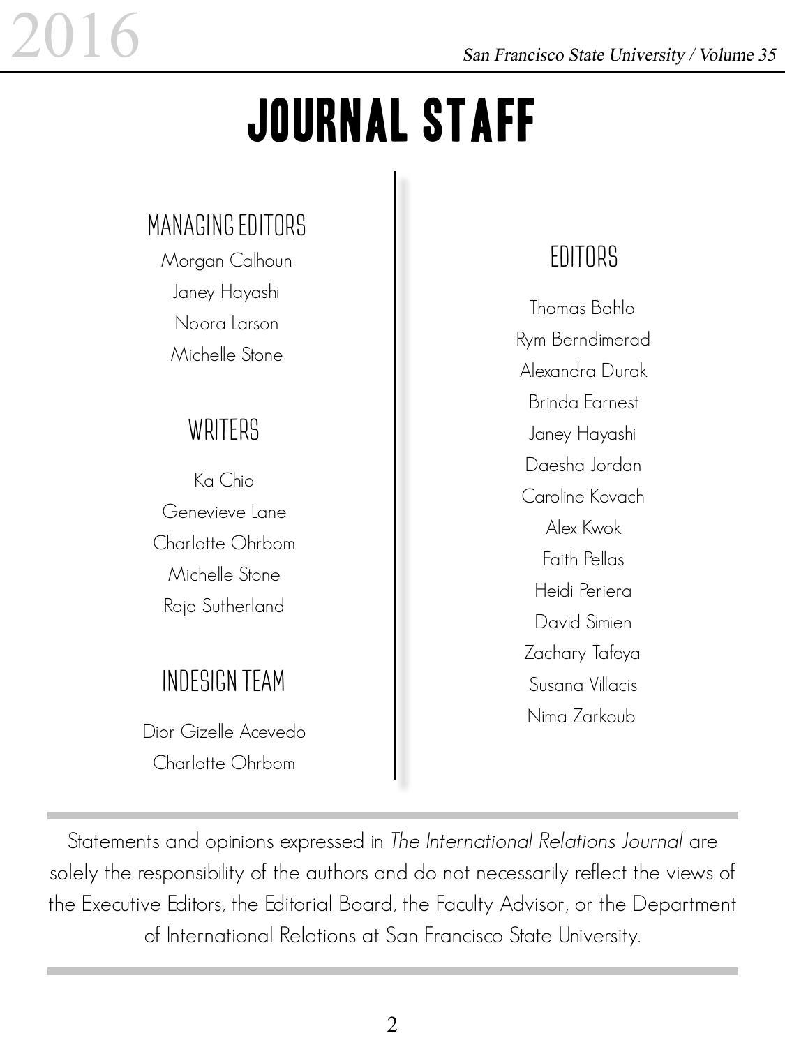# JOURNAL STAFF

## MANAGING EDITORS

Morgan Calhoun

Janey Hayashi

Noora Larson

Michelle Stone

## WRITERS

Ka Chio

Genevieve Lane

Charlotte Ohrbom

Michelle Stone

Raja Sutherland

## INDESIGN TEAM

Dior Gizelle Acevedo

Charlotte Ohrbom

## EDITORS

Thomas Bahlo

Rym Berndimerad

Alexandra Durak

Brinda Earnest

Janey Hayashi

Daesha Jordan

Caroline Kovach

Alex Kwok

Faith Pellas

Heidi Periera

David Simien

Zachary Tafoya

Susana Villacis

Nima Zarkoub

---

Statements and opinions expressed in *The International Relations Journal* are solely the responsibility of the authors and do not necessarily reflect the views of the Executive Editors, the Editorial Board, the Faculty Advisor, or the Department of International Relations at San Francisco State University.

---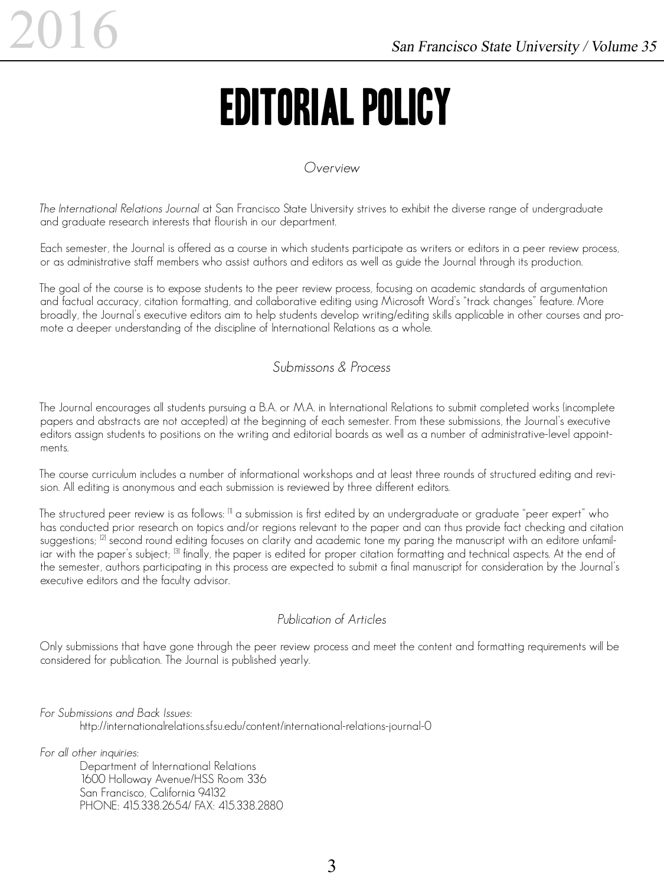# EDITORIAL POLICY

## *Overview*

*The International Relations Journal* at San Francisco State University strives to exhibit the diverse range of undergraduate and graduate research interests that flourish in our department.

Each semester, the Journal is offered as a course in which students participate as writers or editors in a peer review process, or as administrative staff members who assist authors and editors as well as guide the Journal through its production.

The goal of the course is to expose students to the peer review process, focusing on academic standards of argumentation and factual accuracy, citation formatting, and collaborative editing using Microsoft Word's "track changes" feature. More broadly, the Journal's executive editors aim to help students develop writing/editing skills applicable in other courses and promote a deeper understanding of the discipline of International Relations as a whole.

## *Submissons & Process*

The Journal encourages all students pursuing a B.A. or M.A. in International Relations to submit completed works (incomplete papers and abstracts are not accepted) at the beginning of each semester. From these submissions, the Journal's executive editors assign students to positions on the writing and editorial boards as well as a number of administrative-level appointments.

The course curriculum includes a number of informational workshops and at least three rounds of structured editing and revision. All editing is anonymous and each submission is reviewed by three different editors.

The structured peer review is as follows: [1] a submission is first edited by an undergraduate or graduate "peer expert" who has conducted prior research on topics and/or regions relevant to the paper and can thus provide fact checking and citation suggestions; [2] second round editing focuses on clarity and academic tone my paring the manuscript with an editore unfamiliar with the paper's subject; [3] finally, the paper is edited for proper citation formatting and technical aspects. At the end of the semester, authors participating in this process are expected to submit a final manuscript for consideration by the Journal's executive editors and the faculty advisor.

## *Publication of Articles*

Only submissions that have gone through the peer review process and meet the content and formatting requirements will be considered for publication. The Journal is published yearly.

*For Submissions and Back Issues*:
http://internationalrelations.sfsu.edu/content/international-relations-journal-0

*For all other inquiries*:
Department of International Relations
1600 Holloway Avenue/HSS Room 336
San Francisco, California 94132
PHONE: 415.338.2654/ FAX: 415.338.2880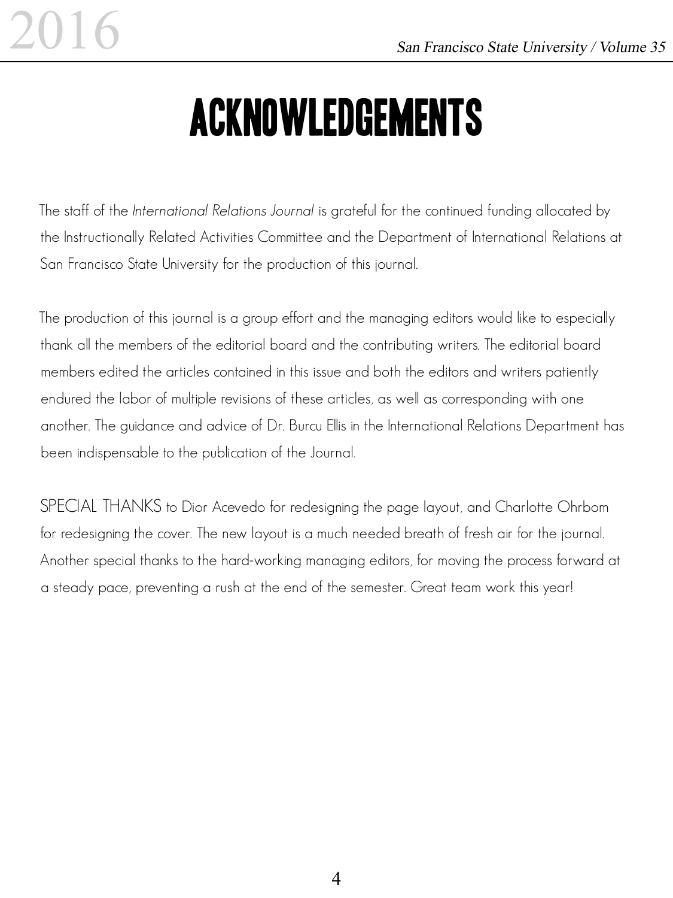# ACKNOWLEDGEMENTS

The staff of the *International Relations Journal* is grateful for the continued funding allocated by the Instructionally Related Activities Committee and the Department of International Relations at San Francisco State University for the production of this journal.

The production of this journal is a group effort and the managing editors would like to especially thank all the members of the editorial board and the contributing writers. The editorial board members edited the articles contained in this issue and both the editors and writers patiently endured the labor of multiple revisions of these articles, as well as corresponding with one another. The guidance and advice of Dr. Burcu Ellis in the International Relations Department has been indispensable to the publication of the Journal.

SPECIAL THANKS to Dior Acevedo for redesigning the page layout, and Charlotte Ohrbom for redesigning the cover. The new layout is a much needed breath of fresh air for the journal. Another special thanks to the hard-working managing editors, for moving the process forward at a steady pace, preventing a rush at the end of the semester. Great team work this year!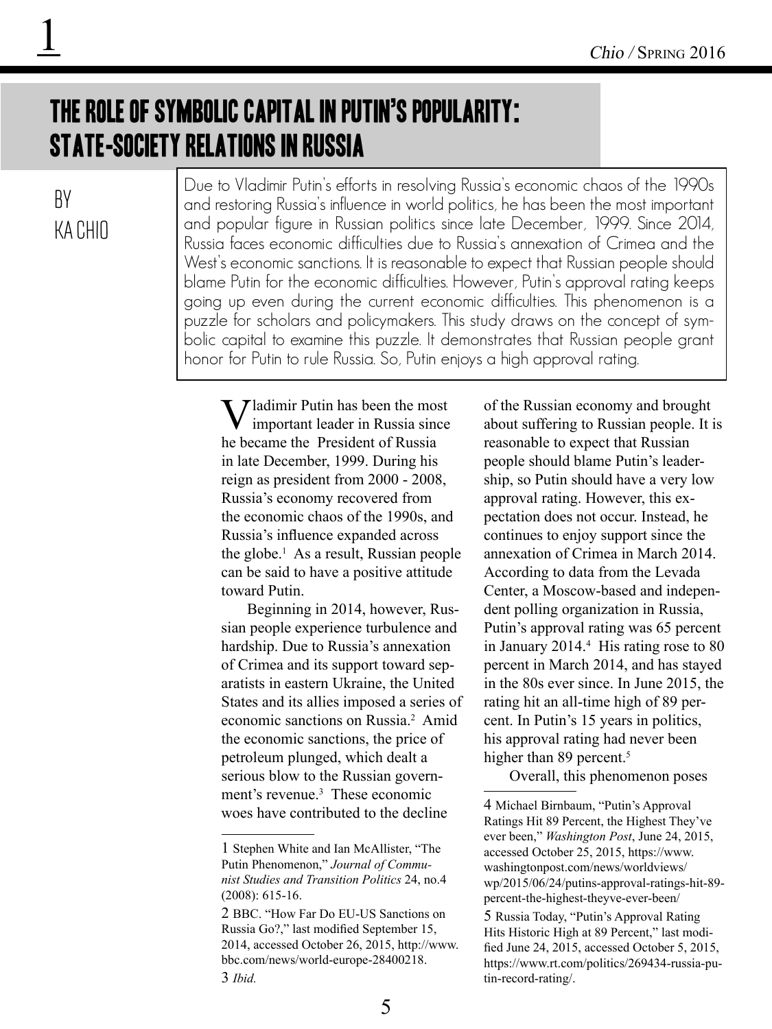# THE ROLE OF SYMBOLIC CAPITAL IN PUTIN'S POPULARITY: STATE-SOCIETY RELATIONS IN RUSSIA

BY KA CHIO

Due to Vladimir Putin's efforts in resolving Russia's economic chaos of the 1990s and restoring Russia's influence in world politics, he has been the most important and popular figure in Russian politics since late December, 1999. Since 2014, Russia faces economic difficulties due to Russia's annexation of Crimea and the West's economic sanctions. It is reasonable to expect that Russian people should blame Putin for the economic difficulties. However, Putin's approval rating keeps going up even during the current economic difficulties. This phenomenon is a puzzle for scholars and policymakers. This study draws on the concept of symbolic capital to examine this puzzle. It demonstrates that Russian people grant honor for Putin to rule Russia. So, Putin enjoys a high approval rating.

Vladimir Putin has been the most important leader in Russia since he became the President of Russia in late December, 1999. During his reign as president from 2000 - 2008, Russia's economy recovered from the economic chaos of the 1990s, and Russia's influence expanded across the globe.[1] As a result, Russian people can be said to have a positive attitude toward Putin.

Beginning in 2014, however, Russian people experience turbulence and hardship. Due to Russia's annexation of Crimea and its support toward separatists in eastern Ukraine, the United States and its allies imposed a series of economic sanctions on Russia.[2] Amid the economic sanctions, the price of petroleum plunged, which dealt a serious blow to the Russian government's revenue.[3] These economic woes have contributed to the decline of the Russian economy and brought about suffering to Russian people. It is reasonable to expect that Russian people should blame Putin's leadership, so Putin should have a very low approval rating. However, this expectation does not occur. Instead, he continues to enjoy support since the annexation of Crimea in March 2014. According to data from the Levada Center, a Moscow-based and independent polling organization in Russia, Putin's approval rating was 65 percent in January 2014.[4] His rating rose to 80 percent in March 2014, and has stayed in the 80s ever since. In June 2015, the rating hit an all-time high of 89 percent. In Putin's 15 years in politics, his approval rating had never been higher than 89 percent.[5]

Overall, this phenomenon poses

---

1 Stephen White and Ian McAllister, "The Putin Phenomenon," *Journal of Communist Studies and Transition Politics* 24, no.4 (2008): 615-16.

2 BBC. "How Far Do EU-US Sanctions on Russia Go?," last modified September 15, 2014, accessed October 26, 2015, http://www.bbc.com/news/world-europe-28400218.

3 *Ibid.*

4 Michael Birnbaum, "Putin's Approval Ratings Hit 89 Percent, the Highest They've ever been," *Washington Post*, June 24, 2015, accessed October 25, 2015, https://www.washingtonpost.com/news/worldviews/wp/2015/06/24/putins-approval-ratings-hit-89-percent-the-highest-theyve-ever-been/

5 Russia Today, "Putin's Approval Rating Hits Historic High at 89 Percent," last modified June 24, 2015, accessed October 5, 2015, https://www.rt.com/politics/269434-russia-putin-record-rating/.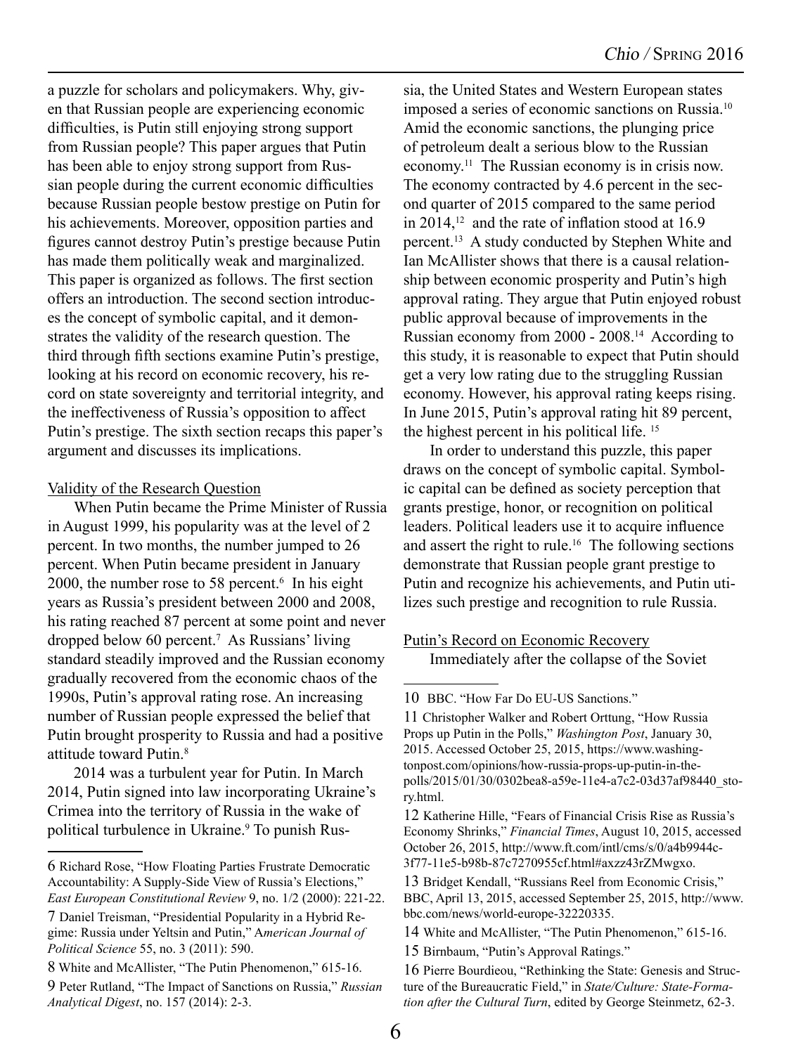a puzzle for scholars and policymakers. Why, given that Russian people are experiencing economic difficulties, is Putin still enjoying strong support from Russian people? This paper argues that Putin has been able to enjoy strong support from Russian people during the current economic difficulties because Russian people bestow prestige on Putin for his achievements. Moreover, opposition parties and figures cannot destroy Putin's prestige because Putin has made them politically weak and marginalized. This paper is organized as follows. The first section offers an introduction. The second section introduces the concept of symbolic capital, and it demonstrates the validity of the research question. The third through fifth sections examine Putin's prestige, looking at his record on economic recovery, his record on state sovereignty and territorial integrity, and the ineffectiveness of Russia's opposition to affect Putin's prestige. The sixth section recaps this paper's argument and discusses its implications.

## Validity of the Research Question

When Putin became the Prime Minister of Russia in August 1999, his popularity was at the level of 2 percent. In two months, the number jumped to 26 percent. When Putin became president in January 2000, the number rose to 58 percent.[6] In his eight years as Russia's president between 2000 and 2008, his rating reached 87 percent at some point and never dropped below 60 percent.[7] As Russians' living standard steadily improved and the Russian economy gradually recovered from the economic chaos of the 1990s, Putin's approval rating rose. An increasing number of Russian people expressed the belief that Putin brought prosperity to Russia and had a positive attitude toward Putin.[8]

2014 was a turbulent year for Putin. In March 2014, Putin signed into law incorporating Ukraine's Crimea into the territory of Russia in the wake of political turbulence in Ukraine.[9] To punish Russia, the United States and Western European states imposed a series of economic sanctions on Russia.[10] Amid the economic sanctions, the plunging price of petroleum dealt a serious blow to the Russian economy.[11] The Russian economy is in crisis now. The economy contracted by 4.6 percent in the second quarter of 2015 compared to the same period in 2014,[12] and the rate of inflation stood at 16.9 percent.[13] A study conducted by Stephen White and Ian McAllister shows that there is a causal relationship between economic prosperity and Putin's high approval rating. They argue that Putin enjoyed robust public approval because of improvements in the Russian economy from 2000 - 2008.[14] According to this study, it is reasonable to expect that Putin should get a very low rating due to the struggling Russian economy. However, his approval rating keeps rising. In June 2015, Putin's approval rating hit 89 percent, the highest percent in his political life.[15]

In order to understand this puzzle, this paper draws on the concept of symbolic capital. Symbolic capital can be defined as society perception that grants prestige, honor, or recognition on political leaders. Political leaders use it to acquire influence and assert the right to rule.[16] The following sections demonstrate that Russian people grant prestige to Putin and recognize his achievements, and Putin utilizes such prestige and recognition to rule Russia.

## Putin's Record on Economic Recovery

Immediately after the collapse of the Soviet

---

6 Richard Rose, "How Floating Parties Frustrate Democratic Accountability: A Supply-Side View of Russia's Elections," *East European Constitutional Review* 9, no. 1/2 (2000): 221-22.

7 Daniel Treisman, "Presidential Popularity in a Hybrid Regime: Russia under Yeltsin and Putin," *American Journal of Political Science* 55, no. 3 (2011): 590.

8 White and McAllister, "The Putin Phenomenon," 615-16.

9 Peter Rutland, "The Impact of Sanctions on Russia," *Russian Analytical Digest*, no. 157 (2014): 2-3.

10 BBC. "How Far Do EU-US Sanctions."

11 Christopher Walker and Robert Orttung, "How Russia Props up Putin in the Polls," *Washington Post*, January 30, 2015. Accessed October 25, 2015, https://www.washingtonpost.com/opinions/how-russia-props-up-putin-in-the-polls/2015/01/30/0302bea8-a59e-11e4-a7c2-03d37af98440_story.html.

12 Katherine Hille, "Fears of Financial Crisis Rise as Russia's Economy Shrinks," *Financial Times*, August 10, 2015, accessed October 26, 2015, http://www.ft.com/intl/cms/s/0/a4b9944c-3f77-11e5-b98b-87c7270955cf.html#axzz43rZMwgxo.

13 Bridget Kendall, "Russians Reel from Economic Crisis," BBC, April 13, 2015, accessed September 25, 2015, http://www.bbc.com/news/world-europe-32220335.

14 White and McAllister, "The Putin Phenomenon," 615-16.

15 Birnbaum, "Putin's Approval Ratings."

16 Pierre Bourdieou, "Rethinking the State: Genesis and Structure of the Bureaucratic Field," in *State/Culture: State-Formation after the Cultural Turn*, edited by George Steinmetz, 62-3.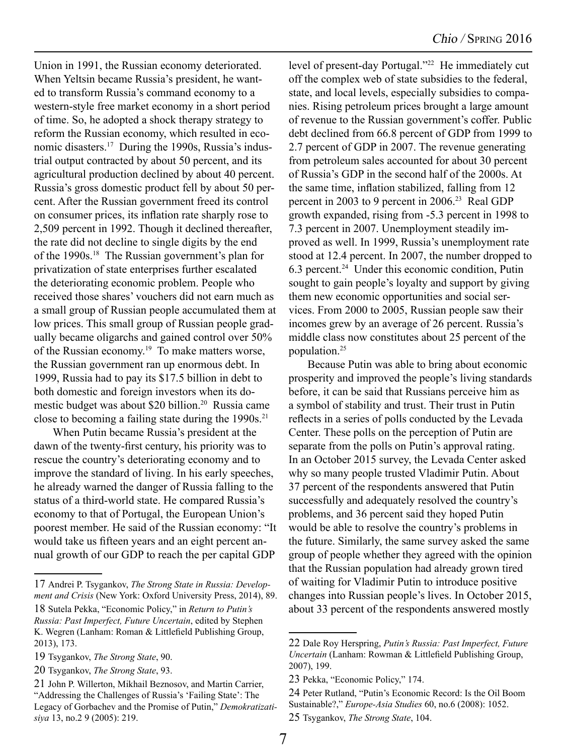Union in 1991, the Russian economy deteriorated. When Yeltsin became Russia's president, he wanted to transform Russia's command economy to a western-style free market economy in a short period of time. So, he adopted a shock therapy strategy to reform the Russian economy, which resulted in economic disasters.[17] During the 1990s, Russia's industrial output contracted by about 50 percent, and its agricultural production declined by about 40 percent. Russia's gross domestic product fell by about 50 percent. After the Russian government freed its control on consumer prices, its inflation rate sharply rose to 2,509 percent in 1992. Though it declined thereafter, the rate did not decline to single digits by the end of the 1990s.[18] The Russian government's plan for privatization of state enterprises further escalated the deteriorating economic problem. People who received those shares' vouchers did not earn much as a small group of Russian people accumulated them at low prices. This small group of Russian people gradually became oligarchs and gained control over 50% of the Russian economy.[19] To make matters worse, the Russian government ran up enormous debt. In 1999, Russia had to pay its $17.5 billion in debt to both domestic and foreign investors when its domestic budget was about $20 billion.[20] Russia came close to becoming a failing state during the 1990s.[21]

When Putin became Russia's president at the dawn of the twenty-first century, his priority was to rescue the country's deteriorating economy and to improve the standard of living. In his early speeches, he already warned the danger of Russia falling to the status of a third-world state. He compared Russia's economy to that of Portugal, the European Union's poorest member. He said of the Russian economy: "It would take us fifteen years and an eight percent annual growth of our GDP to reach the per capital GDP level of present-day Portugal."[22] He immediately cut off the complex web of state subsidies to the federal, state, and local levels, especially subsidies to companies. Rising petroleum prices brought a large amount of revenue to the Russian government's coffer. Public debt declined from 66.8 percent of GDP from 1999 to 2.7 percent of GDP in 2007. The revenue generating from petroleum sales accounted for about 30 percent of Russia's GDP in the second half of the 2000s. At the same time, inflation stabilized, falling from 12 percent in 2003 to 9 percent in 2006.[23] Real GDP growth expanded, rising from -5.3 percent in 1998 to 7.3 percent in 2007. Unemployment steadily improved as well. In 1999, Russia's unemployment rate stood at 12.4 percent. In 2007, the number dropped to 6.3 percent.[24] Under this economic condition, Putin sought to gain people's loyalty and support by giving them new economic opportunities and social services. From 2000 to 2005, Russian people saw their incomes grew by an average of 26 percent. Russia's middle class now constitutes about 25 percent of the population.[25]

Because Putin was able to bring about economic prosperity and improved the people's living standards before, it can be said that Russians perceive him as a symbol of stability and trust. Their trust in Putin reflects in a series of polls conducted by the Levada Center. These polls on the perception of Putin are separate from the polls on Putin's approval rating. In an October 2015 survey, the Levada Center asked why so many people trusted Vladimir Putin. About 37 percent of the respondents answered that Putin successfully and adequately resolved the country's problems, and 36 percent said they hoped Putin would be able to resolve the country's problems in the future. Similarly, the same survey asked the same group of people whether they agreed with the opinion that the Russian population had already grown tired of waiting for Vladimir Putin to introduce positive changes into Russian people's lives. In October 2015, about 33 percent of the respondents answered mostly

---

17 Andrei P. Tsygankov, *The Strong State in Russia: Development and Crisis* (New York: Oxford University Press, 2014), 89.

18 Sutela Pekka, "Economic Policy," in *Return to Putin's Russia: Past Imperfect, Future Uncertain*, edited by Stephen K. Wegren (Lanham: Roman & Littlefield Publishing Group, 2013), 173.

19 Tsygankov, *The Strong State*, 90.

20 Tsygankov, *The Strong State*, 93.

21 John P. Willerton, Mikhail Beznosov, and Martin Carrier, "Addressing the Challenges of Russia's 'Failing State': The Legacy of Gorbachev and the Promise of Putin," *Demokratizatsiya* 13, no.2 9 (2005): 219.

22 Dale Roy Herspring, *Putin's Russia: Past Imperfect, Future Uncertain* (Lanham: Rowman & Littlefield Publishing Group, 2007), 199.

23 Pekka, "Economic Policy," 174.

24 Peter Rutland, "Putin's Economic Record: Is the Oil Boom Sustainable?," *Europe-Asia Studies* 60, no.6 (2008): 1052.

25 Tsygankov, *The Strong State*, 104.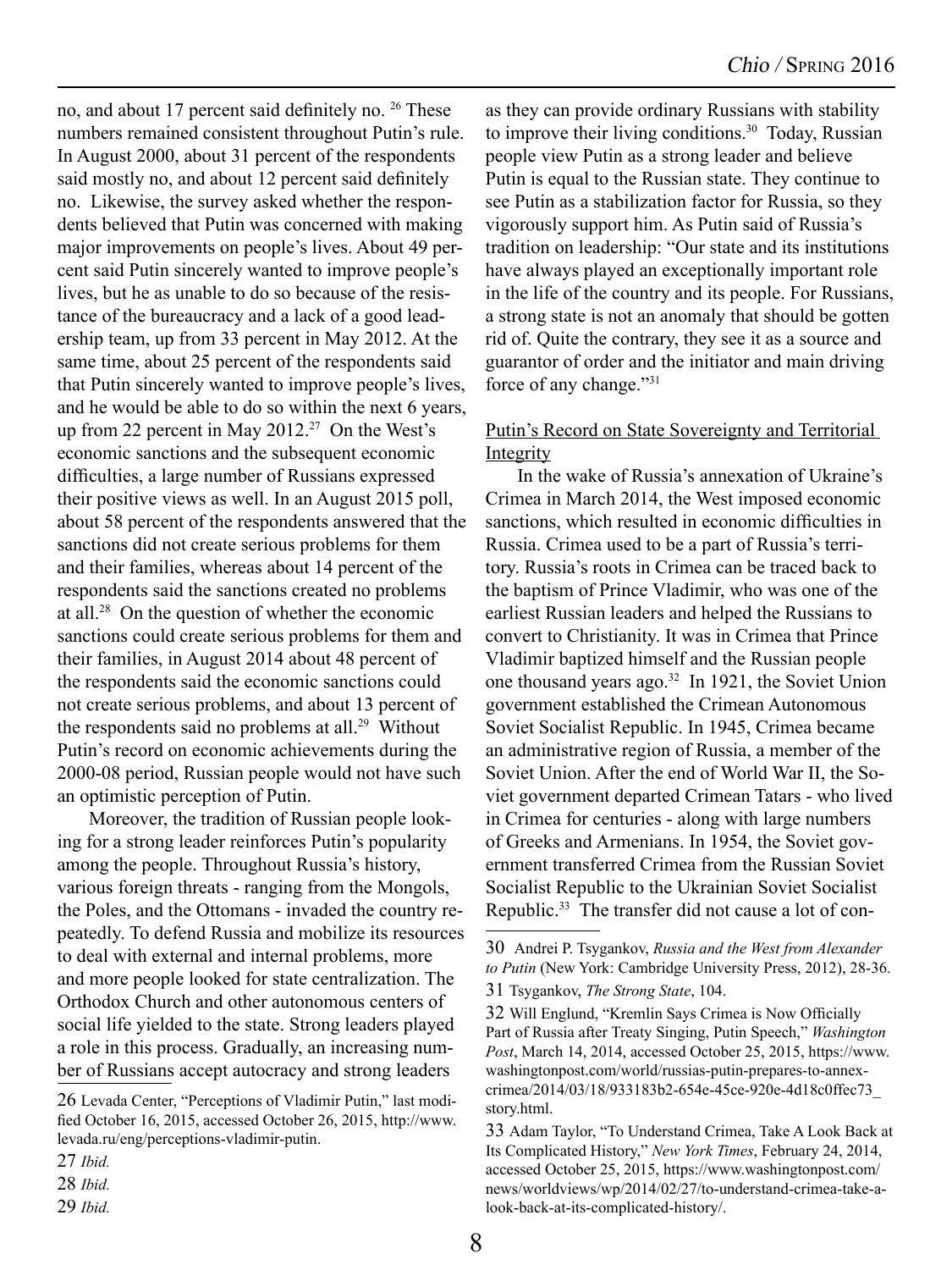no, and about 17 percent said definitely no. [26] These numbers remained consistent throughout Putin's rule. In August 2000, about 31 percent of the respondents said mostly no, and about 12 percent said definitely no. Likewise, the survey asked whether the respondents believed that Putin was concerned with making major improvements on people's lives. About 49 percent said Putin sincerely wanted to improve people's lives, but he as unable to do so because of the resistance of the bureaucracy and a lack of a good leadership team, up from 33 percent in May 2012. At the same time, about 25 percent of the respondents said that Putin sincerely wanted to improve people's lives, and he would be able to do so within the next 6 years, up from 22 percent in May 2012.[27] On the West's economic sanctions and the subsequent economic difficulties, a large number of Russians expressed their positive views as well. In an August 2015 poll, about 58 percent of the respondents answered that the sanctions did not create serious problems for them and their families, whereas about 14 percent of the respondents said the sanctions created no problems at all.[28] On the question of whether the economic sanctions could create serious problems for them and their families, in August 2014 about 48 percent of the respondents said the economic sanctions could not create serious problems, and about 13 percent of the respondents said no problems at all.[29] Without Putin's record on economic achievements during the 2000-08 period, Russian people would not have such an optimistic perception of Putin.

Moreover, the tradition of Russian people looking for a strong leader reinforces Putin's popularity among the people. Throughout Russia's history, various foreign threats - ranging from the Mongols, the Poles, and the Ottomans - invaded the country repeatedly. To defend Russia and mobilize its resources to deal with external and internal problems, more and more people looked for state centralization. The Orthodox Church and other autonomous centers of social life yielded to the state. Strong leaders played a role in this process. Gradually, an increasing number of Russians accept autocracy and strong leaders as they can provide ordinary Russians with stability to improve their living conditions.[30] Today, Russian people view Putin as a strong leader and believe Putin is equal to the Russian state. They continue to see Putin as a stabilization factor for Russia, so they vigorously support him. As Putin said of Russia's tradition on leadership: "Our state and its institutions have always played an exceptionally important role in the life of the country and its people. For Russians, a strong state is not an anomaly that should be gotten rid of. Quite the contrary, they see it as a source and guarantor of order and the initiator and main driving force of any change."[31]

## Putin's Record on State Sovereignty and Territorial Integrity

In the wake of Russia's annexation of Ukraine's Crimea in March 2014, the West imposed economic sanctions, which resulted in economic difficulties in Russia. Crimea used to be a part of Russia's territory. Russia's roots in Crimea can be traced back to the baptism of Prince Vladimir, who was one of the earliest Russian leaders and helped the Russians to convert to Christianity. It was in Crimea that Prince Vladimir baptized himself and the Russian people one thousand years ago.[32] In 1921, the Soviet Union government established the Crimean Autonomous Soviet Socialist Republic. In 1945, Crimea became an administrative region of Russia, a member of the Soviet Union. After the end of World War II, the Soviet government departed Crimean Tatars - who lived in Crimea for centuries - along with large numbers of Greeks and Armenians. In 1954, the Soviet government transferred Crimea from the Russian Soviet Socialist Republic to the Ukrainian Soviet Socialist Republic.[33] The transfer did not cause a lot of con-

---

26 Levada Center, "Perceptions of Vladimir Putin," last modified October 16, 2015, accessed October 26, 2015, http://www.levada.ru/eng/perceptions-vladimir-putin.

27 *Ibid.*

28 *Ibid.*

29 *Ibid.*

30 Andrei P. Tsygankov, *Russia and the West from Alexander to Putin* (New York: Cambridge University Press, 2012), 28-36.

31 Tsygankov, *The Strong State*, 104.

32 Will Englund, "Kremlin Says Crimea is Now Officially Part of Russia after Treaty Singing, Putin Speech," *Washington Post*, March 14, 2014, accessed October 25, 2015, https://www.washingtonpost.com/world/russias-putin-prepares-to-annex-crimea/2014/03/18/933183b2-654e-45ce-920e-4d18c0ffec73_story.html.

33 Adam Taylor, "To Understand Crimea, Take A Look Back at Its Complicated History," *New York Times*, February 24, 2014, accessed October 25, 2015, https://www.washingtonpost.com/news/worldviews/wp/2014/02/27/to-understand-crimea-take-a-look-back-at-its-complicated-history/.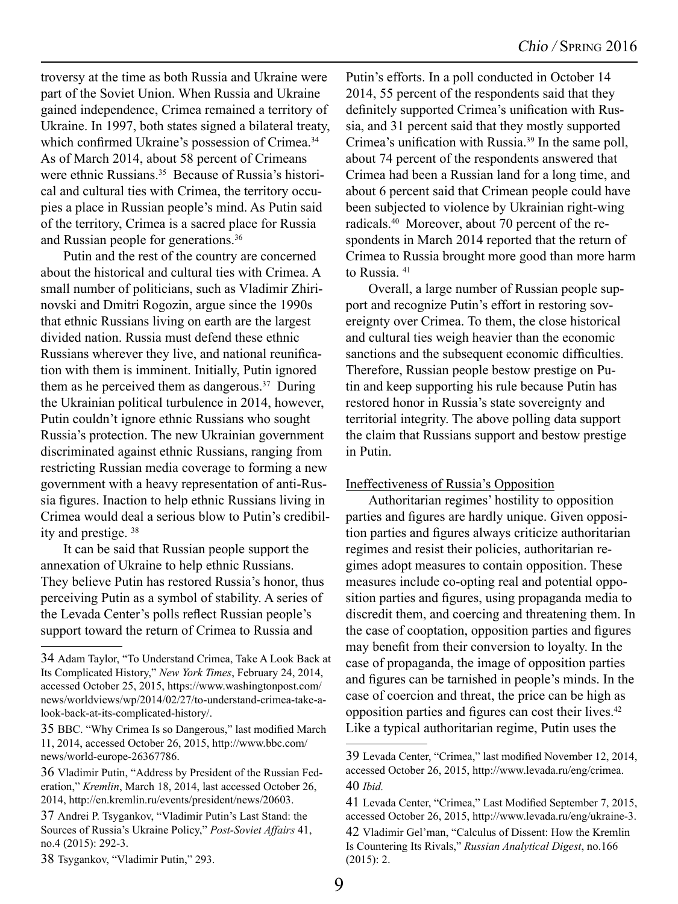troversy at the time as both Russia and Ukraine were part of the Soviet Union. When Russia and Ukraine gained independence, Crimea remained a territory of Ukraine. In 1997, both states signed a bilateral treaty, which confirmed Ukraine's possession of Crimea.[34] As of March 2014, about 58 percent of Crimeans were ethnic Russians.[35] Because of Russia's historical and cultural ties with Crimea, the territory occupies a place in Russian people's mind. As Putin said of the territory, Crimea is a sacred place for Russia and Russian people for generations.[36]

Putin and the rest of the country are concerned about the historical and cultural ties with Crimea. A small number of politicians, such as Vladimir Zhirinovski and Dmitri Rogozin, argue since the 1990s that ethnic Russians living on earth are the largest divided nation. Russia must defend these ethnic Russians wherever they live, and national reunification with them is imminent. Initially, Putin ignored them as he perceived them as dangerous.[37] During the Ukrainian political turbulence in 2014, however, Putin couldn't ignore ethnic Russians who sought Russia's protection. The new Ukrainian government discriminated against ethnic Russians, ranging from restricting Russian media coverage to forming a new government with a heavy representation of anti-Russia figures. Inaction to help ethnic Russians living in Crimea would deal a serious blow to Putin's credibility and prestige. [38]

It can be said that Russian people support the annexation of Ukraine to help ethnic Russians. They believe Putin has restored Russia's honor, thus perceiving Putin as a symbol of stability. A series of the Levada Center's polls reflect Russian people's support toward the return of Crimea to Russia and Putin's efforts. In a poll conducted in October 14 2014, 55 percent of the respondents said that they definitely supported Crimea's unification with Russia, and 31 percent said that they mostly supported Crimea's unification with Russia.[39] In the same poll, about 74 percent of the respondents answered that Crimea had been a Russian land for a long time, and about 6 percent said that Crimean people could have been subjected to violence by Ukrainian right-wing radicals.[40] Moreover, about 70 percent of the respondents in March 2014 reported that the return of Crimea to Russia brought more good than more harm to Russia. [41]

Overall, a large number of Russian people support and recognize Putin's effort in restoring sovereignty over Crimea. To them, the close historical and cultural ties weigh heavier than the economic sanctions and the subsequent economic difficulties. Therefore, Russian people bestow prestige on Putin and keep supporting his rule because Putin has restored honor in Russia's state sovereignty and territorial integrity. The above polling data support the claim that Russians support and bestow prestige in Putin.

Ineffectiveness of Russia's Opposition

Authoritarian regimes' hostility to opposition parties and figures are hardly unique. Given opposition parties and figures always criticize authoritarian regimes and resist their policies, authoritarian regimes adopt measures to contain opposition. These measures include co-opting real and potential opposition parties and figures, using propaganda media to discredit them, and coercing and threatening them. In the case of cooptation, opposition parties and figures may benefit from their conversion to loyalty. In the case of propaganda, the image of opposition parties and figures can be tarnished in people's minds. In the case of coercion and threat, the price can be high as opposition parties and figures can cost their lives.[42] Like a typical authoritarian regime, Putin uses the

---

34 Adam Taylor, "To Understand Crimea, Take A Look Back at Its Complicated History," *New York Times*, February 24, 2014, accessed October 25, 2015, https://www.washingtonpost.com/news/worldviews/wp/2014/02/27/to-understand-crimea-take-a-look-back-at-its-complicated-history/.

35 BBC. "Why Crimea Is so Dangerous," last modified March 11, 2014, accessed October 26, 2015, http://www.bbc.com/news/world-europe-26367786.

36 Vladimir Putin, "Address by President of the Russian Federation," *Kremlin*, March 18, 2014, last accessed October 26, 2014, http://en.kremlin.ru/events/president/news/20603.

37 Andrei P. Tsygankov, "Vladimir Putin's Last Stand: the Sources of Russia's Ukraine Policy," *Post-Soviet Affairs* 41, no.4 (2015): 292-3.

38 Tsygankov, "Vladimir Putin," 293.

39 Levada Center, "Crimea," last modified November 12, 2014, accessed October 26, 2015, http://www.levada.ru/eng/crimea.

40 *Ibid.*

41 Levada Center, "Crimea," Last Modified September 7, 2015, accessed October 26, 2015, http://www.levada.ru/eng/ukraine-3.

42 Vladimir Gel'man, "Calculus of Dissent: How the Kremlin Is Countering Its Rivals," *Russian Analytical Digest*, no.166 (2015): 2.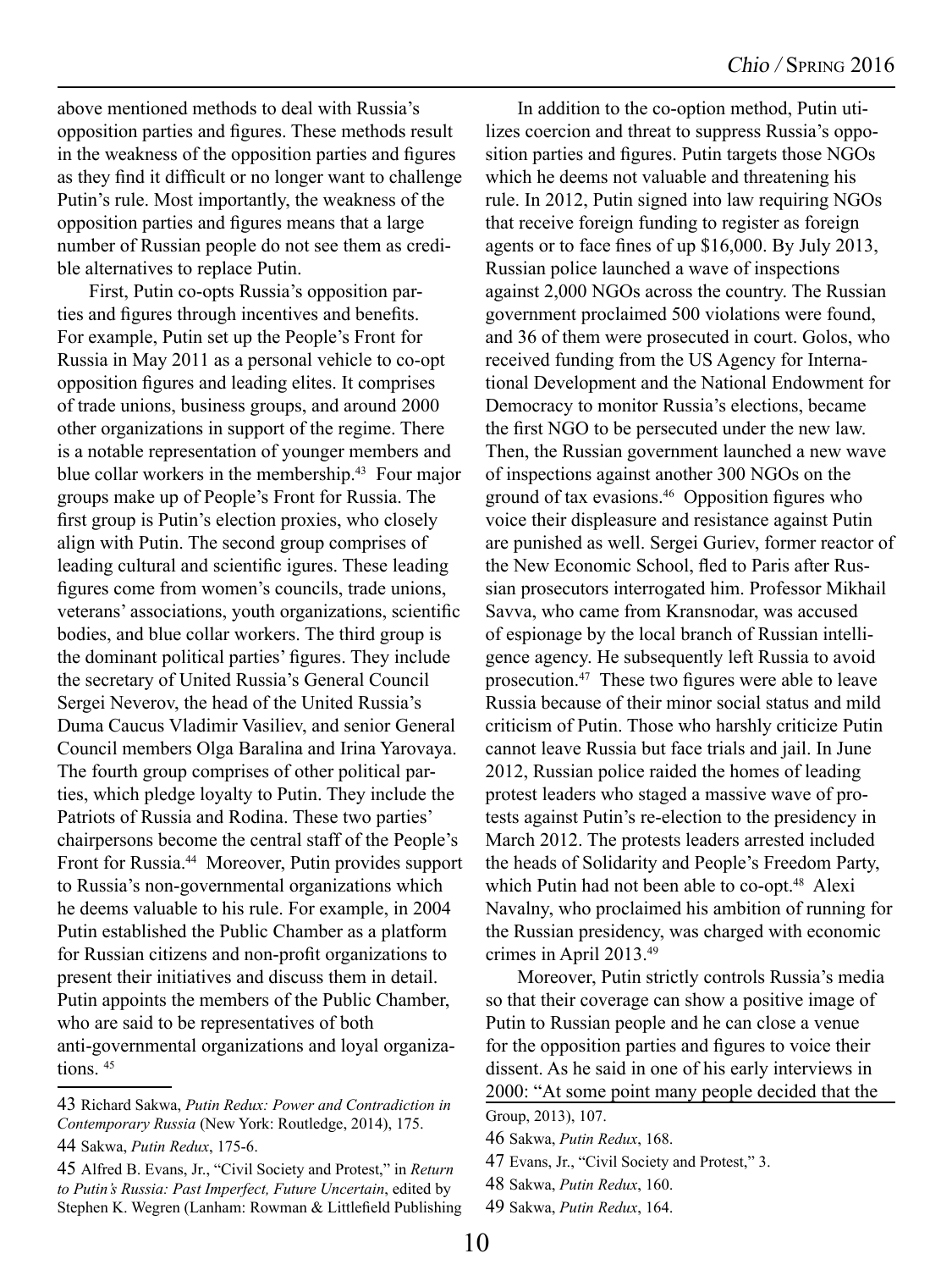above mentioned methods to deal with Russia's opposition parties and figures. These methods result in the weakness of the opposition parties and figures as they find it difficult or no longer want to challenge Putin's rule. Most importantly, the weakness of the opposition parties and figures means that a large number of Russian people do not see them as credible alternatives to replace Putin.

First, Putin co-opts Russia's opposition parties and figures through incentives and benefits. For example, Putin set up the People's Front for Russia in May 2011 as a personal vehicle to co-opt opposition figures and leading elites. It comprises of trade unions, business groups, and around 2000 other organizations in support of the regime. There is a notable representation of younger members and blue collar workers in the membership.[43] Four major groups make up of People's Front for Russia. The first group is Putin's election proxies, who closely align with Putin. The second group comprises of leading cultural and scientific igures. These leading figures come from women's councils, trade unions, veterans' associations, youth organizations, scientific bodies, and blue collar workers. The third group is the dominant political parties' figures. They include the secretary of United Russia's General Council Sergei Neverov, the head of the United Russia's Duma Caucus Vladimir Vasiliev, and senior General Council members Olga Baralina and Irina Yarovaya. The fourth group comprises of other political parties, which pledge loyalty to Putin. They include the Patriots of Russia and Rodina. These two parties' chairpersons become the central staff of the People's Front for Russia.[44] Moreover, Putin provides support to Russia's non-governmental organizations which he deems valuable to his rule. For example, in 2004 Putin established the Public Chamber as a platform for Russian citizens and non-profit organizations to present their initiatives and discuss them in detail. Putin appoints the members of the Public Chamber, who are said to be representatives of both anti-governmental organizations and loyal organizations. [45]

In addition to the co-option method, Putin utilizes coercion and threat to suppress Russia's opposition parties and figures. Putin targets those NGOs which he deems not valuable and threatening his rule. In 2012, Putin signed into law requiring NGOs that receive foreign funding to register as foreign agents or to face fines of up $16,000. By July 2013, Russian police launched a wave of inspections against 2,000 NGOs across the country. The Russian government proclaimed 500 violations were found, and 36 of them were prosecuted in court. Golos, who received funding from the US Agency for International Development and the National Endowment for Democracy to monitor Russia's elections, became the first NGO to be persecuted under the new law. Then, the Russian government launched a new wave of inspections against another 300 NGOs on the ground of tax evasions.[46] Opposition figures who voice their displeasure and resistance against Putin are punished as well. Sergei Guriev, former reactor of the New Economic School, fled to Paris after Russian prosecutors interrogated him. Professor Mikhail Savva, who came from Kransnodar, was accused of espionage by the local branch of Russian intelligence agency. He subsequently left Russia to avoid prosecution.[47] These two figures were able to leave Russia because of their minor social status and mild criticism of Putin. Those who harshly criticize Putin cannot leave Russia but face trials and jail. In June 2012, Russian police raided the homes of leading protest leaders who staged a massive wave of protests against Putin's re-election to the presidency in March 2012. The protests leaders arrested included the heads of Solidarity and People's Freedom Party, which Putin had not been able to co-opt.[48] Alexi Navalny, who proclaimed his ambition of running for the Russian presidency, was charged with economic crimes in April 2013.[49]

Moreover, Putin strictly controls Russia's media so that their coverage can show a positive image of Putin to Russian people and he can close a venue for the opposition parties and figures to voice their dissent. As he said in one of his early interviews in 2000: "At some point many people decided that the

---

43 Richard Sakwa, *Putin Redux: Power and Contradiction in Contemporary Russia* (New York: Routledge, 2014), 175.

44 Sakwa, *Putin Redux*, 175-6.

45 Alfred B. Evans, Jr., "Civil Society and Protest," in *Return to Putin's Russia: Past Imperfect, Future Uncertain*, edited by Stephen K. Wegren (Lanham: Rowman & Littlefield Publishing Group, 2013), 107.

46 Sakwa, *Putin Redux*, 168.

47 Evans, Jr., "Civil Society and Protest," 3.

48 Sakwa, *Putin Redux*, 160.

49 Sakwa, *Putin Redux*, 164.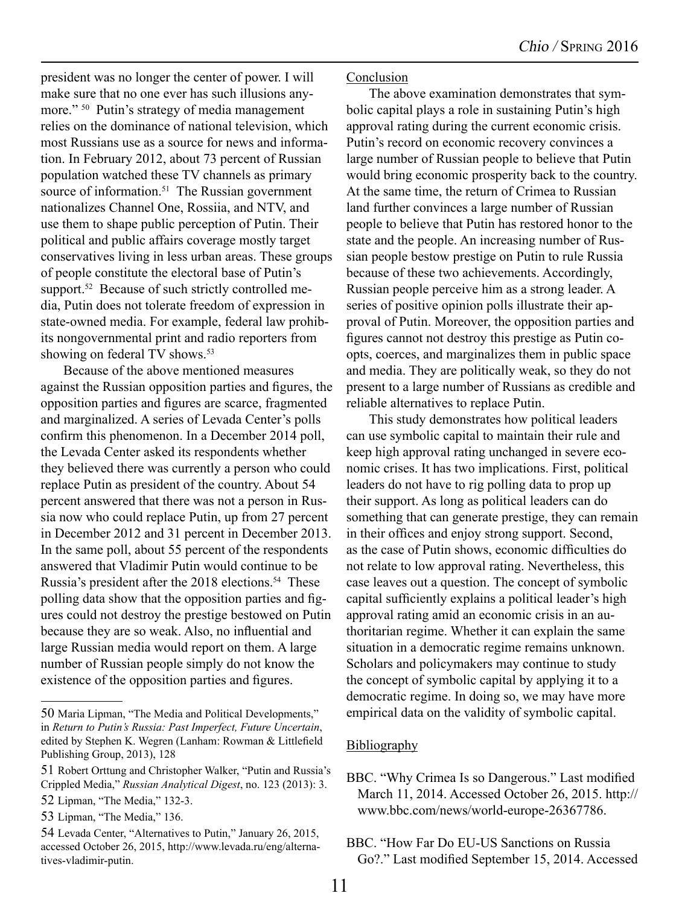president was no longer the center of power. I will make sure that no one ever has such illusions anymore." [50] Putin's strategy of media management relies on the dominance of national television, which most Russians use as a source for news and information. In February 2012, about 73 percent of Russian population watched these TV channels as primary source of information.[51] The Russian government nationalizes Channel One, Rossiia, and NTV, and use them to shape public perception of Putin. Their political and public affairs coverage mostly target conservatives living in less urban areas. These groups of people constitute the electoral base of Putin's support.[52] Because of such strictly controlled media, Putin does not tolerate freedom of expression in state-owned media. For example, federal law prohibits nongovernmental print and radio reporters from showing on federal TV shows.[53]

Because of the above mentioned measures against the Russian opposition parties and figures, the opposition parties and figures are scarce, fragmented and marginalized. A series of Levada Center's polls confirm this phenomenon. In a December 2014 poll, the Levada Center asked its respondents whether they believed there was currently a person who could replace Putin as president of the country. About 54 percent answered that there was not a person in Russia now who could replace Putin, up from 27 percent in December 2012 and 31 percent in December 2013. In the same poll, about 55 percent of the respondents answered that Vladimir Putin would continue to be Russia's president after the 2018 elections.[54] These polling data show that the opposition parties and figures could not destroy the prestige bestowed on Putin because they are so weak. Also, no influential and large Russian media would report on them. A large number of Russian people simply do not know the existence of the opposition parties and figures.

50 Maria Lipman, "The Media and Political Developments," in *Return to Putin's Russia: Past Imperfect, Future Uncertain*, edited by Stephen K. Wegren (Lanham: Rowman & Littlefield Publishing Group, 2013), 128

51 Robert Orttung and Christopher Walker, "Putin and Russia's Crippled Media," *Russian Analytical Digest*, no. 123 (2013): 3.

52 Lipman, "The Media," 132-3.

53 Lipman, "The Media," 136.

54 Levada Center, "Alternatives to Putin," January 26, 2015, accessed October 26, 2015, http://www.levada.ru/eng/alternatives-vladimir-putin.

## Conclusion

The above examination demonstrates that symbolic capital plays a role in sustaining Putin's high approval rating during the current economic crisis. Putin's record on economic recovery convinces a large number of Russian people to believe that Putin would bring economic prosperity back to the country. At the same time, the return of Crimea to Russian land further convinces a large number of Russian people to believe that Putin has restored honor to the state and the people. An increasing number of Russian people bestow prestige on Putin to rule Russia because of these two achievements. Accordingly, Russian people perceive him as a strong leader. A series of positive opinion polls illustrate their approval of Putin. Moreover, the opposition parties and figures cannot not destroy this prestige as Putin coopts, coerces, and marginalizes them in public space and media. They are politically weak, so they do not present to a large number of Russians as credible and reliable alternatives to replace Putin.

This study demonstrates how political leaders can use symbolic capital to maintain their rule and keep high approval rating unchanged in severe economic crises. It has two implications. First, political leaders do not have to rig polling data to prop up their support. As long as political leaders can do something that can generate prestige, they can remain in their offices and enjoy strong support. Second, as the case of Putin shows, economic difficulties do not relate to low approval rating. Nevertheless, this case leaves out a question. The concept of symbolic capital sufficiently explains a political leader's high approval rating amid an economic crisis in an authoritarian regime. Whether it can explain the same situation in a democratic regime remains unknown. Scholars and policymakers may continue to study the concept of symbolic capital by applying it to a democratic regime. In doing so, we may have more empirical data on the validity of symbolic capital.

## Bibliography

BBC. "Why Crimea Is so Dangerous." Last modified March 11, 2014. Accessed October 26, 2015. http://www.bbc.com/news/world-europe-26367786.

BBC. "How Far Do EU-US Sanctions on Russia Go?." Last modified September 15, 2014. Accessed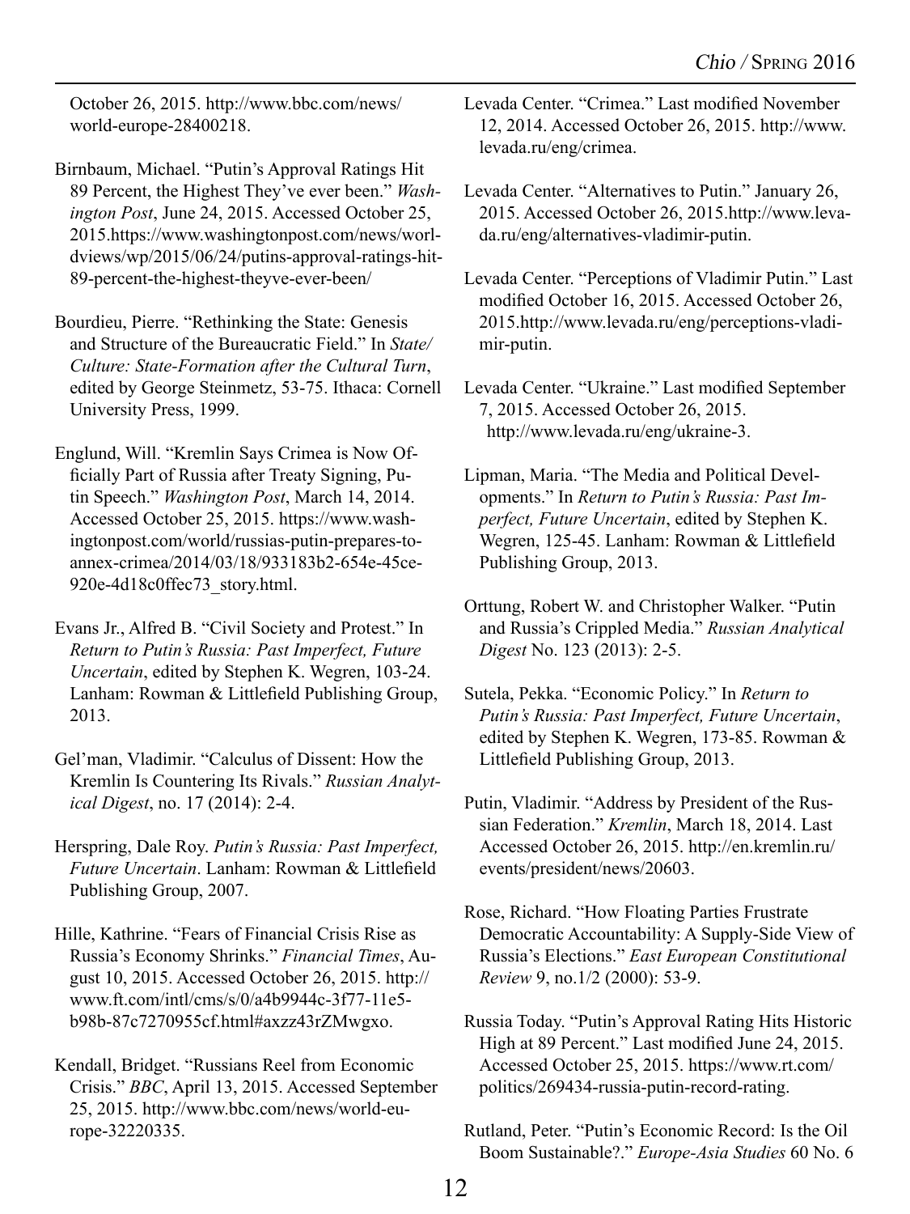October 26, 2015. http://www.bbc.com/news/world-europe-28400218.

Birnbaum, Michael. "Putin's Approval Ratings Hit 89 Percent, the Highest They've ever been." *Washington Post*, June 24, 2015. Accessed October 25, 2015.https://www.washingtonpost.com/news/worldviews/wp/2015/06/24/putins-approval-ratings-hit-89-percent-the-highest-theyve-ever-been/

Bourdieu, Pierre. "Rethinking the State: Genesis and Structure of the Bureaucratic Field." In *State/Culture: State-Formation after the Cultural Turn*, edited by George Steinmetz, 53-75. Ithaca: Cornell University Press, 1999.

Englund, Will. "Kremlin Says Crimea is Now Officially Part of Russia after Treaty Signing, Putin Speech." *Washington Post*, March 14, 2014. Accessed October 25, 2015. https://www.washingtonpost.com/world/russias-putin-prepares-to-annex-crimea/2014/03/18/933183b2-654e-45ce-920e-4d18c0ffec73_story.html.

Evans Jr., Alfred B. "Civil Society and Protest." In *Return to Putin's Russia: Past Imperfect, Future Uncertain*, edited by Stephen K. Wegren, 103-24. Lanham: Rowman & Littlefield Publishing Group, 2013.

Gel'man, Vladimir. "Calculus of Dissent: How the Kremlin Is Countering Its Rivals." *Russian Analytical Digest*, no. 17 (2014): 2-4.

Herspring, Dale Roy. *Putin's Russia: Past Imperfect, Future Uncertain*. Lanham: Rowman & Littlefield Publishing Group, 2007.

Hille, Kathrine. "Fears of Financial Crisis Rise as Russia's Economy Shrinks." *Financial Times*, August 10, 2015. Accessed October 26, 2015. http://www.ft.com/intl/cms/s/0/a4b9944c-3f77-11e5-b98b-87c7270955cf.html#axzz43rZMwgxo.

Kendall, Bridget. "Russians Reel from Economic Crisis." *BBC*, April 13, 2015. Accessed September 25, 2015. http://www.bbc.com/news/world-europe-32220335.

Levada Center. "Crimea." Last modified November 12, 2014. Accessed October 26, 2015. http://www.levada.ru/eng/crimea.

Levada Center. "Alternatives to Putin." January 26, 2015. Accessed October 26, 2015.http://www.levada.ru/eng/alternatives-vladimir-putin.

Levada Center. "Perceptions of Vladimir Putin." Last modified October 16, 2015. Accessed October 26, 2015.http://www.levada.ru/eng/perceptions-vladimir-putin.

Levada Center. "Ukraine." Last modified September 7, 2015. Accessed October 26, 2015. http://www.levada.ru/eng/ukraine-3.

Lipman, Maria. "The Media and Political Developments." In *Return to Putin's Russia: Past Imperfect, Future Uncertain*, edited by Stephen K. Wegren, 125-45. Lanham: Rowman & Littlefield Publishing Group, 2013.

Orttung, Robert W. and Christopher Walker. "Putin and Russia's Crippled Media." *Russian Analytical Digest* No. 123 (2013): 2-5.

Sutela, Pekka. "Economic Policy." In *Return to Putin's Russia: Past Imperfect, Future Uncertain*, edited by Stephen K. Wegren, 173-85. Rowman & Littlefield Publishing Group, 2013.

Putin, Vladimir. "Address by President of the Russian Federation." *Kremlin*, March 18, 2014. Last Accessed October 26, 2015. http://en.kremlin.ru/events/president/news/20603.

Rose, Richard. "How Floating Parties Frustrate Democratic Accountability: A Supply-Side View of Russia's Elections." *East European Constitutional Review* 9, no.1/2 (2000): 53-9.

Russia Today. "Putin's Approval Rating Hits Historic High at 89 Percent." Last modified June 24, 2015. Accessed October 25, 2015. https://www.rt.com/politics/269434-russia-putin-record-rating.

Rutland, Peter. "Putin's Economic Record: Is the Oil Boom Sustainable?." *Europe-Asia Studies* 60 No. 6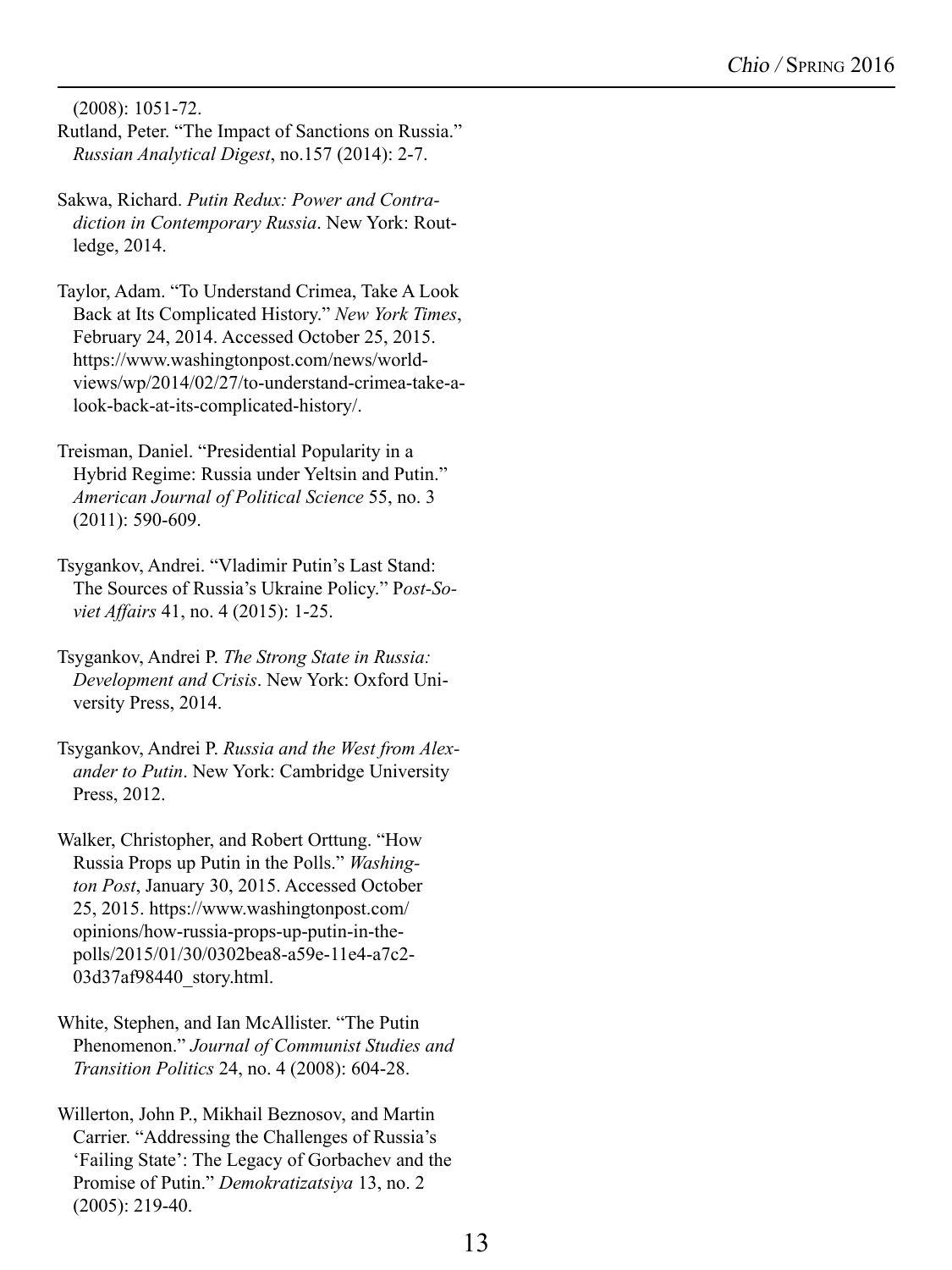(2008): 1051-72.

Rutland, Peter. "The Impact of Sanctions on Russia." *Russian Analytical Digest*, no.157 (2014): 2-7.

Sakwa, Richard. *Putin Redux: Power and Contradiction in Contemporary Russia*. New York: Routledge, 2014.

Taylor, Adam. "To Understand Crimea, Take A Look Back at Its Complicated History." *New York Times*, February 24, 2014. Accessed October 25, 2015. https://www.washingtonpost.com/news/worldviews/wp/2014/02/27/to-understand-crimea-take-a-look-back-at-its-complicated-history/.

Treisman, Daniel. "Presidential Popularity in a Hybrid Regime: Russia under Yeltsin and Putin." *American Journal of Political Science* 55, no. 3 (2011): 590-609.

Tsygankov, Andrei. "Vladimir Putin's Last Stand: The Sources of Russia's Ukraine Policy." P*ost-Soviet Affairs* 41, no. 4 (2015): 1-25.

Tsygankov, Andrei P. *The Strong State in Russia: Development and Crisis*. New York: Oxford University Press, 2014.

Tsygankov, Andrei P. *Russia and the West from Alexander to Putin*. New York: Cambridge University Press, 2012.

Walker, Christopher, and Robert Orttung. "How Russia Props up Putin in the Polls." *Washington Post*, January 30, 2015. Accessed October 25, 2015. https://www.washingtonpost.com/opinions/how-russia-props-up-putin-in-the-polls/2015/01/30/0302bea8-a59e-11e4-a7c2-03d37af98440_story.html.

White, Stephen, and Ian McAllister. "The Putin Phenomenon." *Journal of Communist Studies and Transition Politics* 24, no. 4 (2008): 604-28.

Willerton, John P., Mikhail Beznosov, and Martin Carrier. "Addressing the Challenges of Russia's 'Failing State': The Legacy of Gorbachev and the Promise of Putin." *Demokratizatsiya* 13, no. 2 (2005): 219-40.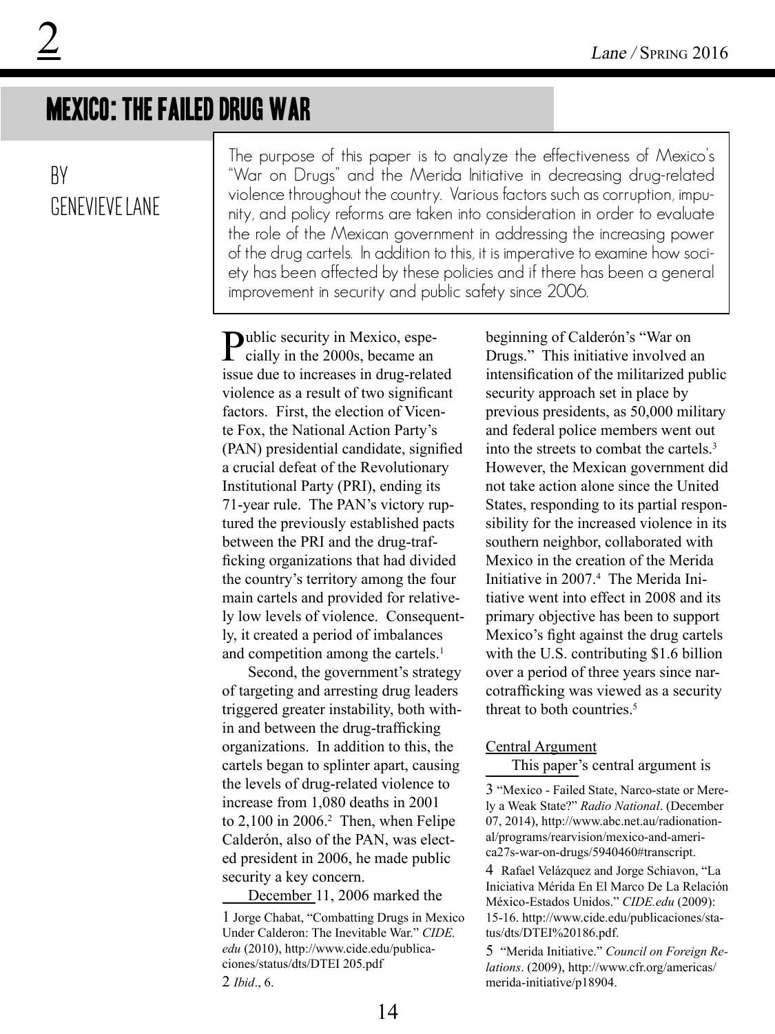# MEXICO: THE FAILED DRUG WAR

BY GENEVIEVE LANE

The purpose of this paper is to analyze the effectiveness of Mexico's "War on Drugs" and the Merida Initiative in decreasing drug-related violence throughout the country. Various factors such as corruption, impunity, and policy reforms are taken into consideration in order to evaluate the role of the Mexican government in addressing the increasing power of the drug cartels. In addition to this, it is imperative to examine how society has been affected by these policies and if there has been a general improvement in security and public safety since 2006.

Public security in Mexico, especially in the 2000s, became an issue due to increases in drug-related violence as a result of two significant factors. First, the election of Vicente Fox, the National Action Party's (PAN) presidential candidate, signified a crucial defeat of the Revolutionary Institutional Party (PRI), ending its 71-year rule. The PAN's victory ruptured the previously established pacts between the PRI and the drug-trafficking organizations that had divided the country's territory among the four main cartels and provided for relatively low levels of violence. Consequently, it created a period of imbalances and competition among the cartels.[1]

Second, the government's strategy of targeting and arresting drug leaders triggered greater instability, both within and between the drug-trafficking organizations. In addition to this, the cartels began to splinter apart, causing the levels of drug-related violence to increase from 1,080 deaths in 2001 to 2,100 in 2006.[2] Then, when Felipe Calderón, also of the PAN, was elected president in 2006, he made public security a key concern.

December 11, 2006 marked the beginning of Calderón's "War on Drugs." This initiative involved an intensification of the militarized public security approach set in place by previous presidents, as 50,000 military and federal police members went out into the streets to combat the cartels.[3] However, the Mexican government did not take action alone since the United States, responding to its partial responsibility for the increased violence in its southern neighbor, collaborated with Mexico in the creation of the Merida Initiative in 2007.[4] The Merida Initiative went into effect in 2008 and its primary objective has been to support Mexico's fight against the drug cartels with the U.S. contributing $1.6 billion over a period of three years since narcotrafficking was viewed as a security threat to both countries.[5]

## Central Argument

This paper's central argument is

1 Jorge Chabat, "Combatting Drugs in Mexico Under Calderon: The Inevitable War." *CIDE.edu* (2010), http://www.cide.edu/publicaciones/status/dts/DTEI 205.pdf

2 *Ibid*., 6.

3 "Mexico - Failed State, Narco-state or Merely a Weak State?" *Radio National*. (December 07, 2014), http://www.abc.net.au/radionational/programs/rearvision/mexico-and-america27s-war-on-drugs/5940460#transcript.

4 Rafael Velázquez and Jorge Schiavon, "La Iniciativa Mérida En El Marco De La Relación México-Estados Unidos." *CIDE.edu* (2009): 15-16. http://www.cide.edu/publicaciones/status/dts/DTEI%20186.pdf.

5 "Merida Initiative." *Council on Foreign Relations*. (2009), http://www.cfr.org/americas/merida-initiative/p18904.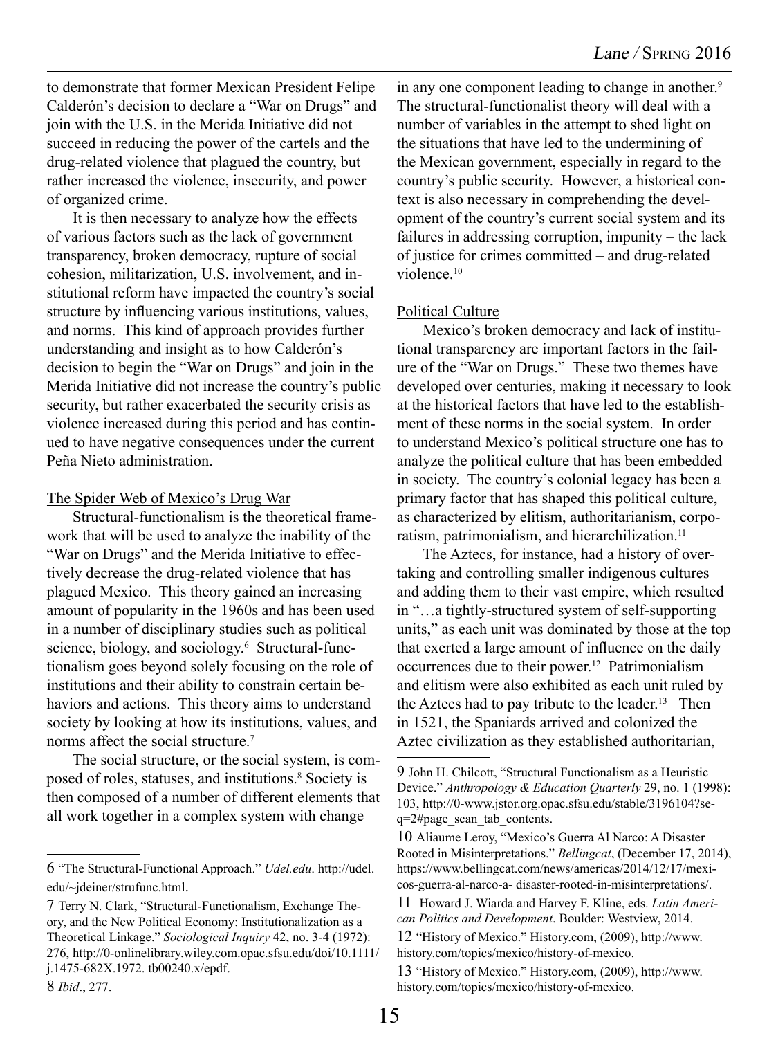to demonstrate that former Mexican President Felipe Calderón's decision to declare a "War on Drugs" and join with the U.S. in the Merida Initiative did not succeed in reducing the power of the cartels and the drug-related violence that plagued the country, but rather increased the violence, insecurity, and power of organized crime.

It is then necessary to analyze how the effects of various factors such as the lack of government transparency, broken democracy, rupture of social cohesion, militarization, U.S. involvement, and institutional reform have impacted the country's social structure by influencing various institutions, values, and norms. This kind of approach provides further understanding and insight as to how Calderón's decision to begin the "War on Drugs" and join in the Merida Initiative did not increase the country's public security, but rather exacerbated the security crisis as violence increased during this period and has continued to have negative consequences under the current Peña Nieto administration.

## The Spider Web of Mexico's Drug War

Structural-functionalism is the theoretical framework that will be used to analyze the inability of the "War on Drugs" and the Merida Initiative to effectively decrease the drug-related violence that has plagued Mexico. This theory gained an increasing amount of popularity in the 1960s and has been used in a number of disciplinary studies such as political science, biology, and sociology.[6] Structural-functionalism goes beyond solely focusing on the role of institutions and their ability to constrain certain behaviors and actions. This theory aims to understand society by looking at how its institutions, values, and norms affect the social structure.[7]

The social structure, or the social system, is composed of roles, statuses, and institutions.[8] Society is then composed of a number of different elements that all work together in a complex system with change in any one component leading to change in another.[9] The structural-functionalist theory will deal with a number of variables in the attempt to shed light on the situations that have led to the undermining of the Mexican government, especially in regard to the country's public security. However, a historical context is also necessary in comprehending the development of the country's current social system and its failures in addressing corruption, impunity – the lack of justice for crimes committed – and drug-related violence.[10]

## Political Culture

Mexico's broken democracy and lack of institutional transparency are important factors in the failure of the "War on Drugs." These two themes have developed over centuries, making it necessary to look at the historical factors that have led to the establishment of these norms in the social system. In order to understand Mexico's political structure one has to analyze the political culture that has been embedded in society. The country's colonial legacy has been a primary factor that has shaped this political culture, as characterized by elitism, authoritarianism, corporatism, patrimonialism, and hierarchilization.[11]

The Aztecs, for instance, had a history of overtaking and controlling smaller indigenous cultures and adding them to their vast empire, which resulted in "…a tightly-structured system of self-supporting units," as each unit was dominated by those at the top that exerted a large amount of influence on the daily occurrences due to their power.[12] Patrimonialism and elitism were also exhibited as each unit ruled by the Aztecs had to pay tribute to the leader.[13] Then in 1521, the Spaniards arrived and colonized the Aztec civilization as they established authoritarian,

---

6 "The Structural-Functional Approach." *Udel.edu*. http://udel.edu/~jdeiner/strufunc.html.

7 Terry N. Clark, "Structural-Functionalism, Exchange Theory, and the New Political Economy: Institutionalization as a Theoretical Linkage." *Sociological Inquiry* 42, no. 3-4 (1972): 276, http://0-onlinelibrary.wiley.com.opac.sfsu.edu/doi/10.1111/j.1475-682X.1972. tb00240.x/epdf.

8 *Ibid*., 277.

9 John H. Chilcott, "Structural Functionalism as a Heuristic Device." *Anthropology & Education Quarterly* 29, no. 1 (1998): 103, http://0-www.jstor.org.opac.sfsu.edu/stable/3196104?seq=2#page_scan_tab_contents.

10 Aliaume Leroy, "Mexico's Guerra Al Narco: A Disaster Rooted in Misinterpretations." *Bellingcat*, (December 17, 2014), https://www.bellingcat.com/news/americas/2014/12/17/mexicos-guerra-al-narco-a- disaster-rooted-in-misinterpretations/.

11 Howard J. Wiarda and Harvey F. Kline, eds. *Latin American Politics and Development*. Boulder: Westview, 2014.

12 "History of Mexico." History.com, (2009), http://www.history.com/topics/mexico/history-of-mexico.

13 "History of Mexico." History.com, (2009), http://www.history.com/topics/mexico/history-of-mexico.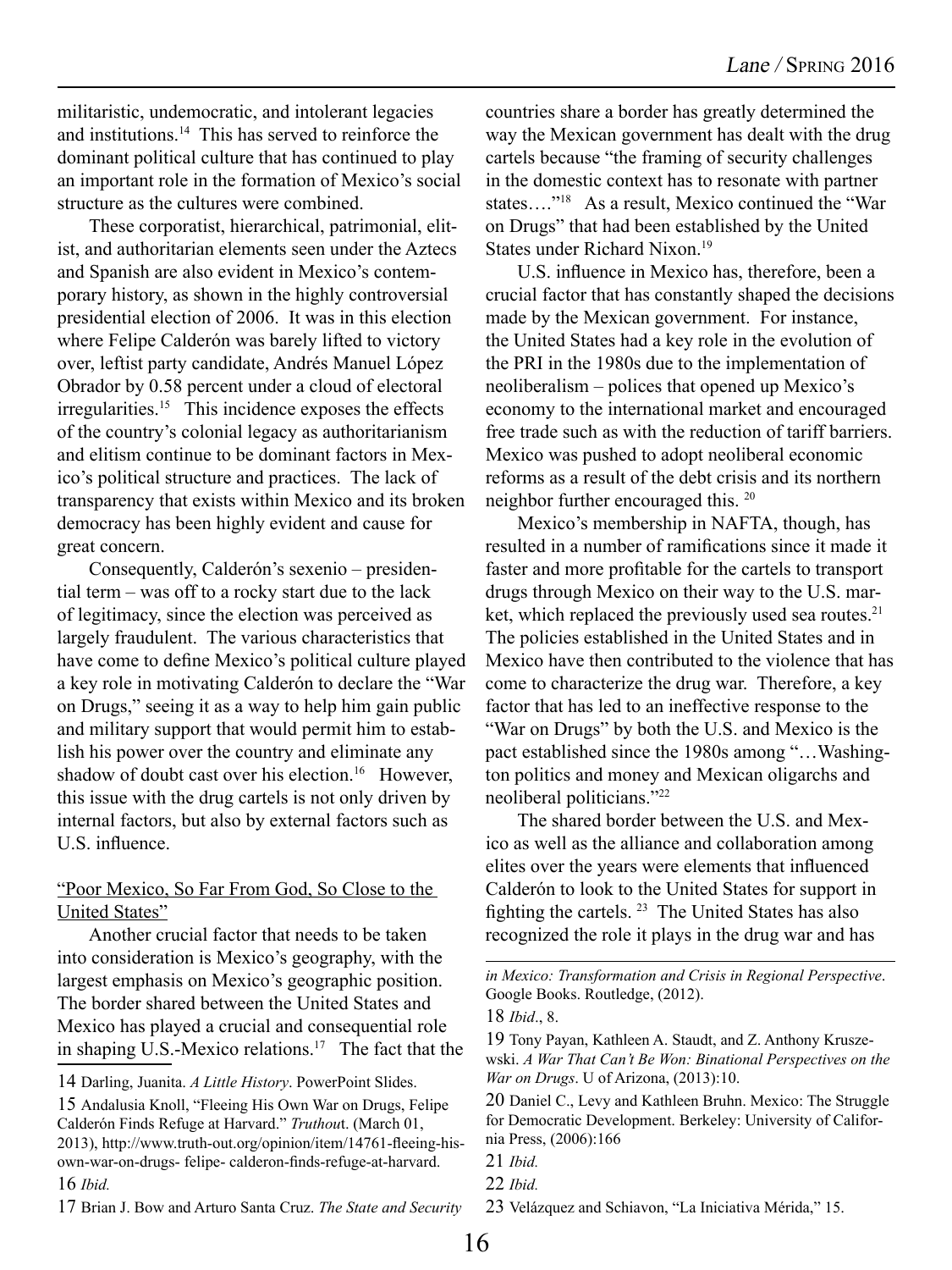militaristic, undemocratic, and intolerant legacies and institutions.[14] This has served to reinforce the dominant political culture that has continued to play an important role in the formation of Mexico's social structure as the cultures were combined.

These corporatist, hierarchical, patrimonial, elitist, and authoritarian elements seen under the Aztecs and Spanish are also evident in Mexico's contemporary history, as shown in the highly controversial presidential election of 2006. It was in this election where Felipe Calderón was barely lifted to victory over, leftist party candidate, Andrés Manuel López Obrador by 0.58 percent under a cloud of electoral irregularities.[15] This incidence exposes the effects of the country's colonial legacy as authoritarianism and elitism continue to be dominant factors in Mexico's political structure and practices. The lack of transparency that exists within Mexico and its broken democracy has been highly evident and cause for great concern.

Consequently, Calderón's sexenio – presidential term – was off to a rocky start due to the lack of legitimacy, since the election was perceived as largely fraudulent. The various characteristics that have come to define Mexico's political culture played a key role in motivating Calderón to declare the "War on Drugs," seeing it as a way to help him gain public and military support that would permit him to establish his power over the country and eliminate any shadow of doubt cast over his election.[16] However, this issue with the drug cartels is not only driven by internal factors, but also by external factors such as U.S. influence.

"Poor Mexico, So Far From God, So Close to the United States"

Another crucial factor that needs to be taken into consideration is Mexico's geography, with the largest emphasis on Mexico's geographic position. The border shared between the United States and Mexico has played a crucial and consequential role in shaping U.S.-Mexico relations.[17] The fact that the countries share a border has greatly determined the way the Mexican government has dealt with the drug cartels because "the framing of security challenges in the domestic context has to resonate with partner states…."[18] As a result, Mexico continued the "War on Drugs" that had been established by the United States under Richard Nixon.[19]

U.S. influence in Mexico has, therefore, been a crucial factor that has constantly shaped the decisions made by the Mexican government. For instance, the United States had a key role in the evolution of the PRI in the 1980s due to the implementation of neoliberalism – polices that opened up Mexico's economy to the international market and encouraged free trade such as with the reduction of tariff barriers. Mexico was pushed to adopt neoliberal economic reforms as a result of the debt crisis and its northern neighbor further encouraged this.[20]

Mexico's membership in NAFTA, though, has resulted in a number of ramifications since it made it faster and more profitable for the cartels to transport drugs through Mexico on their way to the U.S. market, which replaced the previously used sea routes.[21] The policies established in the United States and in Mexico have then contributed to the violence that has come to characterize the drug war. Therefore, a key factor that has led to an ineffective response to the "War on Drugs" by both the U.S. and Mexico is the pact established since the 1980s among "…Washington politics and money and Mexican oligarchs and neoliberal politicians."[22]

The shared border between the U.S. and Mexico as well as the alliance and collaboration among elites over the years were elements that influenced Calderón to look to the United States for support in fighting the cartels.[23] The United States has also recognized the role it plays in the drug war and has

---

14 Darling, Juanita. *A Little History*. PowerPoint Slides.

15 Andalusia Knoll, "Fleeing His Own War on Drugs, Felipe Calderón Finds Refuge at Harvard." *Truthout*. (March 01, 2013), http://www.truth-out.org/opinion/item/14761-fleeing-his-own-war-on-drugs- felipe- calderon-finds-refuge-at-harvard.

16 *Ibid.*

17 Brian J. Bow and Arturo Santa Cruz. *The State and Security in Mexico: Transformation and Crisis in Regional Perspective*. Google Books. Routledge, (2012).

18 *Ibid*., 8.

19 Tony Payan, Kathleen A. Staudt, and Z. Anthony Kruszewski. *A War That Can't Be Won: Binational Perspectives on the War on Drugs*. U of Arizona, (2013):10.

20 Daniel C., Levy and Kathleen Bruhn. Mexico: The Struggle for Democratic Development. Berkeley: University of California Press, (2006):166

21 *Ibid.*

22 *Ibid.*

23 Velázquez and Schiavon, "La Iniciativa Mérida," 15.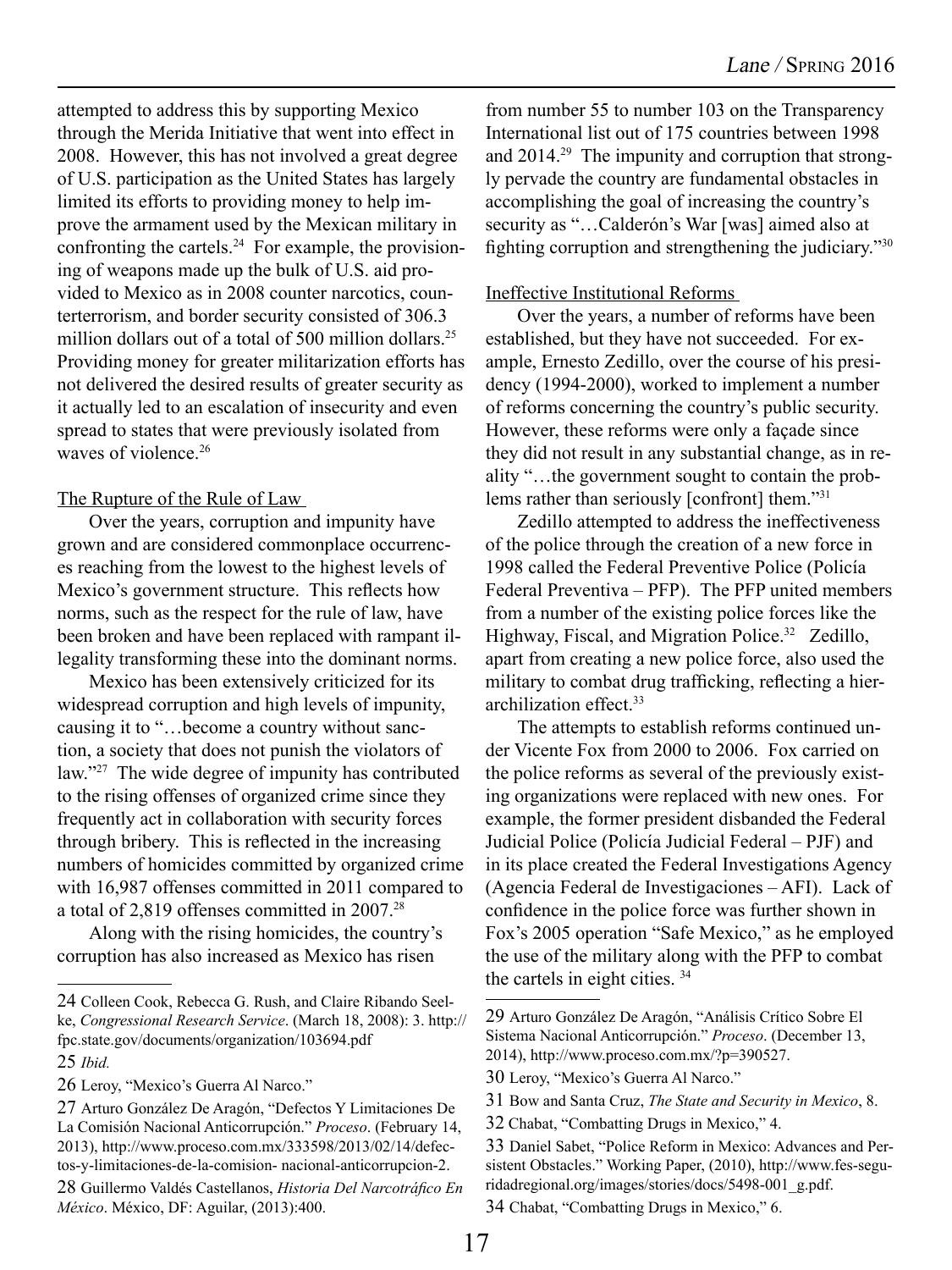attempted to address this by supporting Mexico through the Merida Initiative that went into effect in 2008. However, this has not involved a great degree of U.S. participation as the United States has largely limited its efforts to providing money to help improve the armament used by the Mexican military in confronting the cartels.[24] For example, the provisioning of weapons made up the bulk of U.S. aid provided to Mexico as in 2008 counter narcotics, counterterrorism, and border security consisted of 306.3 million dollars out of a total of 500 million dollars.[25] Providing money for greater militarization efforts has not delivered the desired results of greater security as it actually led to an escalation of insecurity and even spread to states that were previously isolated from waves of violence.[26]

The Rupture of the Rule of Law

Over the years, corruption and impunity have grown and are considered commonplace occurrences reaching from the lowest to the highest levels of Mexico's government structure. This reflects how norms, such as the respect for the rule of law, have been broken and have been replaced with rampant illegality transforming these into the dominant norms.

Mexico has been extensively criticized for its widespread corruption and high levels of impunity, causing it to "…become a country without sanction, a society that does not punish the violators of law."[27] The wide degree of impunity has contributed to the rising offenses of organized crime since they frequently act in collaboration with security forces through bribery. This is reflected in the increasing numbers of homicides committed by organized crime with 16,987 offenses committed in 2011 compared to a total of 2,819 offenses committed in 2007.[28]

Along with the rising homicides, the country's corruption has also increased as Mexico has risen from number 55 to number 103 on the Transparency International list out of 175 countries between 1998 and 2014.[29] The impunity and corruption that strongly pervade the country are fundamental obstacles in accomplishing the goal of increasing the country's security as "…Calderón's War [was] aimed also at fighting corruption and strengthening the judiciary."[30]

Ineffective Institutional Reforms

Over the years, a number of reforms have been established, but they have not succeeded. For example, Ernesto Zedillo, over the course of his presidency (1994-2000), worked to implement a number of reforms concerning the country's public security. However, these reforms were only a façade since they did not result in any substantial change, as in reality "…the government sought to contain the problems rather than seriously [confront] them."[31]

Zedillo attempted to address the ineffectiveness of the police through the creation of a new force in 1998 called the Federal Preventive Police (Policía Federal Preventiva – PFP). The PFP united members from a number of the existing police forces like the Highway, Fiscal, and Migration Police.[32] Zedillo, apart from creating a new police force, also used the military to combat drug trafficking, reflecting a hierarchilization effect.[33]

The attempts to establish reforms continued under Vicente Fox from 2000 to 2006. Fox carried on the police reforms as several of the previously existing organizations were replaced with new ones. For example, the former president disbanded the Federal Judicial Police (Policía Judicial Federal – PJF) and in its place created the Federal Investigations Agency (Agencia Federal de Investigaciones – AFI). Lack of confidence in the police force was further shown in Fox's 2005 operation "Safe Mexico," as he employed the use of the military along with the PFP to combat the cartels in eight cities.[34]

---

24 Colleen Cook, Rebecca G. Rush, and Claire Ribando Seelke, *Congressional Research Service*. (March 18, 2008): 3. http://fpc.state.gov/documents/organization/103694.pdf

25 *Ibid.*

26 Leroy, "Mexico's Guerra Al Narco."

27 Arturo González De Aragón, "Defectos Y Limitaciones De La Comisión Nacional Anticorrupción." *Proceso*. (February 14, 2013), http://www.proceso.com.mx/333598/2013/02/14/defectos-y-limitaciones-de-la-comision- nacional-anticorrupcion-2.

28 Guillermo Valdés Castellanos, *Historia Del Narcotráfico En México*. México, DF: Aguilar, (2013):400.

29 Arturo González De Aragón, "Análisis Crítico Sobre El Sistema Nacional Anticorrupción." *Proceso*. (December 13, 2014), http://www.proceso.com.mx/?p=390527.

30 Leroy, "Mexico's Guerra Al Narco."

31 Bow and Santa Cruz, *The State and Security in Mexico*, 8.

32 Chabat, "Combatting Drugs in Mexico," 4.

33 Daniel Sabet, "Police Reform in Mexico: Advances and Persistent Obstacles." Working Paper, (2010), http://www.fes-seguridadregional.org/images/stories/docs/5498-001_g.pdf.

34 Chabat, "Combatting Drugs in Mexico," 6.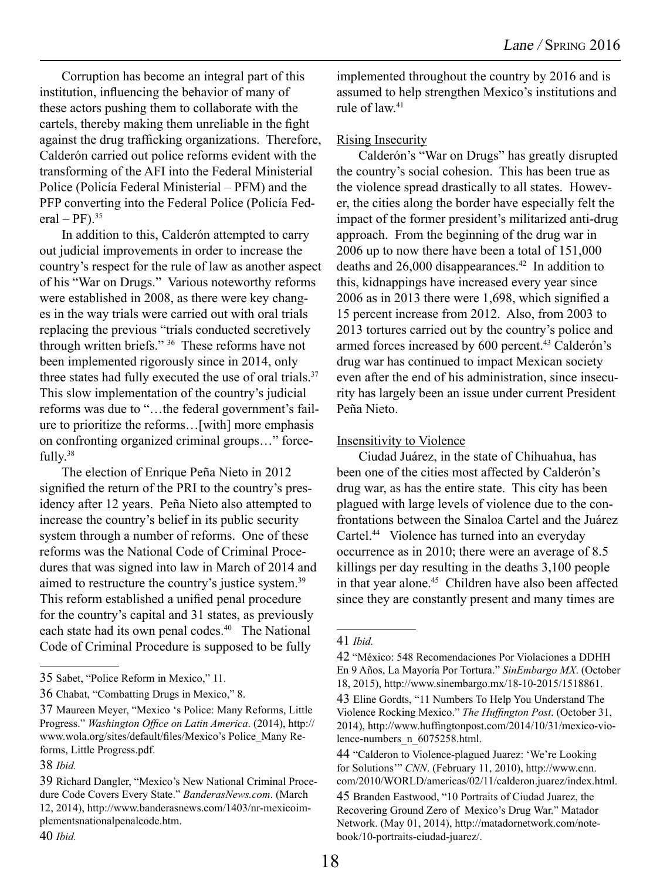Corruption has become an integral part of this institution, influencing the behavior of many of these actors pushing them to collaborate with the cartels, thereby making them unreliable in the fight against the drug trafficking organizations. Therefore, Calderón carried out police reforms evident with the transforming of the AFI into the Federal Ministerial Police (Policía Federal Ministerial – PFM) and the PFP converting into the Federal Police (Policía Federal – PF).[35]

In addition to this, Calderón attempted to carry out judicial improvements in order to increase the country's respect for the rule of law as another aspect of his "War on Drugs." Various noteworthy reforms were established in 2008, as there were key changes in the way trials were carried out with oral trials replacing the previous "trials conducted secretively through written briefs." [36] These reforms have not been implemented rigorously since in 2014, only three states had fully executed the use of oral trials.[37] This slow implementation of the country's judicial reforms was due to "…the federal government's failure to prioritize the reforms…[with] more emphasis on confronting organized criminal groups…" forcefully.[38]

The election of Enrique Peña Nieto in 2012 signified the return of the PRI to the country's presidency after 12 years. Peña Nieto also attempted to increase the country's belief in its public security system through a number of reforms. One of these reforms was the National Code of Criminal Procedures that was signed into law in March of 2014 and aimed to restructure the country's justice system.[39] This reform established a unified penal procedure for the country's capital and 31 states, as previously each state had its own penal codes.[40] The National Code of Criminal Procedure is supposed to be fully implemented throughout the country by 2016 and is assumed to help strengthen Mexico's institutions and rule of law.[41]

Rising Insecurity

Calderón's "War on Drugs" has greatly disrupted the country's social cohesion. This has been true as the violence spread drastically to all states. However, the cities along the border have especially felt the impact of the former president's militarized anti-drug approach. From the beginning of the drug war in 2006 up to now there have been a total of 151,000 deaths and 26,000 disappearances.[42] In addition to this, kidnappings have increased every year since 2006 as in 2013 there were 1,698, which signified a 15 percent increase from 2012. Also, from 2003 to 2013 tortures carried out by the country's police and armed forces increased by 600 percent.[43] Calderón's drug war has continued to impact Mexican society even after the end of his administration, since insecurity has largely been an issue under current President Peña Nieto.

Insensitivity to Violence

Ciudad Juárez, in the state of Chihuahua, has been one of the cities most affected by Calderón's drug war, as has the entire state. This city has been plagued with large levels of violence due to the confrontations between the Sinaloa Cartel and the Juárez Cartel.[44] Violence has turned into an everyday occurrence as in 2010; there were an average of 8.5 killings per day resulting in the deaths 3,100 people in that year alone.[45] Children have also been affected since they are constantly present and many times are

---

35 Sabet, "Police Reform in Mexico," 11.

36 Chabat, "Combatting Drugs in Mexico," 8.

37 Maureen Meyer, "Mexico 's Police: Many Reforms, Little Progress." *Washington Office on Latin America*. (2014), http://www.wola.org/sites/default/files/Mexico's Police_Many Reforms, Little Progress.pdf.

38 *Ibid.*

39 Richard Dangler, "Mexico's New National Criminal Procedure Code Covers Every State." *BanderasNews.com*. (March 12, 2014), http://www.banderasnews.com/1403/nr-mexicoimplementsnationalpenalcode.htm.

40 *Ibid.*

41 *Ibid.*

42 "México: 548 Recomendaciones Por Violaciones a DDHH En 9 Años, La Mayoría Por Tortura." *SinEmbargo MX*. (October 18, 2015), http://www.sinembargo.mx/18-10-2015/1518861.

43 Eline Gordts, "11 Numbers To Help You Understand The Violence Rocking Mexico." *The Huffington Post*. (October 31, 2014), http://www.huffingtonpost.com/2014/10/31/mexico-violence-numbers_n_6075258.html.

44 "Calderon to Violence-plagued Juarez: 'We're Looking for Solutions'" *CNN*. (February 11, 2010), http://www.cnn.com/2010/WORLD/americas/02/11/calderon.juarez/index.html.

45 Branden Eastwood, "10 Portraits of Ciudad Juarez, the Recovering Ground Zero of Mexico's Drug War." Matador Network. (May 01, 2014), http://matadornetwork.com/notebook/10-portraits-ciudad-juarez/.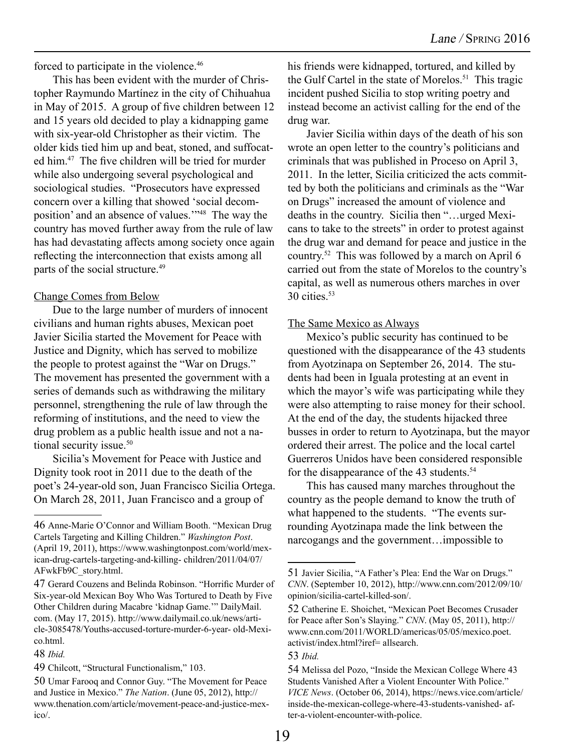forced to participate in the violence.[46]

This has been evident with the murder of Christopher Raymundo Martínez in the city of Chihuahua in May of 2015. A group of five children between 12 and 15 years old decided to play a kidnapping game with six-year-old Christopher as their victim. The older kids tied him up and beat, stoned, and suffocated him.[47] The five children will be tried for murder while also undergoing several psychological and sociological studies. "Prosecutors have expressed concern over a killing that showed 'social decomposition' and an absence of values.'"[48] The way the country has moved further away from the rule of law has had devastating affects among society once again reflecting the interconnection that exists among all parts of the social structure.[49]

## Change Comes from Below

Due to the large number of murders of innocent civilians and human rights abuses, Mexican poet Javier Sicilia started the Movement for Peace with Justice and Dignity, which has served to mobilize the people to protest against the "War on Drugs." The movement has presented the government with a series of demands such as withdrawing the military personnel, strengthening the rule of law through the reforming of institutions, and the need to view the drug problem as a public health issue and not a national security issue.[50]

Sicilia's Movement for Peace with Justice and Dignity took root in 2011 due to the death of the poet's 24-year-old son, Juan Francisco Sicilia Ortega. On March 28, 2011, Juan Francisco and a group of his friends were kidnapped, tortured, and killed by the Gulf Cartel in the state of Morelos.[51] This tragic incident pushed Sicilia to stop writing poetry and instead become an activist calling for the end of the drug war.

Javier Sicilia within days of the death of his son wrote an open letter to the country's politicians and criminals that was published in Proceso on April 3, 2011. In the letter, Sicilia criticized the acts committed by both the politicians and criminals as the "War on Drugs" increased the amount of violence and deaths in the country. Sicilia then "…urged Mexicans to take to the streets" in order to protest against the drug war and demand for peace and justice in the country.[52] This was followed by a march on April 6 carried out from the state of Morelos to the country's capital, as well as numerous others marches in over 30 cities.[53]

## The Same Mexico as Always

Mexico's public security has continued to be questioned with the disappearance of the 43 students from Ayotzinapa on September 26, 2014. The students had been in Iguala protesting at an event in which the mayor's wife was participating while they were also attempting to raise money for their school. At the end of the day, the students hijacked three busses in order to return to Ayotzinapa, but the mayor ordered their arrest. The police and the local cartel Guerreros Unidos have been considered responsible for the disappearance of the 43 students.[54]

This has caused many marches throughout the country as the people demand to know the truth of what happened to the students. "The events surrounding Ayotzinapa made the link between the narcogangs and the government…impossible to

---

46 Anne-Marie O'Connor and William Booth. "Mexican Drug Cartels Targeting and Killing Children." *Washington Post*. (April 19, 2011), https://www.washingtonpost.com/world/mexican-drug-cartels-targeting-and-killing- children/2011/04/07/AFwkFb9C_story.html.

47 Gerard Couzens and Belinda Robinson. "Horrific Murder of Six-year-old Mexican Boy Who Was Tortured to Death by Five Other Children during Macabre 'kidnap Game.'" DailyMail.com. (May 17, 2015). http://www.dailymail.co.uk/news/article-3085478/Youths-accused-torture-murder-6-year- old-Mexico.html.

48 *Ibid.*

49 Chilcott, "Structural Functionalism," 103.

50 Umar Farooq and Connor Guy. "The Movement for Peace and Justice in Mexico." *The Nation*. (June 05, 2012), http://www.thenation.com/article/movement-peace-and-justice-mexico/.

51 Javier Sicilia, "A Father's Plea: End the War on Drugs." *CNN*. (September 10, 2012), http://www.cnn.com/2012/09/10/opinion/sicilia-cartel-killed-son/.

52 Catherine E. Shoichet, "Mexican Poet Becomes Crusader for Peace after Son's Slaying." *CNN*. (May 05, 2011), http://www.cnn.com/2011/WORLD/americas/05/05/mexico.poet.activist/index.html?iref= allsearch.

53 *Ibid.*

54 Melissa del Pozo, "Inside the Mexican College Where 43 Students Vanished After a Violent Encounter With Police." *VICE News*. (October 06, 2014), https://news.vice.com/article/inside-the-mexican-college-where-43-students-vanished- after-a-violent-encounter-with-police.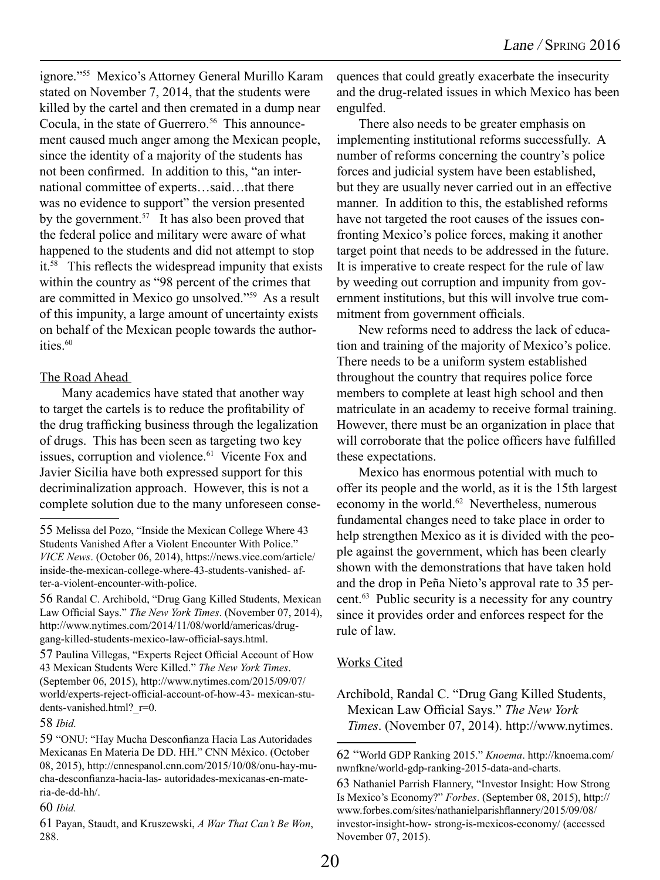ignore."[55] Mexico's Attorney General Murillo Karam stated on November 7, 2014, that the students were killed by the cartel and then cremated in a dump near Cocula, in the state of Guerrero.[56] This announcement caused much anger among the Mexican people, since the identity of a majority of the students has not been confirmed. In addition to this, "an international committee of experts…said…that there was no evidence to support" the version presented by the government.[57] It has also been proved that the federal police and military were aware of what happened to the students and did not attempt to stop it.[58] This reflects the widespread impunity that exists within the country as "98 percent of the crimes that are committed in Mexico go unsolved."[59] As a result of this impunity, a large amount of uncertainty exists on behalf of the Mexican people towards the authorities.[60]

## The Road Ahead

Many academics have stated that another way to target the cartels is to reduce the profitability of the drug trafficking business through the legalization of drugs. This has been seen as targeting two key issues, corruption and violence.[61] Vicente Fox and Javier Sicilia have both expressed support for this decriminalization approach. However, this is not a complete solution due to the many unforeseen consequences that could greatly exacerbate the insecurity and the drug-related issues in which Mexico has been engulfed.

There also needs to be greater emphasis on implementing institutional reforms successfully. A number of reforms concerning the country's police forces and judicial system have been established, but they are usually never carried out in an effective manner. In addition to this, the established reforms have not targeted the root causes of the issues confronting Mexico's police forces, making it another target point that needs to be addressed in the future. It is imperative to create respect for the rule of law by weeding out corruption and impunity from government institutions, but this will involve true commitment from government officials.

New reforms need to address the lack of education and training of the majority of Mexico's police. There needs to be a uniform system established throughout the country that requires police force members to complete at least high school and then matriculate in an academy to receive formal training. However, there must be an organization in place that will corroborate that the police officers have fulfilled these expectations.

Mexico has enormous potential with much to offer its people and the world, as it is the 15th largest economy in the world.[62] Nevertheless, numerous fundamental changes need to take place in order to help strengthen Mexico as it is divided with the people against the government, which has been clearly shown with the demonstrations that have taken hold and the drop in Peña Nieto's approval rate to 35 percent.[63] Public security is a necessity for any country since it provides order and enforces respect for the rule of law.

## Works Cited

Archibold, Randal C. "Drug Gang Killed Students, Mexican Law Official Says." *The New York Times*. (November 07, 2014). http://www.nytimes.

---

55 Melissa del Pozo, "Inside the Mexican College Where 43 Students Vanished After a Violent Encounter With Police." *VICE News*. (October 06, 2014), https://news.vice.com/article/inside-the-mexican-college-where-43-students-vanished- after-a-violent-encounter-with-police.

56 Randal C. Archibold, "Drug Gang Killed Students, Mexican Law Official Says." *The New York Times*. (November 07, 2014), http://www.nytimes.com/2014/11/08/world/americas/drug-gang-killed-students-mexico-law-official-says.html.

57 Paulina Villegas, "Experts Reject Official Account of How 43 Mexican Students Were Killed." *The New York Times*. (September 06, 2015), http://www.nytimes.com/2015/09/07/world/experts-reject-official-account-of-how-43- mexican-students-vanished.html?_r=0.

58 *Ibid.*

59 "ONU: "Hay Mucha Desconfianza Hacia Las Autoridades Mexicanas En Materia De DD. HH." CNN México. (October 08, 2015), http://cnnespanol.cnn.com/2015/10/08/onu-hay-mucha-desconfianza-hacia-las- autoridades-mexicanas-en-materia-de-dd-hh/.

60 *Ibid.*

61 Payan, Staudt, and Kruszewski, *A War That Can't Be Won*, 288.

62 "World GDP Ranking 2015." *Knoema*. http://knoema.com/nwnfkne/world-gdp-ranking-2015-data-and-charts.

63 Nathaniel Parrish Flannery, "Investor Insight: How Strong Is Mexico's Economy?" *Forbes*. (September 08, 2015), http://www.forbes.com/sites/nathanielparishflannery/2015/09/08/investor-insight-how- strong-is-mexicos-economy/ (accessed November 07, 2015).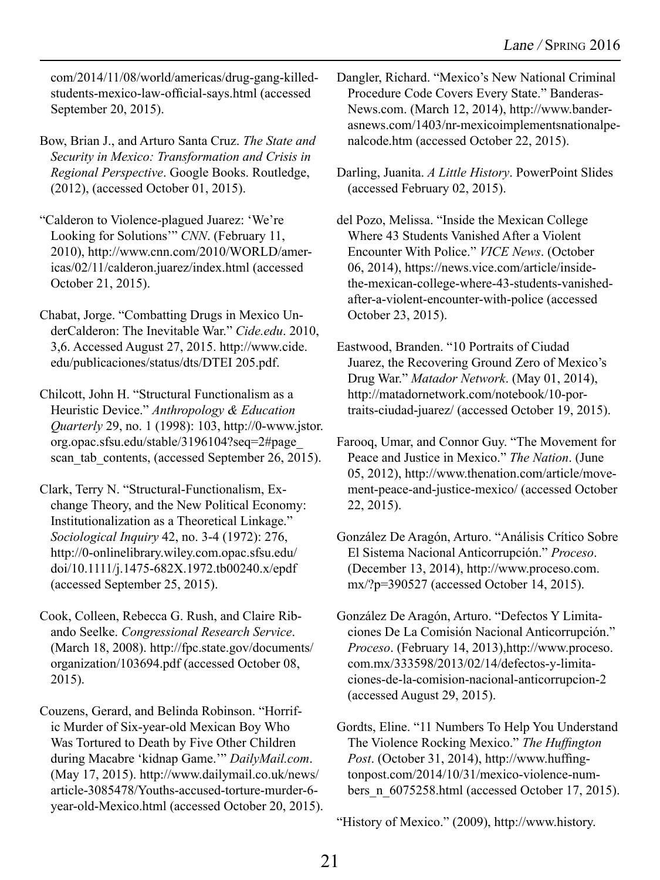com/2014/11/08/world/americas/drug-gang-killed-students-mexico-law-official-says.html (accessed September 20, 2015).

Bow, Brian J., and Arturo Santa Cruz. *The State and Security in Mexico: Transformation and Crisis in Regional Perspective*. Google Books. Routledge, (2012), (accessed October 01, 2015).

"Calderon to Violence-plagued Juarez: 'We're Looking for Solutions'" *CNN*. (February 11, 2010), http://www.cnn.com/2010/WORLD/americas/02/11/calderon.juarez/index.html (accessed October 21, 2015).

Chabat, Jorge. "Combatting Drugs in Mexico UnderCalderon: The Inevitable War." *Cide.edu*. 2010, 3,6. Accessed August 27, 2015. http://www.cide.edu/publicaciones/status/dts/DTEI 205.pdf.

Chilcott, John H. "Structural Functionalism as a Heuristic Device." *Anthropology & Education Quarterly* 29, no. 1 (1998): 103, http://0-www.jstor.org.opac.sfsu.edu/stable/3196104?seq=2#page_scan_tab_contents, (accessed September 26, 2015).

Clark, Terry N. "Structural-Functionalism, Exchange Theory, and the New Political Economy: Institutionalization as a Theoretical Linkage." *Sociological Inquiry* 42, no. 3-4 (1972): 276, http://0-onlinelibrary.wiley.com.opac.sfsu.edu/doi/10.1111/j.1475-682X.1972.tb00240.x/epdf (accessed September 25, 2015).

Cook, Colleen, Rebecca G. Rush, and Claire Ribando Seelke. *Congressional Research Service*. (March 18, 2008). http://fpc.state.gov/documents/organization/103694.pdf (accessed October 08, 2015).

Couzens, Gerard, and Belinda Robinson. "Horrific Murder of Six-year-old Mexican Boy Who Was Tortured to Death by Five Other Children during Macabre 'kidnap Game.'" *DailyMail.com*. (May 17, 2015). http://www.dailymail.co.uk/news/article-3085478/Youths-accused-torture-murder-6-year-old-Mexico.html (accessed October 20, 2015).

Dangler, Richard. "Mexico's New National Criminal Procedure Code Covers Every State." Banderas-News.com. (March 12, 2014), http://www.banderasnews.com/1403/nr-mexicoimplementsnationalpenalcode.htm (accessed October 22, 2015).

Darling, Juanita. *A Little History*. PowerPoint Slides (accessed February 02, 2015).

del Pozo, Melissa. "Inside the Mexican College Where 43 Students Vanished After a Violent Encounter With Police." *VICE News*. (October 06, 2014), https://news.vice.com/article/inside-the-mexican-college-where-43-students-vanished-after-a-violent-encounter-with-police (accessed October 23, 2015).

Eastwood, Branden. "10 Portraits of Ciudad Juarez, the Recovering Ground Zero of Mexico's Drug War." *Matador Network*. (May 01, 2014), http://matadornetwork.com/notebook/10-portraits-ciudad-juarez/ (accessed October 19, 2015).

Farooq, Umar, and Connor Guy. "The Movement for Peace and Justice in Mexico." *The Nation*. (June 05, 2012), http://www.thenation.com/article/movement-peace-and-justice-mexico/ (accessed October 22, 2015).

González De Aragón, Arturo. "Análisis Crítico Sobre El Sistema Nacional Anticorrupción." *Proceso*. (December 13, 2014), http://www.proceso.com.mx/?p=390527 (accessed October 14, 2015).

González De Aragón, Arturo. "Defectos Y Limitaciones De La Comisión Nacional Anticorrupción." *Proceso*. (February 14, 2013),http://www.proceso.com.mx/333598/2013/02/14/defectos-y-limitaciones-de-la-comision-nacional-anticorrupcion-2 (accessed August 29, 2015).

Gordts, Eline. "11 Numbers To Help You Understand The Violence Rocking Mexico." *The Huffington Post*. (October 31, 2014), http://www.huffingtonpost.com/2014/10/31/mexico-violence-numbers_n_6075258.html (accessed October 17, 2015).

"History of Mexico." (2009), http://www.history.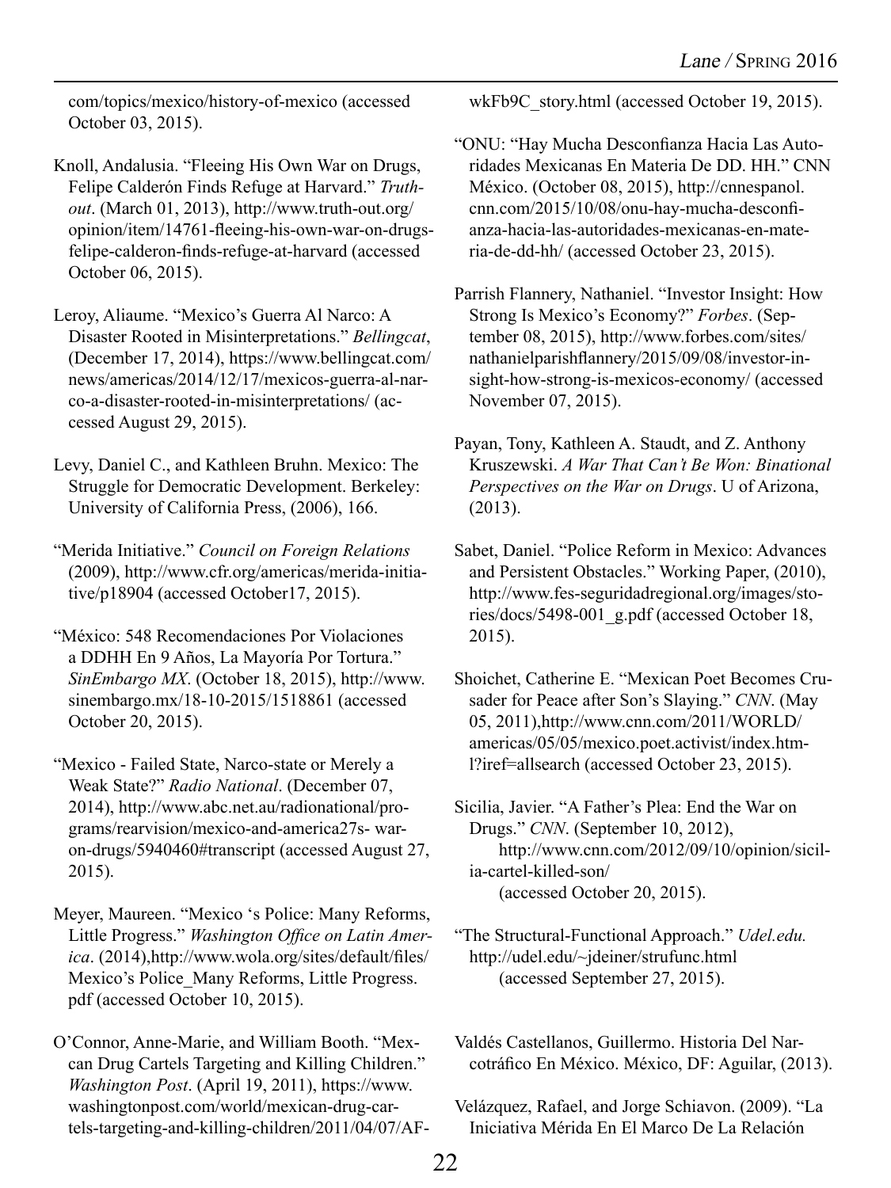com/topics/mexico/history-of-mexico (accessed October 03, 2015).

Knoll, Andalusia. "Fleeing His Own War on Drugs, Felipe Calderón Finds Refuge at Harvard." *Truthout*. (March 01, 2013), http://www.truth-out.org/opinion/item/14761-fleeing-his-own-war-on-drugs-felipe-calderon-finds-refuge-at-harvard (accessed October 06, 2015).

Leroy, Aliaume. "Mexico's Guerra Al Narco: A Disaster Rooted in Misinterpretations." *Bellingcat*, (December 17, 2014), https://www.bellingcat.com/news/americas/2014/12/17/mexicos-guerra-al-narco-a-disaster-rooted-in-misinterpretations/ (accessed August 29, 2015).

Levy, Daniel C., and Kathleen Bruhn. Mexico: The Struggle for Democratic Development. Berkeley: University of California Press, (2006), 166.

"Merida Initiative." *Council on Foreign Relations* (2009), http://www.cfr.org/americas/merida-initiative/p18904 (accessed October17, 2015).

"México: 548 Recomendaciones Por Violaciones a DDHH En 9 Años, La Mayoría Por Tortura." *SinEmbargo MX*. (October 18, 2015), http://www.sinembargo.mx/18-10-2015/1518861 (accessed October 20, 2015).

"Mexico - Failed State, Narco-state or Merely a Weak State?" *Radio National*. (December 07, 2014), http://www.abc.net.au/radionational/programs/rearvision/mexico-and-america27s- war-on-drugs/5940460#transcript (accessed August 27, 2015).

Meyer, Maureen. "Mexico 's Police: Many Reforms, Little Progress." *Washington Office on Latin America*. (2014),http://www.wola.org/sites/default/files/Mexico's Police_Many Reforms, Little Progress.pdf (accessed October 10, 2015).

O'Connor, Anne-Marie, and William Booth. "Mexcan Drug Cartels Targeting and Killing Children." *Washington Post*. (April 19, 2011), https://www.washingtonpost.com/world/mexican-drug-cartels-targeting-and-killing-children/2011/04/07/AFwkFb9C_story.html (accessed October 19, 2015).

"ONU: "Hay Mucha Desconfianza Hacia Las Autoridades Mexicanas En Materia De DD. HH." CNN México. (October 08, 2015), http://cnnespanol.cnn.com/2015/10/08/onu-hay-mucha-desconfianza-hacia-las-autoridades-mexicanas-en-materia-de-dd-hh/ (accessed October 23, 2015).

Parrish Flannery, Nathaniel. "Investor Insight: How Strong Is Mexico's Economy?" *Forbes*. (September 08, 2015), http://www.forbes.com/sites/nathanielparishflannery/2015/09/08/investor-insight-how-strong-is-mexicos-economy/ (accessed November 07, 2015).

Payan, Tony, Kathleen A. Staudt, and Z. Anthony Kruszewski. *A War That Can't Be Won: Binational Perspectives on the War on Drugs*. U of Arizona, (2013).

Sabet, Daniel. "Police Reform in Mexico: Advances and Persistent Obstacles." Working Paper, (2010), http://www.fes-seguridadregional.org/images/stories/docs/5498-001_g.pdf (accessed October 18, 2015).

Shoichet, Catherine E. "Mexican Poet Becomes Crusader for Peace after Son's Slaying." *CNN*. (May 05, 2011),http://www.cnn.com/2011/WORLD/americas/05/05/mexico.poet.activist/index.html?iref=allsearch (accessed October 23, 2015).

Sicilia, Javier. "A Father's Plea: End the War on Drugs." *CNN*. (September 10, 2012), http://www.cnn.com/2012/09/10/opinion/sicilia-cartel-killed-son/ (accessed October 20, 2015).

"The Structural-Functional Approach." *Udel.edu.* http://udel.edu/~jdeiner/strufunc.html (accessed September 27, 2015).

Valdés Castellanos, Guillermo. Historia Del Narcotráfico En México. México, DF: Aguilar, (2013).

Velázquez, Rafael, and Jorge Schiavon. (2009). "La Iniciativa Mérida En El Marco De La Relación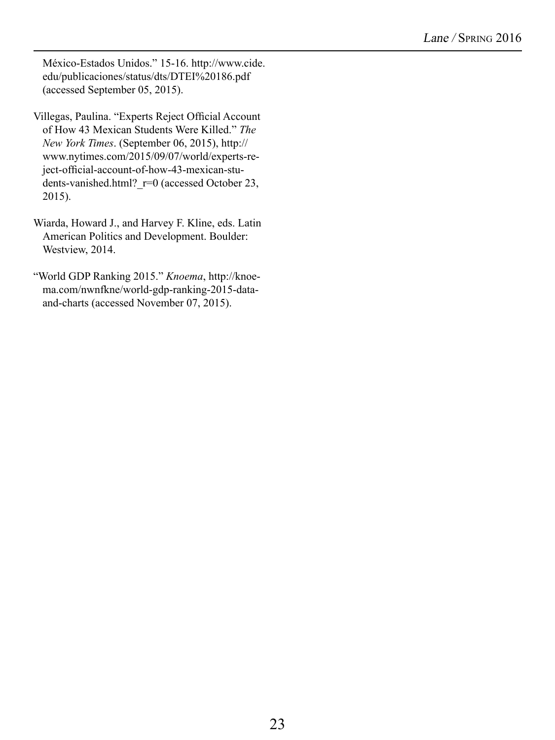México-Estados Unidos." 15-16. http://www.cide.edu/publicaciones/status/dts/DTEI%20186.pdf (accessed September 05, 2015).

Villegas, Paulina. "Experts Reject Official Account of How 43 Mexican Students Were Killed." *The New York Times*. (September 06, 2015), http://www.nytimes.com/2015/09/07/world/experts-reject-official-account-of-how-43-mexican-students-vanished.html?_r=0 (accessed October 23, 2015).

Wiarda, Howard J., and Harvey F. Kline, eds. Latin American Politics and Development. Boulder: Westview, 2014.

"World GDP Ranking 2015." *Knoema*, http://knoema.com/nwnfkne/world-gdp-ranking-2015-data-and-charts (accessed November 07, 2015).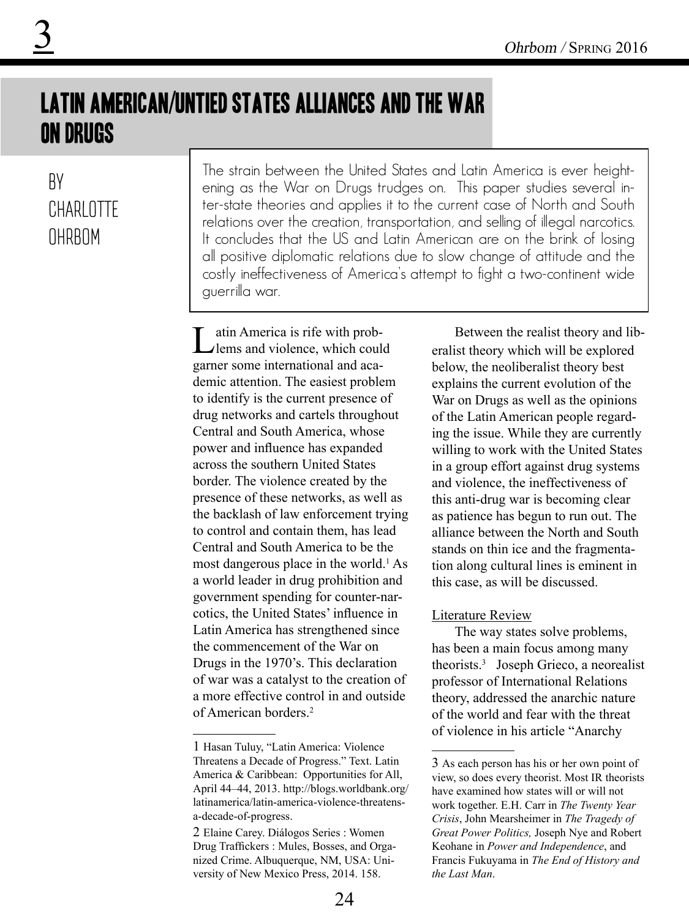# LATIN AMERICAN/UNTIED STATES ALLIANCES AND THE WAR ON DRUGS

BY CHARLOTTE OHRBOM

The strain between the United States and Latin America is ever heightening as the War on Drugs trudges on. This paper studies several inter-state theories and applies it to the current case of North and South relations over the creation, transportation, and selling of illegal narcotics. It concludes that the US and Latin American are on the brink of losing all positive diplomatic relations due to slow change of attitude and the costly ineffectiveness of America's attempt to fight a two-continent wide guerrilla war.

Latin America is rife with problems and violence, which could garner some international and academic attention. The easiest problem to identify is the current presence of drug networks and cartels throughout Central and South America, whose power and influence has expanded across the southern United States border. The violence created by the presence of these networks, as well as the backlash of law enforcement trying to control and contain them, has lead Central and South America to be the most dangerous place in the world.[1] As a world leader in drug prohibition and government spending for counter-narcotics, the United States' influence in Latin America has strengthened since the commencement of the War on Drugs in the 1970's. This declaration of war was a catalyst to the creation of a more effective control in and outside of American borders.[2]

Between the realist theory and liberalist theory which will be explored below, the neoliberalist theory best explains the current evolution of the War on Drugs as well as the opinions of the Latin American people regarding the issue. While they are currently willing to work with the United States in a group effort against drug systems and violence, the ineffectiveness of this anti-drug war is becoming clear as patience has begun to run out. The alliance between the North and South stands on thin ice and the fragmentation along cultural lines is eminent in this case, as will be discussed.

## Literature Review

The way states solve problems, has been a main focus among many theorists.[3] Joseph Grieco, a neorealist professor of International Relations theory, addressed the anarchic nature of the world and fear with the threat of violence in his article "Anarchy

---

1 Hasan Tuluy, "Latin America: Violence Threatens a Decade of Progress." Text. Latin America & Caribbean: Opportunities for All, April 44–44, 2013. http://blogs.worldbank.org/latinamerica/latin-america-violence-threatens-a-decade-of-progress.

2 Elaine Carey. Diálogos Series : Women Drug Traffickers : Mules, Bosses, and Organized Crime. Albuquerque, NM, USA: University of New Mexico Press, 2014. 158.

3 As each person has his or her own point of view, so does every theorist. Most IR theorists have examined how states will or will not work together. E.H. Carr in *The Twenty Year Crisis*, John Mearsheimer in *The Tragedy of Great Power Politics,* Joseph Nye and Robert Keohane in *Power and Independence*, and Francis Fukuyama in *The End of History and the Last Man*.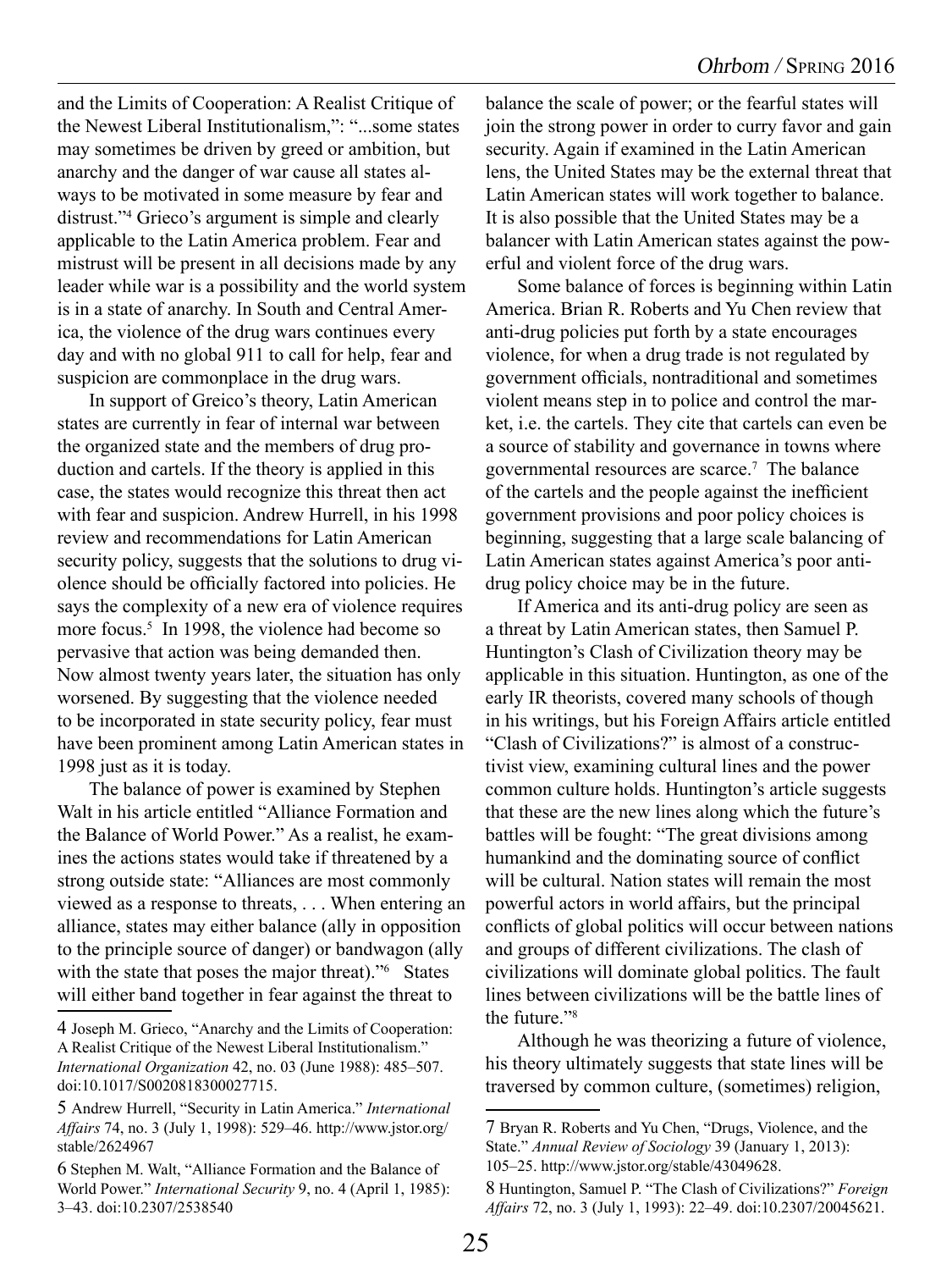and the Limits of Cooperation: A Realist Critique of the Newest Liberal Institutionalism,": "...some states may sometimes be driven by greed or ambition, but anarchy and the danger of war cause all states always to be motivated in some measure by fear and distrust."[4] Grieco's argument is simple and clearly applicable to the Latin America problem. Fear and mistrust will be present in all decisions made by any leader while war is a possibility and the world system is in a state of anarchy. In South and Central America, the violence of the drug wars continues every day and with no global 911 to call for help, fear and suspicion are commonplace in the drug wars.

In support of Greico's theory, Latin American states are currently in fear of internal war between the organized state and the members of drug production and cartels. If the theory is applied in this case, the states would recognize this threat then act with fear and suspicion. Andrew Hurrell, in his 1998 review and recommendations for Latin American security policy, suggests that the solutions to drug violence should be officially factored into policies. He says the complexity of a new era of violence requires more focus.[5] In 1998, the violence had become so pervasive that action was being demanded then. Now almost twenty years later, the situation has only worsened. By suggesting that the violence needed to be incorporated in state security policy, fear must have been prominent among Latin American states in 1998 just as it is today.

The balance of power is examined by Stephen Walt in his article entitled "Alliance Formation and the Balance of World Power." As a realist, he examines the actions states would take if threatened by a strong outside state: "Alliances are most commonly viewed as a response to threats, . . . When entering an alliance, states may either balance (ally in opposition to the principle source of danger) or bandwagon (ally with the state that poses the major threat)."[6] States will either band together in fear against the threat to balance the scale of power; or the fearful states will join the strong power in order to curry favor and gain security. Again if examined in the Latin American lens, the United States may be the external threat that Latin American states will work together to balance. It is also possible that the United States may be a balancer with Latin American states against the powerful and violent force of the drug wars.

Some balance of forces is beginning within Latin America. Brian R. Roberts and Yu Chen review that anti-drug policies put forth by a state encourages violence, for when a drug trade is not regulated by government officials, nontraditional and sometimes violent means step in to police and control the market, i.e. the cartels. They cite that cartels can even be a source of stability and governance in towns where governmental resources are scarce.[7] The balance of the cartels and the people against the inefficient government provisions and poor policy choices is beginning, suggesting that a large scale balancing of Latin American states against America's poor anti-drug policy choice may be in the future.

If America and its anti-drug policy are seen as a threat by Latin American states, then Samuel P. Huntington's Clash of Civilization theory may be applicable in this situation. Huntington, as one of the early IR theorists, covered many schools of though in his writings, but his Foreign Affairs article entitled "Clash of Civilizations?" is almost of a constructivist view, examining cultural lines and the power common culture holds. Huntington's article suggests that these are the new lines along which the future's battles will be fought: "The great divisions among humankind and the dominating source of conflict will be cultural. Nation states will remain the most powerful actors in world affairs, but the principal conflicts of global politics will occur between nations and groups of different civilizations. The clash of civilizations will dominate global politics. The fault lines between civilizations will be the battle lines of the future."[8]

Although he was theorizing a future of violence, his theory ultimately suggests that state lines will be traversed by common culture, (sometimes) religion,

---

4 Joseph M. Grieco, "Anarchy and the Limits of Cooperation: A Realist Critique of the Newest Liberal Institutionalism." *International Organization* 42, no. 03 (June 1988): 485–507. doi:10.1017/S0020818300027715.

5 Andrew Hurrell, "Security in Latin America." *International Affairs* 74, no. 3 (July 1, 1998): 529–46. http://www.jstor.org/stable/2624967

6 Stephen M. Walt, "Alliance Formation and the Balance of World Power." *International Security* 9, no. 4 (April 1, 1985): 3–43. doi:10.2307/2538540

7 Bryan R. Roberts and Yu Chen, "Drugs, Violence, and the State." *Annual Review of Sociology* 39 (January 1, 2013): 105–25. http://www.jstor.org/stable/43049628.

8 Huntington, Samuel P. "The Clash of Civilizations?" *Foreign Affairs* 72, no. 3 (July 1, 1993): 22–49. doi:10.2307/20045621.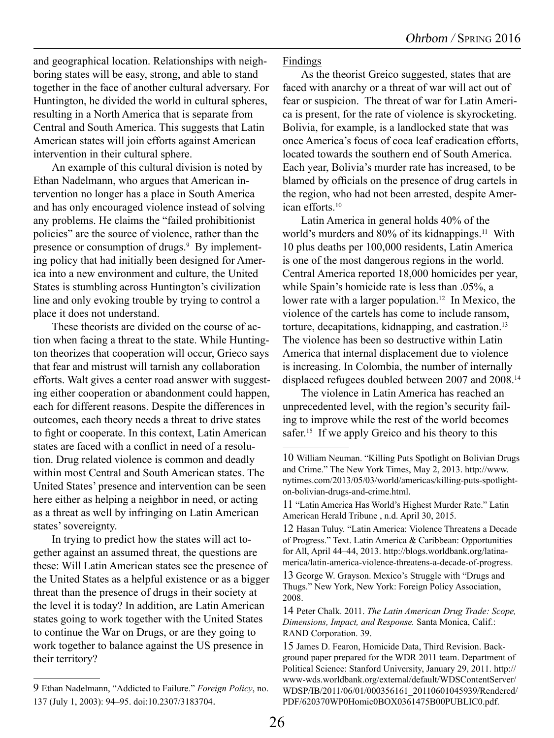and geographical location. Relationships with neighboring states will be easy, strong, and able to stand together in the face of another cultural adversary. For Huntington, he divided the world in cultural spheres, resulting in a North America that is separate from Central and South America. This suggests that Latin American states will join efforts against American intervention in their cultural sphere.

An example of this cultural division is noted by Ethan Nadelmann, who argues that American intervention no longer has a place in South America and has only encouraged violence instead of solving any problems. He claims the "failed prohibitionist policies" are the source of violence, rather than the presence or consumption of drugs.[9] By implementing policy that had initially been designed for America into a new environment and culture, the United States is stumbling across Huntington's civilization line and only evoking trouble by trying to control a place it does not understand.

These theorists are divided on the course of action when facing a threat to the state. While Huntington theorizes that cooperation will occur, Greico says that fear and mistrust will tarnish any collaboration efforts. Walt gives a center road answer with suggesting either cooperation or abandonment could happen, each for different reasons. Despite the differences in outcomes, each theory needs a threat to drive states to fight or cooperate. In this context, Latin American states are faced with a conflict in need of a resolution. Drug related violence is common and deadly within most Central and South American states. The United States' presence and intervention can be seen here either as helping a neighbor in need, or acting as a threat as well by infringing on Latin American states' sovereignty.

In trying to predict how the states will act together against an assumed threat, the questions are these: Will Latin American states see the presence of the United States as a helpful existence or as a bigger threat than the presence of drugs in their society at the level it is today? In addition, are Latin American states going to work together with the United States to continue the War on Drugs, or are they going to work together to balance against the US presence in their territory?

Findings

As the theorist Greico suggested, states that are faced with anarchy or a threat of war will act out of fear or suspicion. The threat of war for Latin America is present, for the rate of violence is skyrocketing. Bolivia, for example, is a landlocked state that was once America's focus of coca leaf eradication efforts, located towards the southern end of South America. Each year, Bolivia's murder rate has increased, to be blamed by officials on the presence of drug cartels in the region, who had not been arrested, despite American efforts.[10]

Latin America in general holds 40% of the world's murders and 80% of its kidnappings.[11] With 10 plus deaths per 100,000 residents, Latin America is one of the most dangerous regions in the world. Central America reported 18,000 homicides per year, while Spain's homicide rate is less than .05%, a lower rate with a larger population.[12] In Mexico, the violence of the cartels has come to include ransom, torture, decapitations, kidnapping, and castration.[13] The violence has been so destructive within Latin America that internal displacement due to violence is increasing. In Colombia, the number of internally displaced refugees doubled between 2007 and 2008.[14]

The violence in Latin America has reached an unprecedented level, with the region's security failing to improve while the rest of the world becomes safer.[15] If we apply Greico and his theory to this

---

9 Ethan Nadelmann, "Addicted to Failure." *Foreign Policy*, no. 137 (July 1, 2003): 94–95. doi:10.2307/3183704.

10 William Neuman. "Killing Puts Spotlight on Bolivian Drugs and Crime." The New York Times, May 2, 2013. http://www.nytimes.com/2013/05/03/world/americas/killing-puts-spotlight-on-bolivian-drugs-and-crime.html.

11 "Latin America Has World's Highest Murder Rate." Latin American Herald Tribune , n.d. April 30, 2015.

12 Hasan Tuluy. "Latin America: Violence Threatens a Decade of Progress." Text. Latin America & Caribbean: Opportunities for All, April 44–44, 2013. http://blogs.worldbank.org/latinamerica/latin-america-violence-threatens-a-decade-of-progress.

13 George W. Grayson. Mexico's Struggle with "Drugs and Thugs." New York, New York: Foreign Policy Association, 2008.

14 Peter Chalk. 2011. *The Latin American Drug Trade: Scope, Dimensions, Impact, and Response.* Santa Monica, Calif.: RAND Corporation. 39.

15 James D. Fearon, Homicide Data, Third Revision. Background paper prepared for the WDR 2011 team. Department of Political Science: Stanford University, January 29, 2011. http://www-wds.worldbank.org/external/default/WDSContentServer/WDSP/IB/2011/06/01/000356161_20110601045939/Rendered/PDF/620370WP0Homic0BOX0361475B00PUBLIC0.pdf.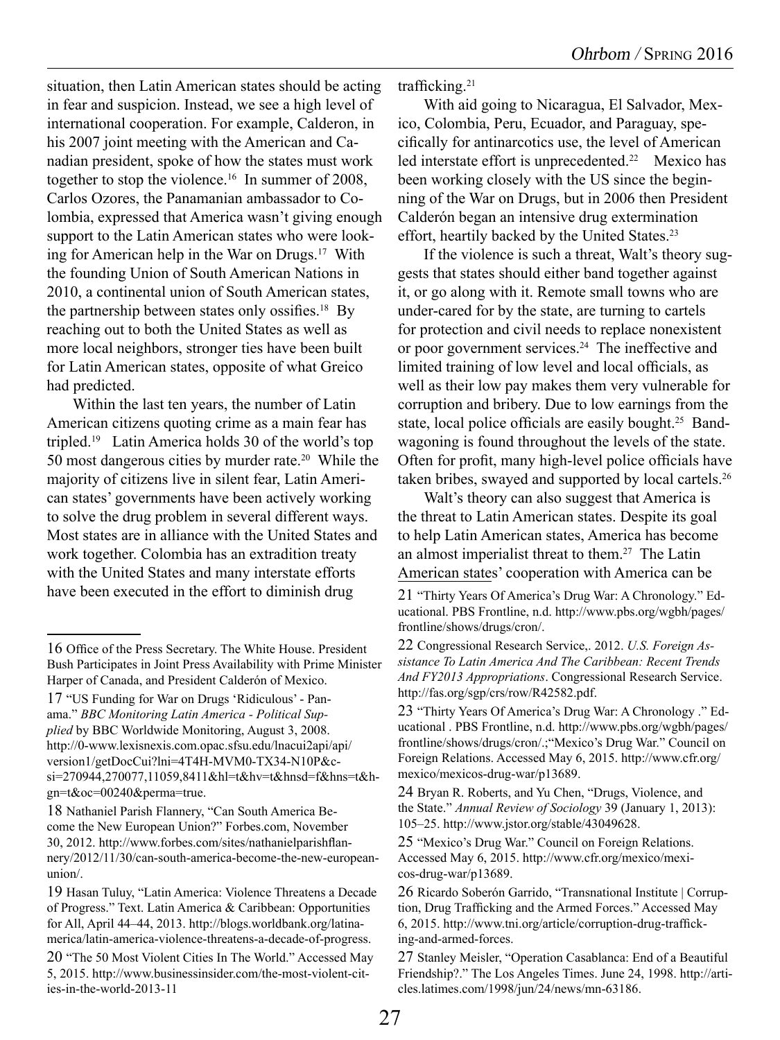situation, then Latin American states should be acting in fear and suspicion. Instead, we see a high level of international cooperation. For example, Calderon, in his 2007 joint meeting with the American and Canadian president, spoke of how the states must work together to stop the violence.[16] In summer of 2008, Carlos Ozores, the Panamanian ambassador to Colombia, expressed that America wasn't giving enough support to the Latin American states who were looking for American help in the War on Drugs.[17] With the founding Union of South American Nations in 2010, a continental union of South American states, the partnership between states only ossifies.[18] By reaching out to both the United States as well as more local neighbors, stronger ties have been built for Latin American states, opposite of what Greico had predicted.

Within the last ten years, the number of Latin American citizens quoting crime as a main fear has tripled.[19] Latin America holds 30 of the world's top 50 most dangerous cities by murder rate.[20] While the majority of citizens live in silent fear, Latin American states' governments have been actively working to solve the drug problem in several different ways. Most states are in alliance with the United States and work together. Colombia has an extradition treaty with the United States and many interstate efforts have been executed in the effort to diminish drug trafficking.[21]

With aid going to Nicaragua, El Salvador, Mexico, Colombia, Peru, Ecuador, and Paraguay, specifically for antinarcotics use, the level of American led interstate effort is unprecedented.[22] Mexico has been working closely with the US since the beginning of the War on Drugs, but in 2006 then President Calderón began an intensive drug extermination effort, heartily backed by the United States.[23]

If the violence is such a threat, Walt's theory suggests that states should either band together against it, or go along with it. Remote small towns who are under-cared for by the state, are turning to cartels for protection and civil needs to replace nonexistent or poor government services.[24] The ineffective and limited training of low level and local officials, as well as their low pay makes them very vulnerable for corruption and bribery. Due to low earnings from the state, local police officials are easily bought.[25] Bandwagoning is found throughout the levels of the state. Often for profit, many high-level police officials have taken bribes, swayed and supported by local cartels.[26]

Walt's theory can also suggest that America is the threat to Latin American states. Despite its goal to help Latin American states, America has become an almost imperialist threat to them.[27] The Latin American states' cooperation with America can be

---

16 Office of the Press Secretary. The White House. President Bush Participates in Joint Press Availability with Prime Minister Harper of Canada, and President Calderón of Mexico.

17 "US Funding for War on Drugs 'Ridiculous' - Panama." *BBC Monitoring Latin America - Political Supplied* by BBC Worldwide Monitoring, August 3, 2008. http://0-www.lexisnexis.com.opac.sfsu.edu/lnacui2api/api/version1/getDocCui?lni=4T4H-MVM0-TX34-N10P&csi=270944,270077,11059,8411&hl=t&hv=t&hnsd=f&hns=t&hgn=t&oc=00240&perma=true.

18 Nathaniel Parish Flannery, "Can South America Become the New European Union?" Forbes.com, November 30, 2012. http://www.forbes.com/sites/nathanielparishflannery/2012/11/30/can-south-america-become-the-new-european-union/.

19 Hasan Tuluy, "Latin America: Violence Threatens a Decade of Progress." Text. Latin America & Caribbean: Opportunities for All, April 44–44, 2013. http://blogs.worldbank.org/latinamerica/latin-america-violence-threatens-a-decade-of-progress.

20 "The 50 Most Violent Cities In The World." Accessed May 5, 2015. http://www.businessinsider.com/the-most-violent-cities-in-the-world-2013-11

21 "Thirty Years Of America's Drug War: A Chronology." Educational. PBS Frontline, n.d. http://www.pbs.org/wgbh/pages/frontline/shows/drugs/cron/.

22 Congressional Research Service,. 2012. *U.S. Foreign Assistance To Latin America And The Caribbean: Recent Trends And FY2013 Appropriations*. Congressional Research Service. http://fas.org/sgp/crs/row/R42582.pdf.

23 "Thirty Years Of America's Drug War: A Chronology ." Educational . PBS Frontline, n.d. http://www.pbs.org/wgbh/pages/frontline/shows/drugs/cron/.;"Mexico's Drug War." Council on Foreign Relations. Accessed May 6, 2015. http://www.cfr.org/mexico/mexicos-drug-war/p13689.

24 Bryan R. Roberts, and Yu Chen, "Drugs, Violence, and the State." *Annual Review of Sociology* 39 (January 1, 2013): 105–25. http://www.jstor.org/stable/43049628.

25 "Mexico's Drug War." Council on Foreign Relations. Accessed May 6, 2015. http://www.cfr.org/mexico/mexicos-drug-war/p13689.

26 Ricardo Soberón Garrido, "Transnational Institute | Corruption, Drug Trafficking and the Armed Forces." Accessed May 6, 2015. http://www.tni.org/article/corruption-drug-trafficking-and-armed-forces.

27 Stanley Meisler, "Operation Casablanca: End of a Beautiful Friendship?." The Los Angeles Times. June 24, 1998. http://articles.latimes.com/1998/jun/24/news/mn-63186.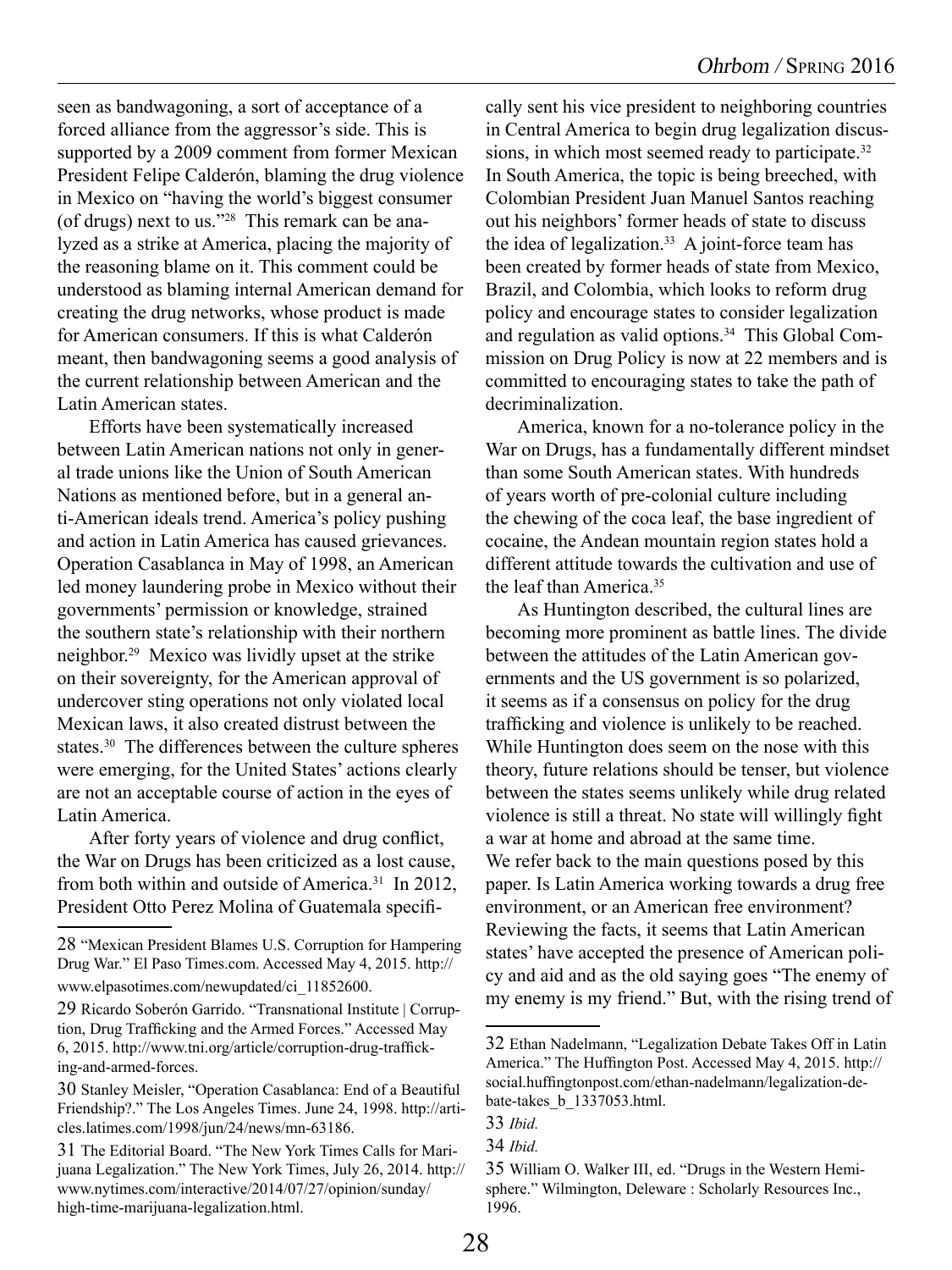seen as bandwagoning, a sort of acceptance of a forced alliance from the aggressor's side. This is supported by a 2009 comment from former Mexican President Felipe Calderón, blaming the drug violence in Mexico on "having the world's biggest consumer (of drugs) next to us."[28] This remark can be analyzed as a strike at America, placing the majority of the reasoning blame on it. This comment could be understood as blaming internal American demand for creating the drug networks, whose product is made for American consumers. If this is what Calderón meant, then bandwagoning seems a good analysis of the current relationship between American and the Latin American states.

Efforts have been systematically increased between Latin American nations not only in general trade unions like the Union of South American Nations as mentioned before, but in a general anti-American ideals trend. America's policy pushing and action in Latin America has caused grievances. Operation Casablanca in May of 1998, an American led money laundering probe in Mexico without their governments' permission or knowledge, strained the southern state's relationship with their northern neighbor.[29] Mexico was lividly upset at the strike on their sovereignty, for the American approval of undercover sting operations not only violated local Mexican laws, it also created distrust between the states.[30] The differences between the culture spheres were emerging, for the United States' actions clearly are not an acceptable course of action in the eyes of Latin America.

After forty years of violence and drug conflict, the War on Drugs has been criticized as a lost cause, from both within and outside of America.[31] In 2012, President Otto Perez Molina of Guatemala specifically sent his vice president to neighboring countries in Central America to begin drug legalization discussions, in which most seemed ready to participate.[32] In South America, the topic is being breeched, with Colombian President Juan Manuel Santos reaching out his neighbors' former heads of state to discuss the idea of legalization.[33] A joint-force team has been created by former heads of state from Mexico, Brazil, and Colombia, which looks to reform drug policy and encourage states to consider legalization and regulation as valid options.[34] This Global Commission on Drug Policy is now at 22 members and is committed to encouraging states to take the path of decriminalization.

America, known for a no-tolerance policy in the War on Drugs, has a fundamentally different mindset than some South American states. With hundreds of years worth of pre-colonial culture including the chewing of the coca leaf, the base ingredient of cocaine, the Andean mountain region states hold a different attitude towards the cultivation and use of the leaf than America.[35]

As Huntington described, the cultural lines are becoming more prominent as battle lines. The divide between the attitudes of the Latin American governments and the US government is so polarized, it seems as if a consensus on policy for the drug trafficking and violence is unlikely to be reached. While Huntington does seem on the nose with this theory, future relations should be tenser, but violence between the states seems unlikely while drug related violence is still a threat. No state will willingly fight a war at home and abroad at the same time.

We refer back to the main questions posed by this paper. Is Latin America working towards a drug free environment, or an American free environment? Reviewing the facts, it seems that Latin American states' have accepted the presence of American policy and aid and as the old saying goes "The enemy of my enemy is my friend." But, with the rising trend of

---

28 "Mexican President Blames U.S. Corruption for Hampering Drug War." El Paso Times.com. Accessed May 4, 2015. http://www.elpasotimes.com/newupdated/ci_11852600.

29 Ricardo Soberón Garrido. "Transnational Institute | Corruption, Drug Trafficking and the Armed Forces." Accessed May 6, 2015. http://www.tni.org/article/corruption-drug-trafficking-and-armed-forces.

30 Stanley Meisler, "Operation Casablanca: End of a Beautiful Friendship?." The Los Angeles Times. June 24, 1998. http://articles.latimes.com/1998/jun/24/news/mn-63186.

31 The Editorial Board. "The New York Times Calls for Marijuana Legalization." The New York Times, July 26, 2014. http://www.nytimes.com/interactive/2014/07/27/opinion/sunday/high-time-marijuana-legalization.html.

32 Ethan Nadelmann, "Legalization Debate Takes Off in Latin America." The Huffington Post. Accessed May 4, 2015. http://social.huffingtonpost.com/ethan-nadelmann/legalization-debate-takes_b_1337053.html.

33 *Ibid.*

34 *Ibid.*

35 William O. Walker III, ed. "Drugs in the Western Hemisphere." Wilmington, Deleware : Scholarly Resources Inc., 1996.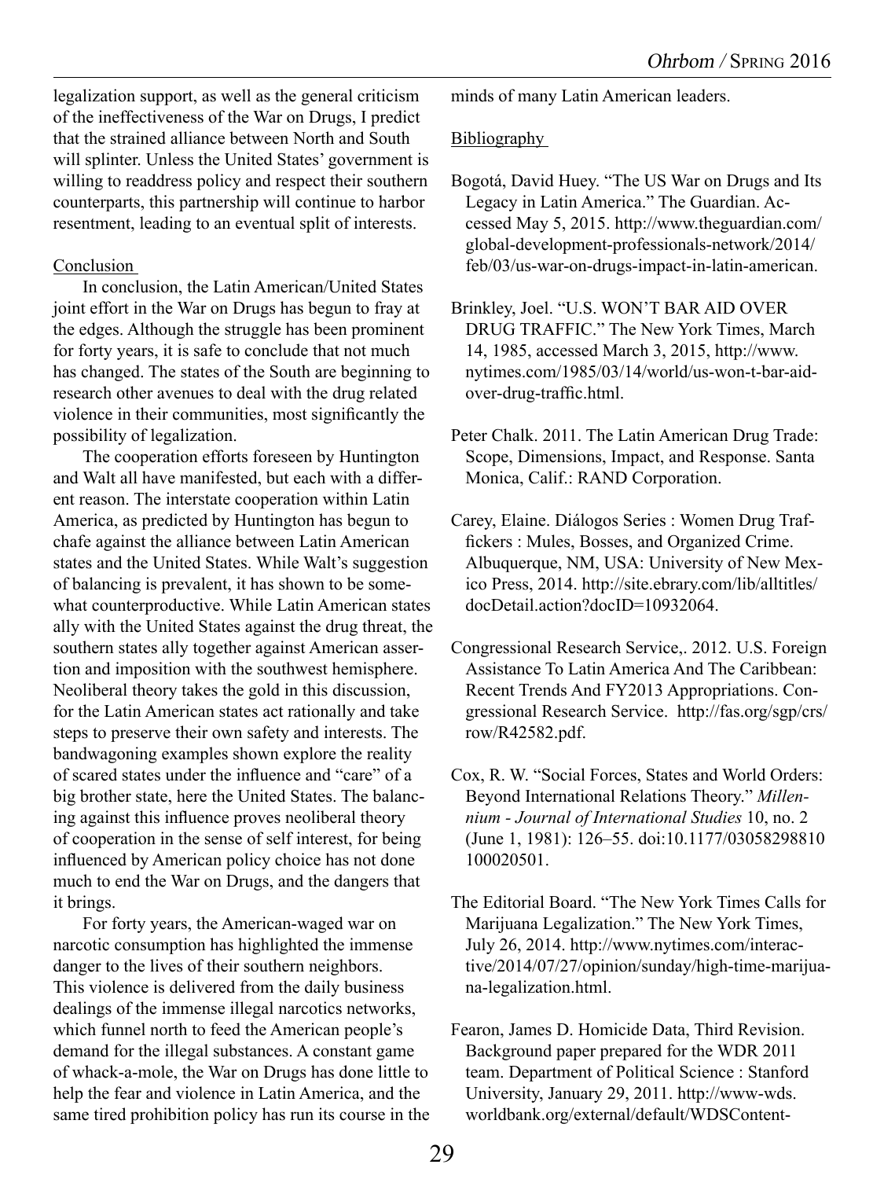legalization support, as well as the general criticism of the ineffectiveness of the War on Drugs, I predict that the strained alliance between North and South will splinter. Unless the United States' government is willing to readdress policy and respect their southern counterparts, this partnership will continue to harbor resentment, leading to an eventual split of interests.

## Conclusion

In conclusion, the Latin American/United States joint effort in the War on Drugs has begun to fray at the edges. Although the struggle has been prominent for forty years, it is safe to conclude that not much has changed. The states of the South are beginning to research other avenues to deal with the drug related violence in their communities, most significantly the possibility of legalization.

The cooperation efforts foreseen by Huntington and Walt all have manifested, but each with a different reason. The interstate cooperation within Latin America, as predicted by Huntington has begun to chafe against the alliance between Latin American states and the United States. While Walt's suggestion of balancing is prevalent, it has shown to be somewhat counterproductive. While Latin American states ally with the United States against the drug threat, the southern states ally together against American assertion and imposition with the southwest hemisphere. Neoliberal theory takes the gold in this discussion, for the Latin American states act rationally and take steps to preserve their own safety and interests. The bandwagoning examples shown explore the reality of scared states under the influence and "care" of a big brother state, here the United States. The balancing against this influence proves neoliberal theory of cooperation in the sense of self interest, for being influenced by American policy choice has not done much to end the War on Drugs, and the dangers that it brings.

For forty years, the American-waged war on narcotic consumption has highlighted the immense danger to the lives of their southern neighbors. This violence is delivered from the daily business dealings of the immense illegal narcotics networks, which funnel north to feed the American people's demand for the illegal substances. A constant game of whack-a-mole, the War on Drugs has done little to help the fear and violence in Latin America, and the same tired prohibition policy has run its course in the minds of many Latin American leaders.

## Bibliography

Bogotá, David Huey. "The US War on Drugs and Its Legacy in Latin America." The Guardian. Accessed May 5, 2015. http://www.theguardian.com/global-development-professionals-network/2014/feb/03/us-war-on-drugs-impact-in-latin-american.

Brinkley, Joel. "U.S. WON'T BAR AID OVER DRUG TRAFFIC." The New York Times, March 14, 1985, accessed March 3, 2015, http://www.nytimes.com/1985/03/14/world/us-won-t-bar-aid-over-drug-traffic.html.

Peter Chalk. 2011. The Latin American Drug Trade: Scope, Dimensions, Impact, and Response. Santa Monica, Calif.: RAND Corporation.

Carey, Elaine. Diálogos Series : Women Drug Traffickers : Mules, Bosses, and Organized Crime. Albuquerque, NM, USA: University of New Mexico Press, 2014. http://site.ebrary.com/lib/alltitles/docDetail.action?docID=10932064.

Congressional Research Service,. 2012. U.S. Foreign Assistance To Latin America And The Caribbean: Recent Trends And FY2013 Appropriations. Congressional Research Service. http://fas.org/sgp/crs/row/R42582.pdf.

Cox, R. W. "Social Forces, States and World Orders: Beyond International Relations Theory." *Millennium - Journal of International Studies* 10, no. 2 (June 1, 1981): 126–55. doi:10.1177/03058298810100020501.

The Editorial Board. "The New York Times Calls for Marijuana Legalization." The New York Times, July 26, 2014. http://www.nytimes.com/interactive/2014/07/27/opinion/sunday/high-time-marijuana-legalization.html.

Fearon, James D. Homicide Data, Third Revision. Background paper prepared for the WDR 2011 team. Department of Political Science : Stanford University, January 29, 2011. http://www-wds.worldbank.org/external/default/WDSContent-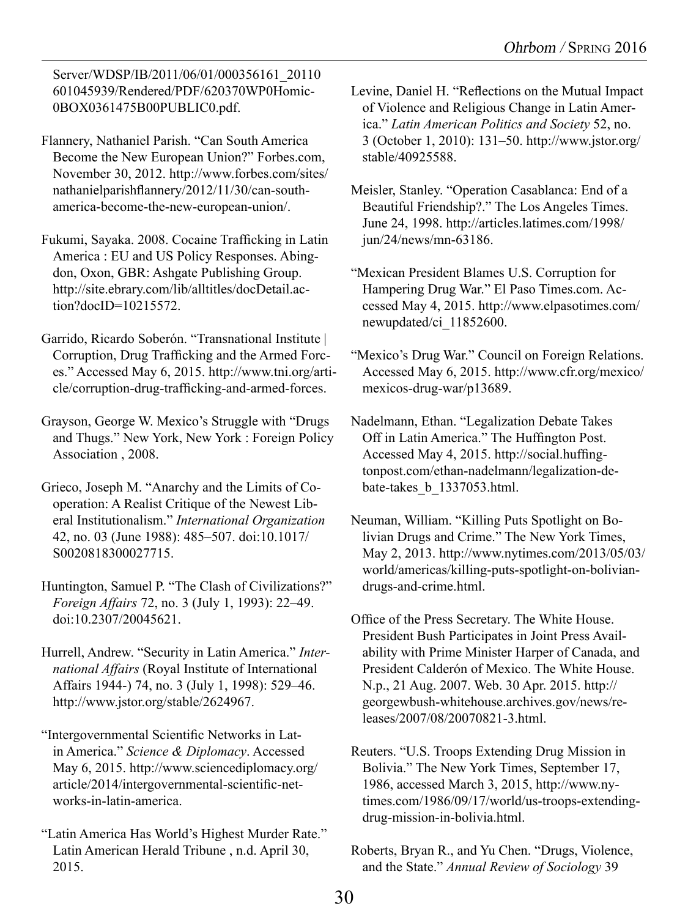Server/WDSP/IB/2011/06/01/000356161_20110601045939/Rendered/PDF/620370WP0Homic0BOX0361475B00PUBLIC0.pdf.

Flannery, Nathaniel Parish. "Can South America Become the New European Union?" Forbes.com, November 30, 2012. http://www.forbes.com/sites/nathanielparishflannery/2012/11/30/can-south-america-become-the-new-european-union/.

Fukumi, Sayaka. 2008. Cocaine Trafficking in Latin America : EU and US Policy Responses. Abingdon, Oxon, GBR: Ashgate Publishing Group. http://site.ebrary.com/lib/alltitles/docDetail.action?docID=10215572.

Garrido, Ricardo Soberón. "Transnational Institute | Corruption, Drug Trafficking and the Armed Forces." Accessed May 6, 2015. http://www.tni.org/article/corruption-drug-trafficking-and-armed-forces.

Grayson, George W. Mexico's Struggle with "Drugs and Thugs." New York, New York : Foreign Policy Association , 2008.

Grieco, Joseph M. "Anarchy and the Limits of Cooperation: A Realist Critique of the Newest Liberal Institutionalism." *International Organization* 42, no. 03 (June 1988): 485–507. doi:10.1017/S0020818300027715.

Huntington, Samuel P. "The Clash of Civilizations?" *Foreign Affairs* 72, no. 3 (July 1, 1993): 22–49. doi:10.2307/20045621.

Hurrell, Andrew. "Security in Latin America." *International Affairs* (Royal Institute of International Affairs 1944-) 74, no. 3 (July 1, 1998): 529–46. http://www.jstor.org/stable/2624967.

"Intergovernmental Scientific Networks in Latin America." *Science & Diplomacy*. Accessed May 6, 2015. http://www.sciencediplomacy.org/article/2014/intergovernmental-scientific-networks-in-latin-america.

"Latin America Has World's Highest Murder Rate." Latin American Herald Tribune , n.d. April 30, 2015.

Levine, Daniel H. "Reflections on the Mutual Impact of Violence and Religious Change in Latin America." *Latin American Politics and Society* 52, no. 3 (October 1, 2010): 131–50. http://www.jstor.org/stable/40925588.

Meisler, Stanley. "Operation Casablanca: End of a Beautiful Friendship?." The Los Angeles Times. June 24, 1998. http://articles.latimes.com/1998/jun/24/news/mn-63186.

"Mexican President Blames U.S. Corruption for Hampering Drug War." El Paso Times.com. Accessed May 4, 2015. http://www.elpasotimes.com/newupdated/ci_11852600.

"Mexico's Drug War." Council on Foreign Relations. Accessed May 6, 2015. http://www.cfr.org/mexico/mexicos-drug-war/p13689.

Nadelmann, Ethan. "Legalization Debate Takes Off in Latin America." The Huffington Post. Accessed May 4, 2015. http://social.huffingtonpost.com/ethan-nadelmann/legalization-debate-takes_b_1337053.html.

Neuman, William. "Killing Puts Spotlight on Bolivian Drugs and Crime." The New York Times, May 2, 2013. http://www.nytimes.com/2013/05/03/world/americas/killing-puts-spotlight-on-bolivian-drugs-and-crime.html.

Office of the Press Secretary. The White House. President Bush Participates in Joint Press Availability with Prime Minister Harper of Canada, and President Calderón of Mexico. The White House. N.p., 21 Aug. 2007. Web. 30 Apr. 2015. http://georgewbush-whitehouse.archives.gov/news/releases/2007/08/20070821-3.html.

Reuters. "U.S. Troops Extending Drug Mission in Bolivia." The New York Times, September 17, 1986, accessed March 3, 2015, http://www.nytimes.com/1986/09/17/world/us-troops-extending-drug-mission-in-bolivia.html.

Roberts, Bryan R., and Yu Chen. "Drugs, Violence, and the State." *Annual Review of Sociology* 39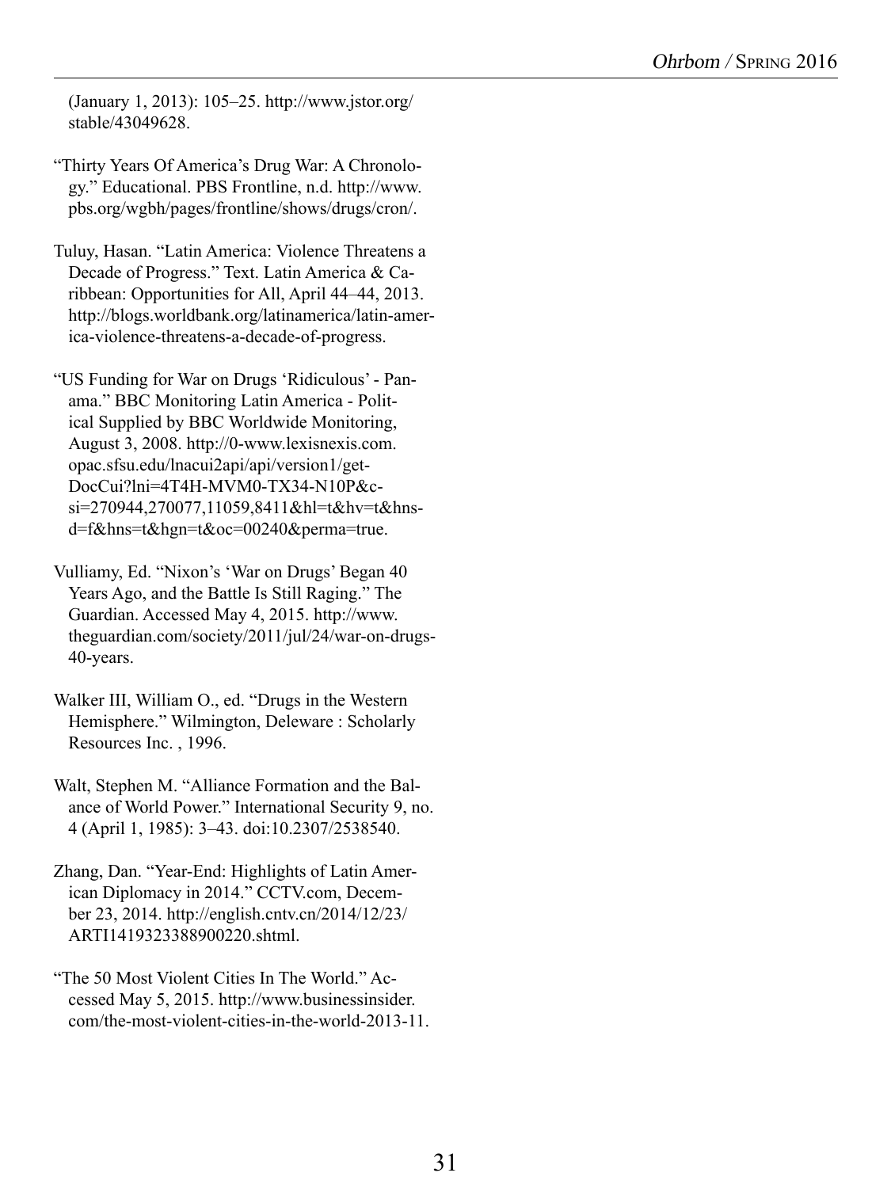(January 1, 2013): 105–25. http://www.jstor.org/stable/43049628.

"Thirty Years Of America's Drug War: A Chronology." Educational. PBS Frontline, n.d. http://www.pbs.org/wgbh/pages/frontline/shows/drugs/cron/.

Tuluy, Hasan. "Latin America: Violence Threatens a Decade of Progress." Text. Latin America & Caribbean: Opportunities for All, April 44–44, 2013. http://blogs.worldbank.org/latinamerica/latin-america-violence-threatens-a-decade-of-progress.

"US Funding for War on Drugs 'Ridiculous' - Panama." BBC Monitoring Latin America - Political Supplied by BBC Worldwide Monitoring, August 3, 2008. http://0-www.lexisnexis.com.opac.sfsu.edu/lnacui2api/api/version1/getDocCui?lni=4T4H-MVM0-TX34-N10P&csi=270944,270077,11059,8411&hl=t&hv=t&hnsd=f&hns=t&hgn=t&oc=00240&perma=true.

Vulliamy, Ed. "Nixon's 'War on Drugs' Began 40 Years Ago, and the Battle Is Still Raging." The Guardian. Accessed May 4, 2015. http://www.theguardian.com/society/2011/jul/24/war-on-drugs-40-years.

Walker III, William O., ed. "Drugs in the Western Hemisphere." Wilmington, Deleware : Scholarly Resources Inc. , 1996.

Walt, Stephen M. "Alliance Formation and the Balance of World Power." International Security 9, no. 4 (April 1, 1985): 3–43. doi:10.2307/2538540.

Zhang, Dan. "Year-End: Highlights of Latin American Diplomacy in 2014." CCTV.com, December 23, 2014. http://english.cntv.cn/2014/12/23/ARTI1419323388900220.shtml.

"The 50 Most Violent Cities In The World." Accessed May 5, 2015. http://www.businessinsider.com/the-most-violent-cities-in-the-world-2013-11.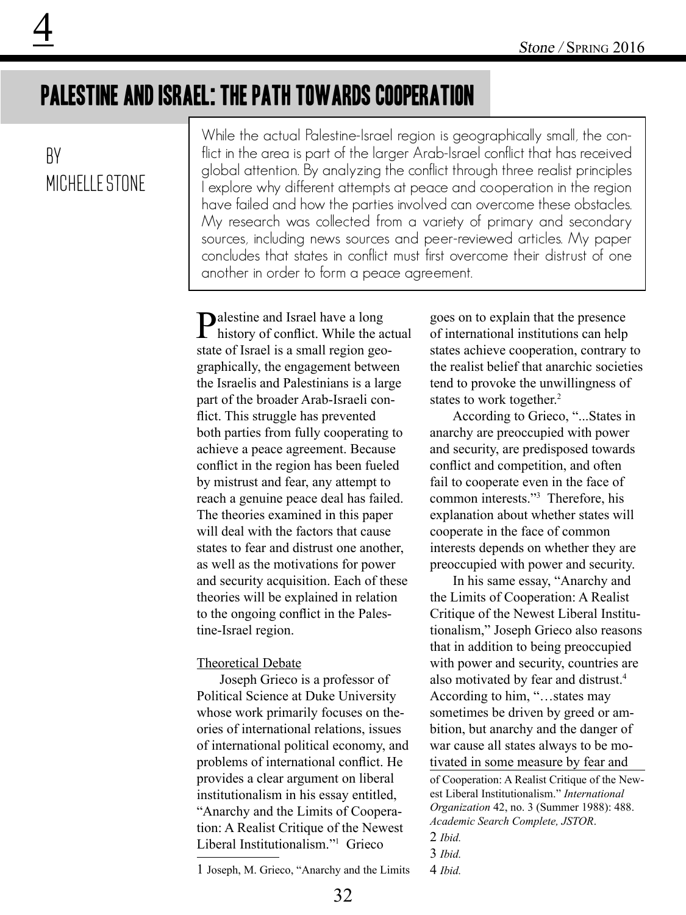# 4

## PALESTINE AND ISRAEL: THE PATH TOWARDS COOPERATION

BY
MICHELLE STONE

While the actual Palestine-Israel region is geographically small, the conflict in the area is part of the larger Arab-Israel conflict that has received global attention. By analyzing the conflict through three realist principles I explore why different attempts at peace and cooperation in the region have failed and how the parties involved can overcome these obstacles. My research was collected from a variety of primary and secondary sources, including news sources and peer-reviewed articles. My paper concludes that states in conflict must first overcome their distrust of one another in order to form a peace agreement.

Palestine and Israel have a long history of conflict. While the actual state of Israel is a small region geographically, the engagement between the Israelis and Palestinians is a large part of the broader Arab-Israeli conflict. This struggle has prevented both parties from fully cooperating to achieve a peace agreement. Because conflict in the region has been fueled by mistrust and fear, any attempt to reach a genuine peace deal has failed. The theories examined in this paper will deal with the factors that cause states to fear and distrust one another, as well as the motivations for power and security acquisition. Each of these theories will be explained in relation to the ongoing conflict in the Palestine-Israel region.

### Theoretical Debate

Joseph Grieco is a professor of Political Science at Duke University whose work primarily focuses on theories of international relations, issues of international political economy, and problems of international conflict. He provides a clear argument on liberal institutionalism in his essay entitled, "Anarchy and the Limits of Cooperation: A Realist Critique of the Newest Liberal Institutionalism."[1] Grieco goes on to explain that the presence of international institutions can help states achieve cooperation, contrary to the realist belief that anarchic societies tend to provoke the unwillingness of states to work together.[2]

According to Grieco, "...States in anarchy are preoccupied with power and security, are predisposed towards conflict and competition, and often fail to cooperate even in the face of common interests."[3] Therefore, his explanation about whether states will cooperate in the face of common interests depends on whether they are preoccupied with power and security.

In his same essay, "Anarchy and the Limits of Cooperation: A Realist Critique of the Newest Liberal Institutionalism," Joseph Grieco also reasons that in addition to being preoccupied with power and security, countries are also motivated by fear and distrust.[4] According to him, "…states may sometimes be driven by greed or ambition, but anarchy and the danger of war cause all states always to be motivated in some measure by fear and

---

1 Joseph, M. Grieco, "Anarchy and the Limits of Cooperation: A Realist Critique of the Newest Liberal Institutionalism." *International Organization* 42, no. 3 (Summer 1988): 488. *Academic Search Complete, JSTOR*.

2 *Ibid.*

3 *Ibid.*

4 *Ibid.*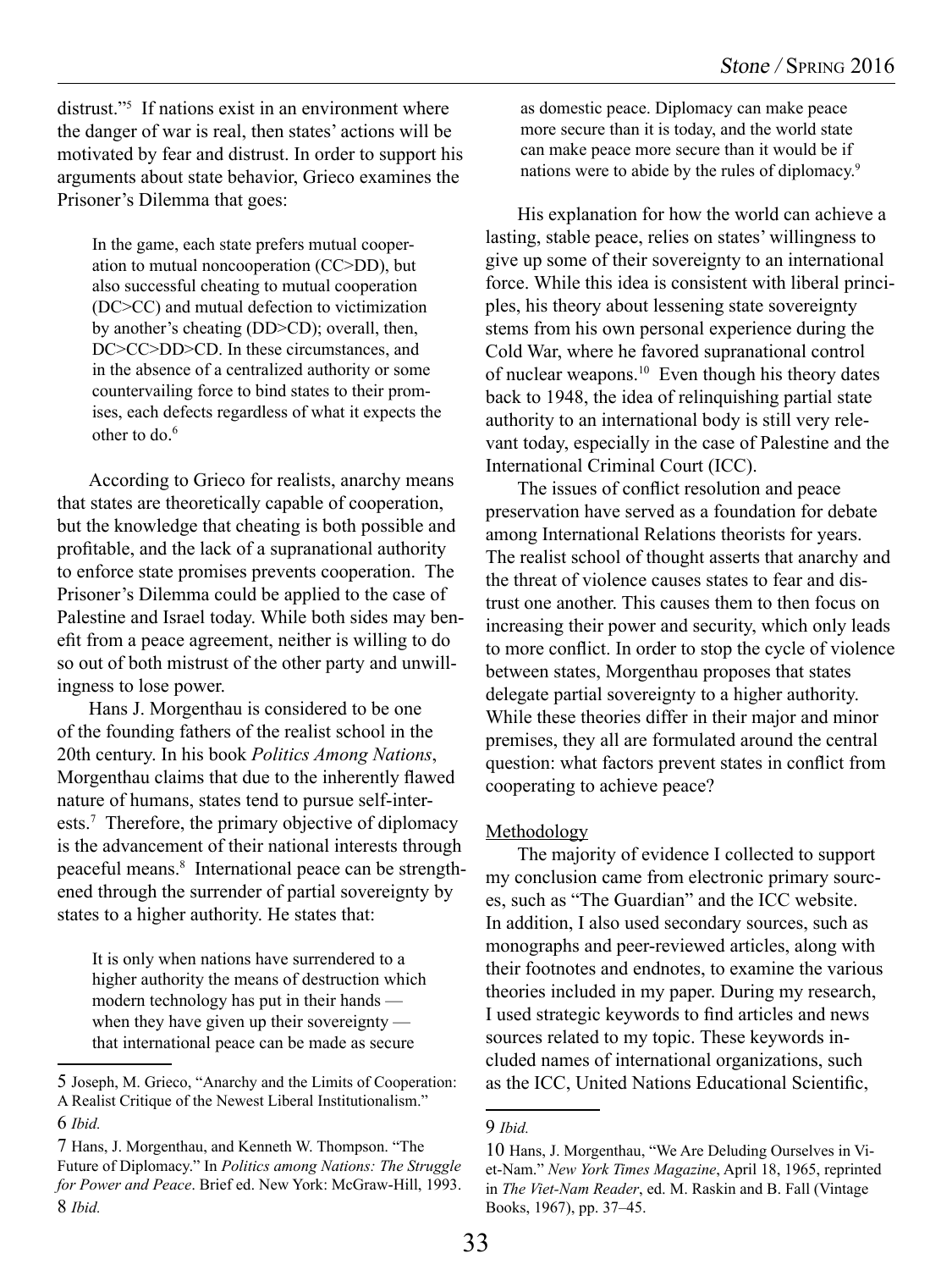distrust."[5] If nations exist in an environment where the danger of war is real, then states' actions will be motivated by fear and distrust. In order to support his arguments about state behavior, Grieco examines the Prisoner's Dilemma that goes:

> In the game, each state prefers mutual cooperation to mutual noncooperation (CC>DD), but also successful cheating to mutual cooperation (DC>CC) and mutual defection to victimization by another's cheating (DD>CD); overall, then, DC>CC>DD>CD. In these circumstances, and in the absence of a centralized authority or some countervailing force to bind states to their promises, each defects regardless of what it expects the other to do.[6]

According to Grieco for realists, anarchy means that states are theoretically capable of cooperation, but the knowledge that cheating is both possible and profitable, and the lack of a supranational authority to enforce state promises prevents cooperation. The Prisoner's Dilemma could be applied to the case of Palestine and Israel today. While both sides may benefit from a peace agreement, neither is willing to do so out of both mistrust of the other party and unwillingness to lose power.

Hans J. Morgenthau is considered to be one of the founding fathers of the realist school in the 20th century. In his book *Politics Among Nations*, Morgenthau claims that due to the inherently flawed nature of humans, states tend to pursue self-interests.[7] Therefore, the primary objective of diplomacy is the advancement of their national interests through peaceful means.[8] International peace can be strengthened through the surrender of partial sovereignty by states to a higher authority. He states that:

> It is only when nations have surrendered to a higher authority the means of destruction which modern technology has put in their hands — when they have given up their sovereignty — that international peace can be made as secure as domestic peace. Diplomacy can make peace more secure than it is today, and the world state can make peace more secure than it would be if nations were to abide by the rules of diplomacy.[9]

His explanation for how the world can achieve a lasting, stable peace, relies on states' willingness to give up some of their sovereignty to an international force. While this idea is consistent with liberal principles, his theory about lessening state sovereignty stems from his own personal experience during the Cold War, where he favored supranational control of nuclear weapons.[10] Even though his theory dates back to 1948, the idea of relinquishing partial state authority to an international body is still very relevant today, especially in the case of Palestine and the International Criminal Court (ICC).

The issues of conflict resolution and peace preservation have served as a foundation for debate among International Relations theorists for years. The realist school of thought asserts that anarchy and the threat of violence causes states to fear and distrust one another. This causes them to then focus on increasing their power and security, which only leads to more conflict. In order to stop the cycle of violence between states, Morgenthau proposes that states delegate partial sovereignty to a higher authority. While these theories differ in their major and minor premises, they all are formulated around the central question: what factors prevent states in conflict from cooperating to achieve peace?

## Methodology

The majority of evidence I collected to support my conclusion came from electronic primary sources, such as "The Guardian" and the ICC website. In addition, I also used secondary sources, such as monographs and peer-reviewed articles, along with their footnotes and endnotes, to examine the various theories included in my paper. During my research, I used strategic keywords to find articles and news sources related to my topic. These keywords included names of international organizations, such as the ICC, United Nations Educational Scientific,

---

5 Joseph, M. Grieco, "Anarchy and the Limits of Cooperation: A Realist Critique of the Newest Liberal Institutionalism."

6 *Ibid.*

7 Hans, J. Morgenthau, and Kenneth W. Thompson. "The Future of Diplomacy." In *Politics among Nations: The Struggle for Power and Peace*. Brief ed. New York: McGraw-Hill, 1993.

8 *Ibid.*

9 *Ibid.*

10 Hans, J. Morgenthau, "We Are Deluding Ourselves in Viet-Nam." *New York Times Magazine*, April 18, 1965, reprinted in *The Viet-Nam Reader*, ed. M. Raskin and B. Fall (Vintage Books, 1967), pp. 37–45.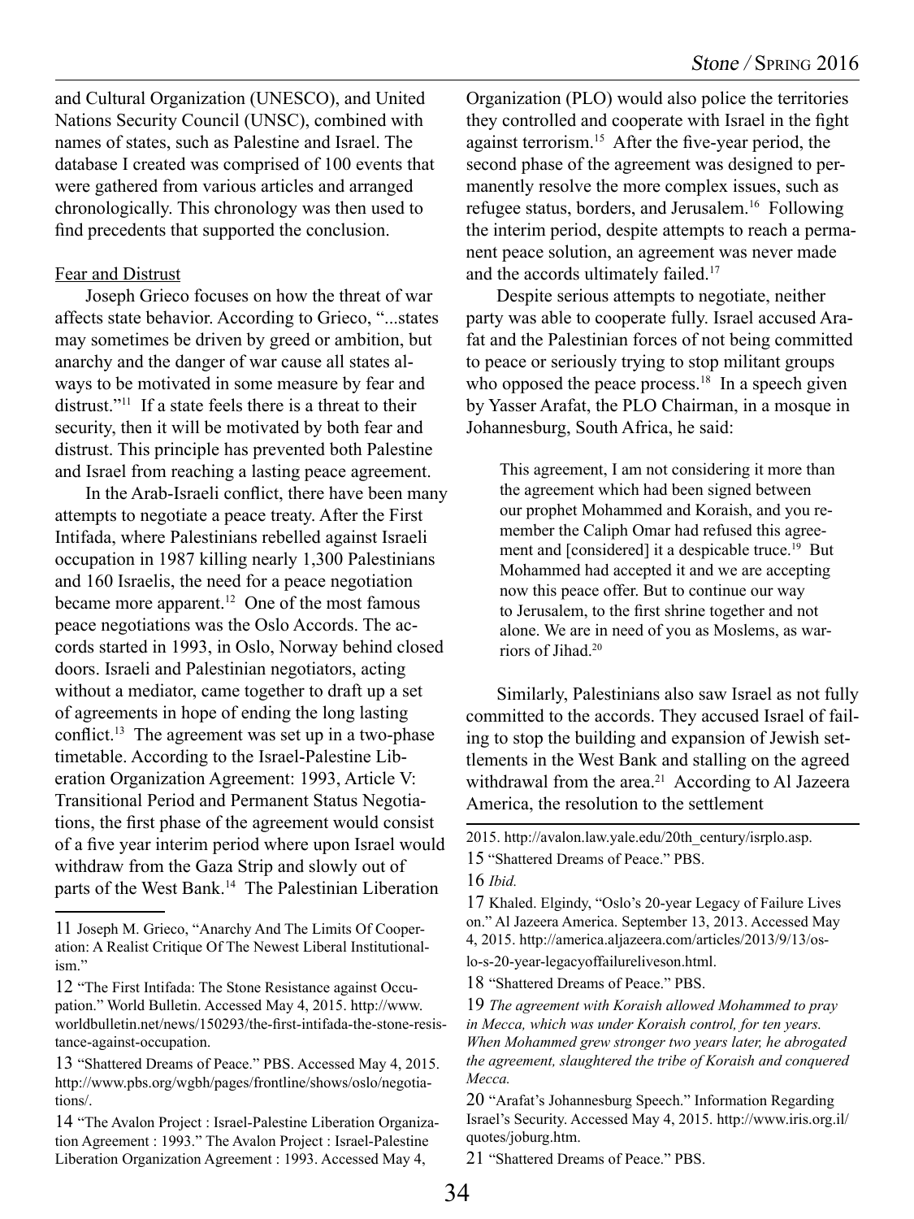and Cultural Organization (UNESCO), and United Nations Security Council (UNSC), combined with names of states, such as Palestine and Israel. The database I created was comprised of 100 events that were gathered from various articles and arranged chronologically. This chronology was then used to find precedents that supported the conclusion.

Fear and Distrust

Joseph Grieco focuses on how the threat of war affects state behavior. According to Grieco, "...states may sometimes be driven by greed or ambition, but anarchy and the danger of war cause all states always to be motivated in some measure by fear and distrust."[11] If a state feels there is a threat to their security, then it will be motivated by both fear and distrust. This principle has prevented both Palestine and Israel from reaching a lasting peace agreement.

In the Arab-Israeli conflict, there have been many attempts to negotiate a peace treaty. After the First Intifada, where Palestinians rebelled against Israeli occupation in 1987 killing nearly 1,300 Palestinians and 160 Israelis, the need for a peace negotiation became more apparent.[12] One of the most famous peace negotiations was the Oslo Accords. The accords started in 1993, in Oslo, Norway behind closed doors. Israeli and Palestinian negotiators, acting without a mediator, came together to draft up a set of agreements in hope of ending the long lasting conflict.[13] The agreement was set up in a two-phase timetable. According to the Israel-Palestine Liberation Organization Agreement: 1993, Article V: Transitional Period and Permanent Status Negotiations, the first phase of the agreement would consist of a five year interim period where upon Israel would withdraw from the Gaza Strip and slowly out of parts of the West Bank.[14] The Palestinian Liberation Organization (PLO) would also police the territories they controlled and cooperate with Israel in the fight against terrorism.[15] After the five-year period, the second phase of the agreement was designed to permanently resolve the more complex issues, such as refugee status, borders, and Jerusalem.[16] Following the interim period, despite attempts to reach a permanent peace solution, an agreement was never made and the accords ultimately failed.[17]

Despite serious attempts to negotiate, neither party was able to cooperate fully. Israel accused Arafat and the Palestinian forces of not being committed to peace or seriously trying to stop militant groups who opposed the peace process.[18] In a speech given by Yasser Arafat, the PLO Chairman, in a mosque in Johannesburg, South Africa, he said:

> This agreement, I am not considering it more than the agreement which had been signed between our prophet Mohammed and Koraish, and you remember the Caliph Omar had refused this agreement and [considered] it a despicable truce.[19] But Mohammed had accepted it and we are accepting now this peace offer. But to continue our way to Jerusalem, to the first shrine together and not alone. We are in need of you as Moslems, as warriors of Jihad.[20]

Similarly, Palestinians also saw Israel as not fully committed to the accords. They accused Israel of failing to stop the building and expansion of Jewish settlements in the West Bank and stalling on the agreed withdrawal from the area.[21] According to Al Jazeera America, the resolution to the settlement

---

11 Joseph M. Grieco, "Anarchy And The Limits Of Cooperation: A Realist Critique Of The Newest Liberal Institutionalism."

12 "The First Intifada: The Stone Resistance against Occupation." World Bulletin. Accessed May 4, 2015. http://www.worldbulletin.net/news/150293/the-first-intifada-the-stone-resistance-against-occupation.

13 "Shattered Dreams of Peace." PBS. Accessed May 4, 2015. http://www.pbs.org/wgbh/pages/frontline/shows/oslo/negotiations/.

14 "The Avalon Project : Israel-Palestine Liberation Organization Agreement : 1993." The Avalon Project : Israel-Palestine Liberation Organization Agreement : 1993. Accessed May 4, 2015. http://avalon.law.yale.edu/20th_century/isrplo.asp.

15 "Shattered Dreams of Peace." PBS.

16 *Ibid.*

17 Khaled. Elgindy, "Oslo's 20-year Legacy of Failure Lives on." Al Jazeera America. September 13, 2013. Accessed May 4, 2015. http://america.aljazeera.com/articles/2013/9/13/oslo-s-20-year-legacyoffailureliveson.html.

18 "Shattered Dreams of Peace." PBS.

19 *The agreement with Koraish allowed Mohammed to pray in Mecca, which was under Koraish control, for ten years. When Mohammed grew stronger two years later, he abrogated the agreement, slaughtered the tribe of Koraish and conquered Mecca.*

20 "Arafat's Johannesburg Speech." Information Regarding Israel's Security. Accessed May 4, 2015. http://www.iris.org.il/quotes/joburg.htm.

21 "Shattered Dreams of Peace." PBS.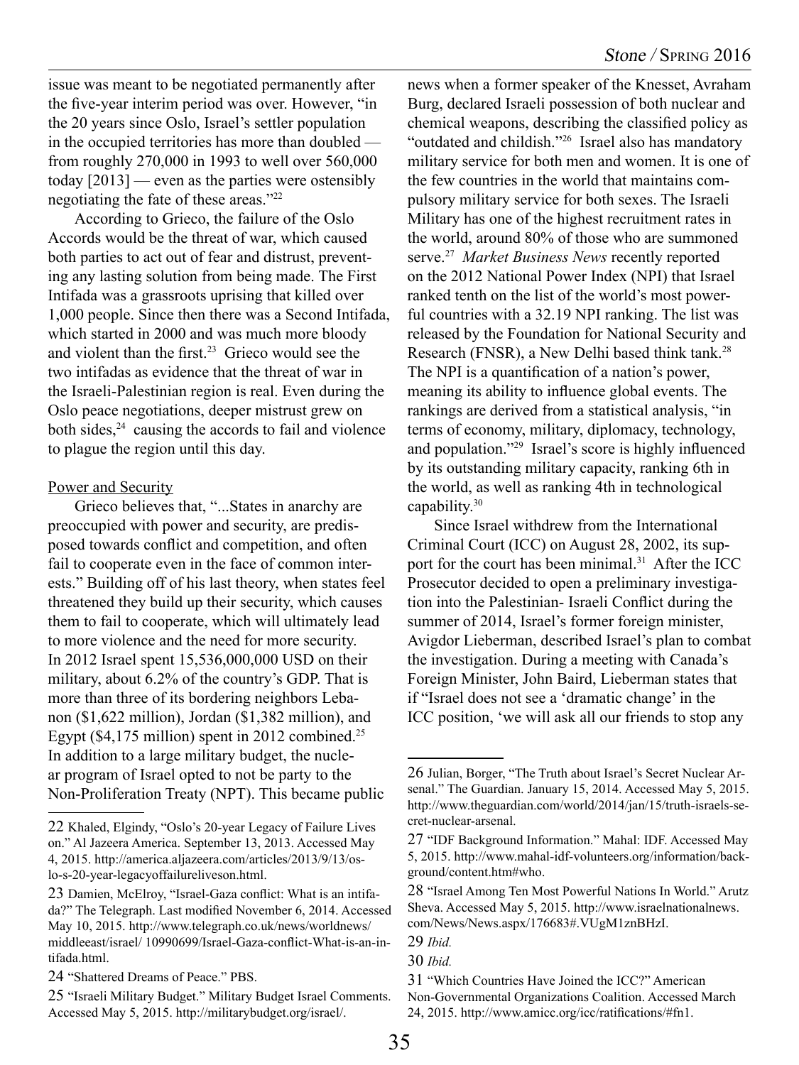issue was meant to be negotiated permanently after the five-year interim period was over. However, "in the 20 years since Oslo, Israel's settler population in the occupied territories has more than doubled — from roughly 270,000 in 1993 to well over 560,000 today [2013] — even as the parties were ostensibly negotiating the fate of these areas."[22]

According to Grieco, the failure of the Oslo Accords would be the threat of war, which caused both parties to act out of fear and distrust, preventing any lasting solution from being made. The First Intifada was a grassroots uprising that killed over 1,000 people. Since then there was a Second Intifada, which started in 2000 and was much more bloody and violent than the first.[23] Grieco would see the two intifadas as evidence that the threat of war in the Israeli-Palestinian region is real. Even during the Oslo peace negotiations, deeper mistrust grew on both sides,[24] causing the accords to fail and violence to plague the region until this day.

Power and Security

Grieco believes that, "...States in anarchy are preoccupied with power and security, are predisposed towards conflict and competition, and often fail to cooperate even in the face of common interests." Building off of his last theory, when states feel threatened they build up their security, which causes them to fail to cooperate, which will ultimately lead to more violence and the need for more security. In 2012 Israel spent 15,536,000,000 USD on their military, about 6.2% of the country's GDP. That is more than three of its bordering neighbors Lebanon ($1,622 million), Jordan ($1,382 million), and Egypt ($4,175 million) spent in 2012 combined.[25] In addition to a large military budget, the nuclear program of Israel opted to not be party to the Non-Proliferation Treaty (NPT). This became public news when a former speaker of the Knesset, Avraham Burg, declared Israeli possession of both nuclear and chemical weapons, describing the classified policy as "outdated and childish."[26] Israel also has mandatory military service for both men and women. It is one of the few countries in the world that maintains compulsory military service for both sexes. The Israeli Military has one of the highest recruitment rates in the world, around 80% of those who are summoned serve.[27] *Market Business News* recently reported on the 2012 National Power Index (NPI) that Israel ranked tenth on the list of the world's most powerful countries with a 32.19 NPI ranking. The list was released by the Foundation for National Security and Research (FNSR), a New Delhi based think tank.[28] The NPI is a quantification of a nation's power, meaning its ability to influence global events. The rankings are derived from a statistical analysis, "in terms of economy, military, diplomacy, technology, and population."[29] Israel's score is highly influenced by its outstanding military capacity, ranking 6th in the world, as well as ranking 4th in technological capability.[30]

Since Israel withdrew from the International Criminal Court (ICC) on August 28, 2002, its support for the court has been minimal.[31] After the ICC Prosecutor decided to open a preliminary investigation into the Palestinian- Israeli Conflict during the summer of 2014, Israel's former foreign minister, Avigdor Lieberman, described Israel's plan to combat the investigation. During a meeting with Canada's Foreign Minister, John Baird, Lieberman states that if "Israel does not see a 'dramatic change' in the ICC position, 'we will ask all our friends to stop any

---

22 Khaled, Elgindy, "Oslo's 20-year Legacy of Failure Lives on." Al Jazeera America. September 13, 2013. Accessed May 4, 2015. http://america.aljazeera.com/articles/2013/9/13/oslo-s-20-year-legacyoffailureliveson.html.

23 Damien, McElroy, "Israel-Gaza conflict: What is an intifada?" The Telegraph. Last modified November 6, 2014. Accessed May 10, 2015. http://www.telegraph.co.uk/news/worldnews/middleeast/israel/ 10990699/Israel-Gaza-conflict-What-is-an-intifada.html.

24 "Shattered Dreams of Peace." PBS.

25 "Israeli Military Budget." Military Budget Israel Comments. Accessed May 5, 2015. http://militarybudget.org/israel/.

26 Julian, Borger, "The Truth about Israel's Secret Nuclear Arsenal." The Guardian. January 15, 2014. Accessed May 5, 2015. http://www.theguardian.com/world/2014/jan/15/truth-israels-secret-nuclear-arsenal.

27 "IDF Background Information." Mahal: IDF. Accessed May 5, 2015. http://www.mahal-idf-volunteers.org/information/background/content.htm#who.

28 "Israel Among Ten Most Powerful Nations In World." Arutz Sheva. Accessed May 5, 2015. http://www.israelnationalnews.com/News/News.aspx/176683#.VUgM1znBHzI.

29 *Ibid.*

30 *Ibid.*

31 "Which Countries Have Joined the ICC?" American Non-Governmental Organizations Coalition. Accessed March 24, 2015. http://www.amicc.org/icc/ratifications/#fn1.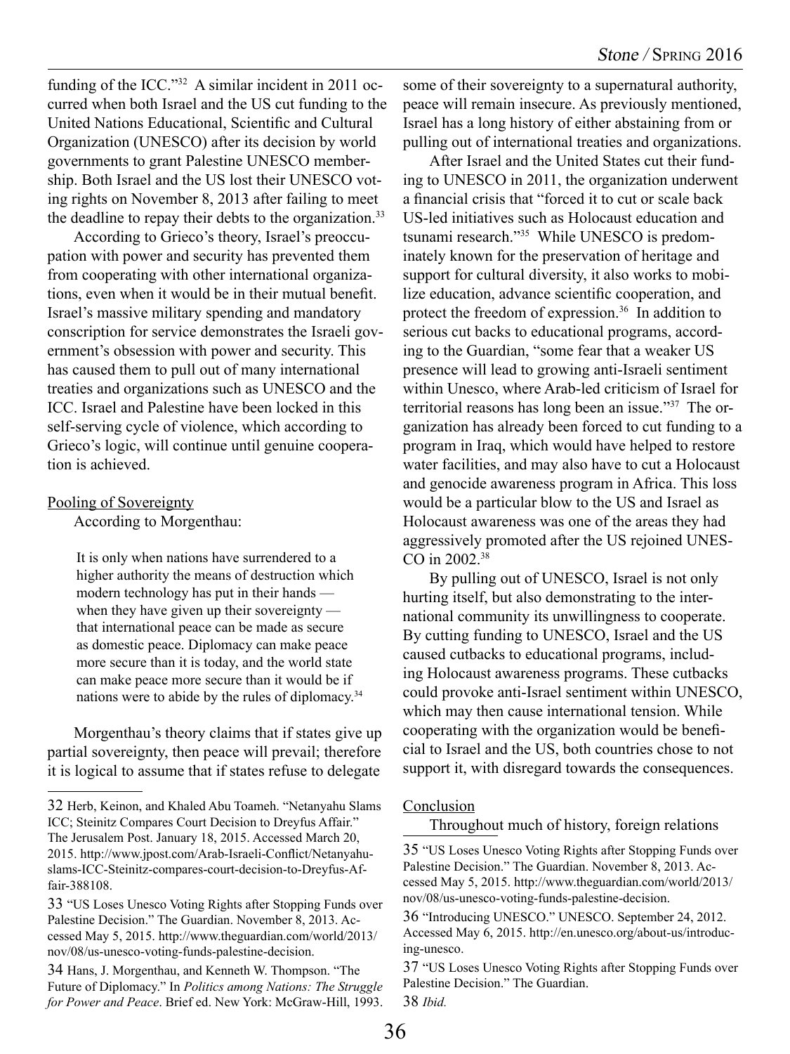funding of the ICC."[32] A similar incident in 2011 occurred when both Israel and the US cut funding to the United Nations Educational, Scientific and Cultural Organization (UNESCO) after its decision by world governments to grant Palestine UNESCO membership. Both Israel and the US lost their UNESCO voting rights on November 8, 2013 after failing to meet the deadline to repay their debts to the organization.[33]

According to Grieco's theory, Israel's preoccupation with power and security has prevented them from cooperating with other international organizations, even when it would be in their mutual benefit. Israel's massive military spending and mandatory conscription for service demonstrates the Israeli government's obsession with power and security. This has caused them to pull out of many international treaties and organizations such as UNESCO and the ICC. Israel and Palestine have been locked in this self-serving cycle of violence, which according to Grieco's logic, will continue until genuine cooperation is achieved.

## Pooling of Sovereignty

According to Morgenthau:

> It is only when nations have surrendered to a higher authority the means of destruction which modern technology has put in their hands — when they have given up their sovereignty — that international peace can be made as secure as domestic peace. Diplomacy can make peace more secure than it is today, and the world state can make peace more secure than it would be if nations were to abide by the rules of diplomacy.[34]

Morgenthau's theory claims that if states give up partial sovereignty, then peace will prevail; therefore it is logical to assume that if states refuse to delegate some of their sovereignty to a supernatural authority, peace will remain insecure. As previously mentioned, Israel has a long history of either abstaining from or pulling out of international treaties and organizations.

After Israel and the United States cut their funding to UNESCO in 2011, the organization underwent a financial crisis that "forced it to cut or scale back US-led initiatives such as Holocaust education and tsunami research."[35] While UNESCO is predominately known for the preservation of heritage and support for cultural diversity, it also works to mobilize education, advance scientific cooperation, and protect the freedom of expression.[36] In addition to serious cut backs to educational programs, according to the Guardian, "some fear that a weaker US presence will lead to growing anti-Israeli sentiment within Unesco, where Arab-led criticism of Israel for territorial reasons has long been an issue."[37] The organization has already been forced to cut funding to a program in Iraq, which would have helped to restore water facilities, and may also have to cut a Holocaust and genocide awareness program in Africa. This loss would be a particular blow to the US and Israel as Holocaust awareness was one of the areas they had aggressively promoted after the US rejoined UNESCO in 2002.[38]

By pulling out of UNESCO, Israel is not only hurting itself, but also demonstrating to the international community its unwillingness to cooperate. By cutting funding to UNESCO, Israel and the US caused cutbacks to educational programs, including Holocaust awareness programs. These cutbacks could provoke anti-Israel sentiment within UNESCO, which may then cause international tension. While cooperating with the organization would be beneficial to Israel and the US, both countries chose to not support it, with disregard towards the consequences.

## Conclusion

Throughout much of history, foreign relations

---

32 Herb, Keinon, and Khaled Abu Toameh. "Netanyahu Slams ICC; Steinitz Compares Court Decision to Dreyfus Affair." The Jerusalem Post. January 18, 2015. Accessed March 20, 2015. http://www.jpost.com/Arab-Israeli-Conflict/Netanyahu-slams-ICC-Steinitz-compares-court-decision-to-Dreyfus-Affair-388108.

33 "US Loses Unesco Voting Rights after Stopping Funds over Palestine Decision." The Guardian. November 8, 2013. Accessed May 5, 2015. http://www.theguardian.com/world/2013/nov/08/us-unesco-voting-funds-palestine-decision.

34 Hans, J. Morgenthau, and Kenneth W. Thompson. "The Future of Diplomacy." In *Politics among Nations: The Struggle for Power and Peace*. Brief ed. New York: McGraw-Hill, 1993.

35 "US Loses Unesco Voting Rights after Stopping Funds over Palestine Decision." The Guardian. November 8, 2013. Accessed May 5, 2015. http://www.theguardian.com/world/2013/nov/08/us-unesco-voting-funds-palestine-decision.

36 "Introducing UNESCO." UNESCO. September 24, 2012. Accessed May 6, 2015. http://en.unesco.org/about-us/introducing-unesco.

37 "US Loses Unesco Voting Rights after Stopping Funds over Palestine Decision." The Guardian.

38 *Ibid.*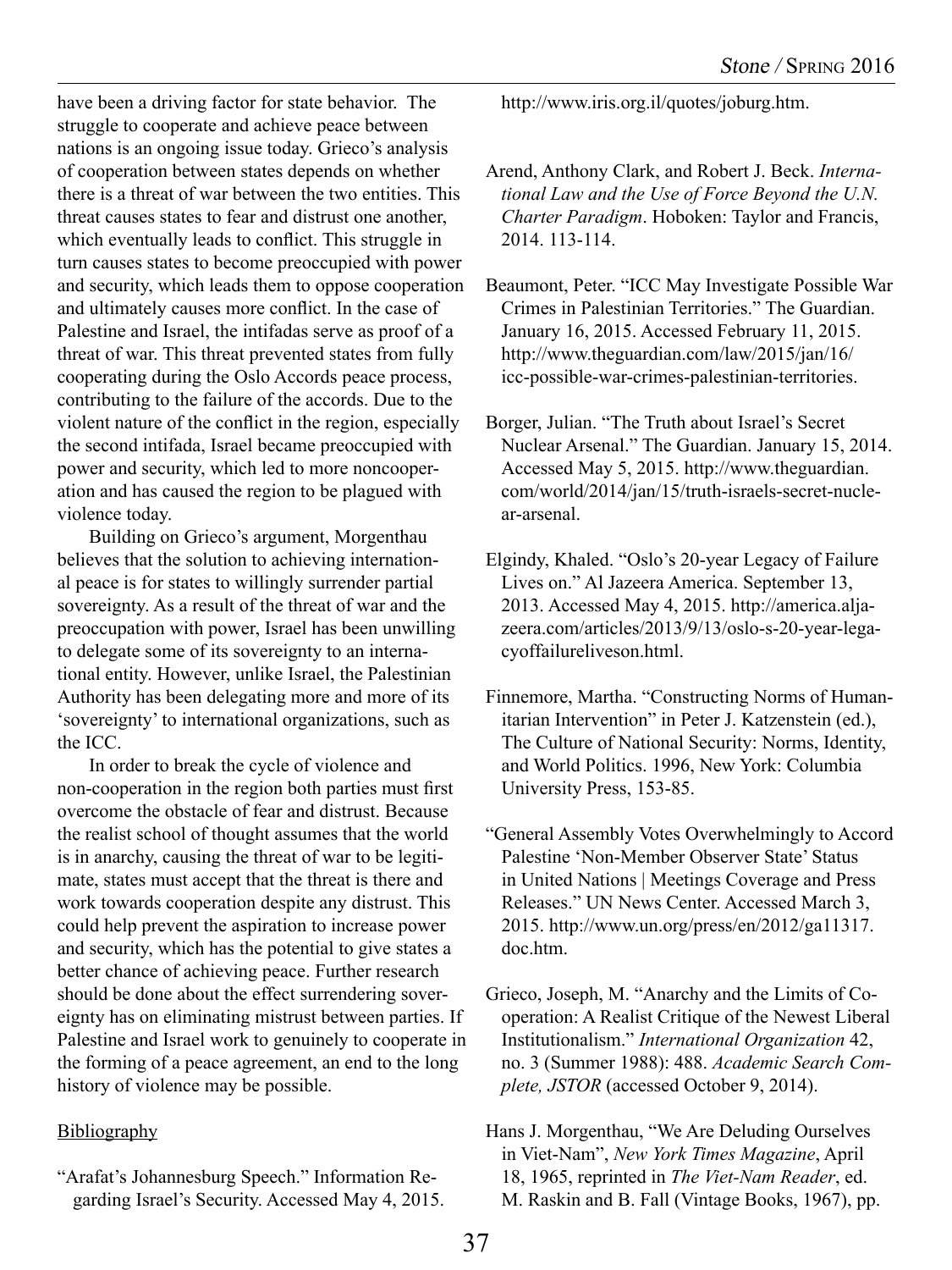have been a driving factor for state behavior. The struggle to cooperate and achieve peace between nations is an ongoing issue today. Grieco's analysis of cooperation between states depends on whether there is a threat of war between the two entities. This threat causes states to fear and distrust one another, which eventually leads to conflict. This struggle in turn causes states to become preoccupied with power and security, which leads them to oppose cooperation and ultimately causes more conflict. In the case of Palestine and Israel, the intifadas serve as proof of a threat of war. This threat prevented states from fully cooperating during the Oslo Accords peace process, contributing to the failure of the accords. Due to the violent nature of the conflict in the region, especially the second intifada, Israel became preoccupied with power and security, which led to more noncooperation and has caused the region to be plagued with violence today.

Building on Grieco's argument, Morgenthau believes that the solution to achieving international peace is for states to willingly surrender partial sovereignty. As a result of the threat of war and the preoccupation with power, Israel has been unwilling to delegate some of its sovereignty to an international entity. However, unlike Israel, the Palestinian Authority has been delegating more and more of its 'sovereignty' to international organizations, such as the ICC.

In order to break the cycle of violence and non-cooperation in the region both parties must first overcome the obstacle of fear and distrust. Because the realist school of thought assumes that the world is in anarchy, causing the threat of war to be legitimate, states must accept that the threat is there and work towards cooperation despite any distrust. This could help prevent the aspiration to increase power and security, which has the potential to give states a better chance of achieving peace. Further research should be done about the effect surrendering sovereignty has on eliminating mistrust between parties. If Palestine and Israel work to genuinely to cooperate in the forming of a peace agreement, an end to the long history of violence may be possible.

## Bibliography

"Arafat's Johannesburg Speech." Information Regarding Israel's Security. Accessed May 4, 2015. http://www.iris.org.il/quotes/joburg.htm.

Arend, Anthony Clark, and Robert J. Beck. *International Law and the Use of Force Beyond the U.N. Charter Paradigm*. Hoboken: Taylor and Francis, 2014. 113-114.

Beaumont, Peter. "ICC May Investigate Possible War Crimes in Palestinian Territories." The Guardian. January 16, 2015. Accessed February 11, 2015. http://www.theguardian.com/law/2015/jan/16/icc-possible-war-crimes-palestinian-territories.

Borger, Julian. "The Truth about Israel's Secret Nuclear Arsenal." The Guardian. January 15, 2014. Accessed May 5, 2015. http://www.theguardian.com/world/2014/jan/15/truth-israels-secret-nuclear-arsenal.

Elgindy, Khaled. "Oslo's 20-year Legacy of Failure Lives on." Al Jazeera America. September 13, 2013. Accessed May 4, 2015. http://america.aljazeera.com/articles/2013/9/13/oslo-s-20-year-legacyoffailureliveson.html.

Finnemore, Martha. "Constructing Norms of Humanitarian Intervention" in Peter J. Katzenstein (ed.), The Culture of National Security: Norms, Identity, and World Politics. 1996, New York: Columbia University Press, 153-85.

"General Assembly Votes Overwhelmingly to Accord Palestine 'Non-Member Observer State' Status in United Nations | Meetings Coverage and Press Releases." UN News Center. Accessed March 3, 2015. http://www.un.org/press/en/2012/ga11317.doc.htm.

Grieco, Joseph, M. "Anarchy and the Limits of Cooperation: A Realist Critique of the Newest Liberal Institutionalism." *International Organization* 42, no. 3 (Summer 1988): 488. *Academic Search Complete, JSTOR* (accessed October 9, 2014).

Hans J. Morgenthau, "We Are Deluding Ourselves in Viet-Nam", *New York Times Magazine*, April 18, 1965, reprinted in *The Viet-Nam Reader*, ed. M. Raskin and B. Fall (Vintage Books, 1967), pp.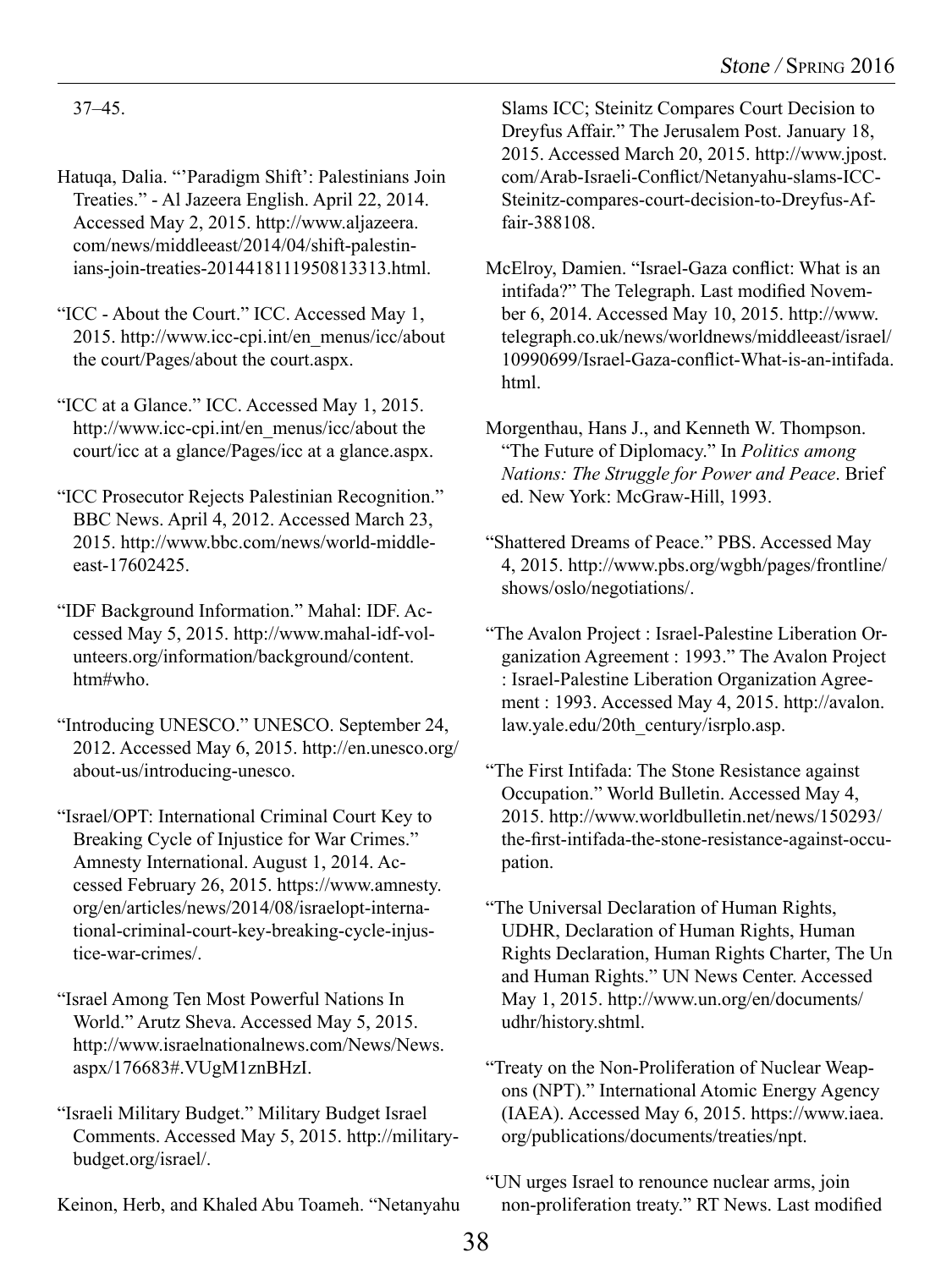37–45.

Hatuqa, Dalia. "'Paradigm Shift': Palestinians Join Treaties." - Al Jazeera English. April 22, 2014. Accessed May 2, 2015. http://www.aljazeera.com/news/middleeast/2014/04/shift-palestinians-join-treaties-2014418111950813313.html.

"ICC - About the Court." ICC. Accessed May 1, 2015. http://www.icc-cpi.int/en_menus/icc/about the court/Pages/about the court.aspx.

"ICC at a Glance." ICC. Accessed May 1, 2015. http://www.icc-cpi.int/en_menus/icc/about the court/icc at a glance/Pages/icc at a glance.aspx.

"ICC Prosecutor Rejects Palestinian Recognition." BBC News. April 4, 2012. Accessed March 23, 2015. http://www.bbc.com/news/world-middle-east-17602425.

"IDF Background Information." Mahal: IDF. Accessed May 5, 2015. http://www.mahal-idf-volunteers.org/information/background/content.htm#who.

"Introducing UNESCO." UNESCO. September 24, 2012. Accessed May 6, 2015. http://en.unesco.org/about-us/introducing-unesco.

"Israel/OPT: International Criminal Court Key to Breaking Cycle of Injustice for War Crimes." Amnesty International. August 1, 2014. Accessed February 26, 2015. https://www.amnesty.org/en/articles/news/2014/08/israelopt-international-criminal-court-key-breaking-cycle-injustice-war-crimes/.

"Israel Among Ten Most Powerful Nations In World." Arutz Sheva. Accessed May 5, 2015. http://www.israelnationalnews.com/News/News.aspx/176683#.VUgM1znBHzI.

"Israeli Military Budget." Military Budget Israel Comments. Accessed May 5, 2015. http://militarybudget.org/israel/.

Keinon, Herb, and Khaled Abu Toameh. "Netanyahu Slams ICC; Steinitz Compares Court Decision to Dreyfus Affair." The Jerusalem Post. January 18, 2015. Accessed March 20, 2015. http://www.jpost.com/Arab-Israeli-Conflict/Netanyahu-slams-ICC-Steinitz-compares-court-decision-to-Dreyfus-Affair-388108.

McElroy, Damien. "Israel-Gaza conflict: What is an intifada?" The Telegraph. Last modified November 6, 2014. Accessed May 10, 2015. http://www.telegraph.co.uk/news/worldnews/middleeast/israel/10990699/Israel-Gaza-conflict-What-is-an-intifada.html.

Morgenthau, Hans J., and Kenneth W. Thompson. "The Future of Diplomacy." In *Politics among Nations: The Struggle for Power and Peace*. Brief ed. New York: McGraw-Hill, 1993.

"Shattered Dreams of Peace." PBS. Accessed May 4, 2015. http://www.pbs.org/wgbh/pages/frontline/shows/oslo/negotiations/.

"The Avalon Project : Israel-Palestine Liberation Organization Agreement : 1993." The Avalon Project : Israel-Palestine Liberation Organization Agreement : 1993. Accessed May 4, 2015. http://avalon.law.yale.edu/20th_century/isrplo.asp.

"The First Intifada: The Stone Resistance against Occupation." World Bulletin. Accessed May 4, 2015. http://www.worldbulletin.net/news/150293/the-first-intifada-the-stone-resistance-against-occupation.

"The Universal Declaration of Human Rights, UDHR, Declaration of Human Rights, Human Rights Declaration, Human Rights Charter, The Un and Human Rights." UN News Center. Accessed May 1, 2015. http://www.un.org/en/documents/udhr/history.shtml.

"Treaty on the Non-Proliferation of Nuclear Weapons (NPT)." International Atomic Energy Agency (IAEA). Accessed May 6, 2015. https://www.iaea.org/publications/documents/treaties/npt.

"UN urges Israel to renounce nuclear arms, join non-proliferation treaty." RT News. Last modified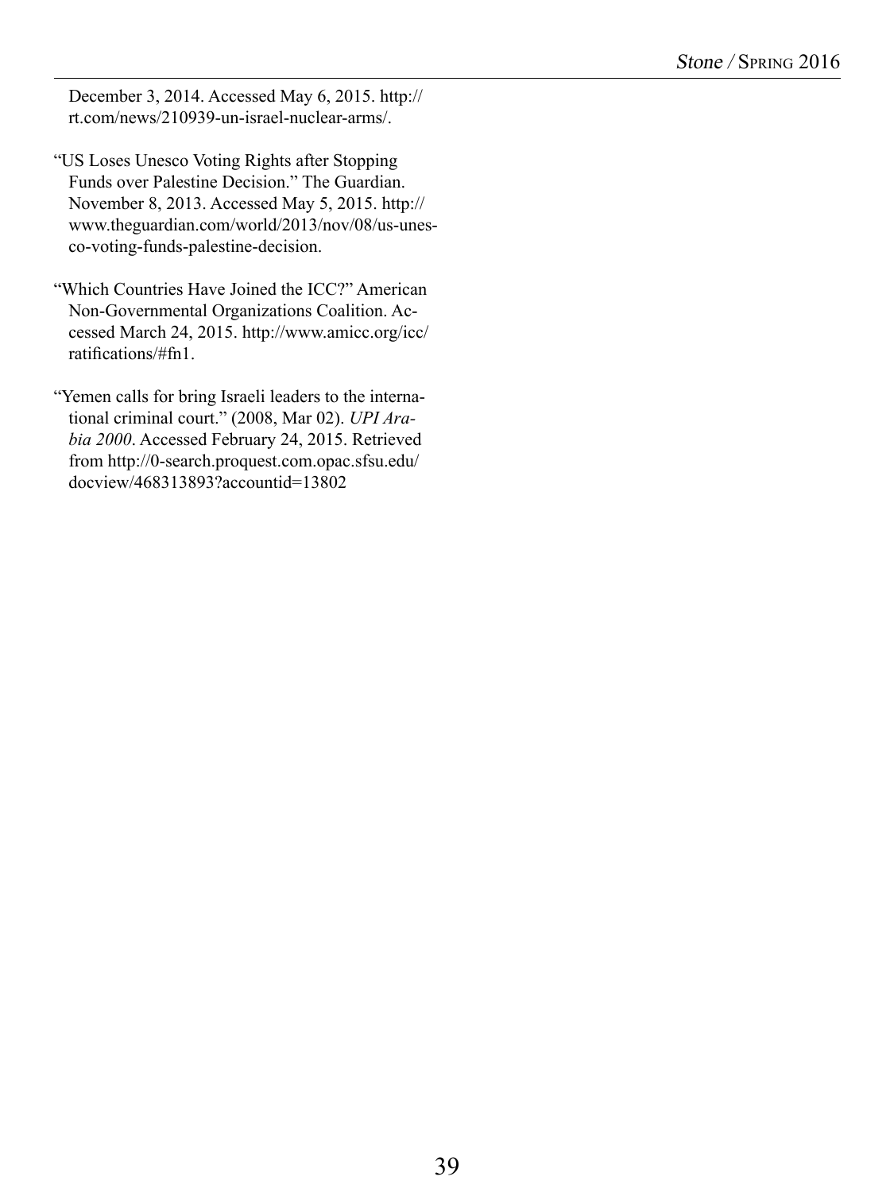December 3, 2014. Accessed May 6, 2015. http://rt.com/news/210939-un-israel-nuclear-arms/.

"US Loses Unesco Voting Rights after Stopping Funds over Palestine Decision." The Guardian. November 8, 2013. Accessed May 5, 2015. http://www.theguardian.com/world/2013/nov/08/us-unesco-voting-funds-palestine-decision.

"Which Countries Have Joined the ICC?" American Non-Governmental Organizations Coalition. Accessed March 24, 2015. http://www.amicc.org/icc/ratifications/#fn1.

"Yemen calls for bring Israeli leaders to the international criminal court." (2008, Mar 02). *UPI Arabia 2000*. Accessed February 24, 2015. Retrieved from http://0-search.proquest.com.opac.sfsu.edu/docview/468313893?accountid=13802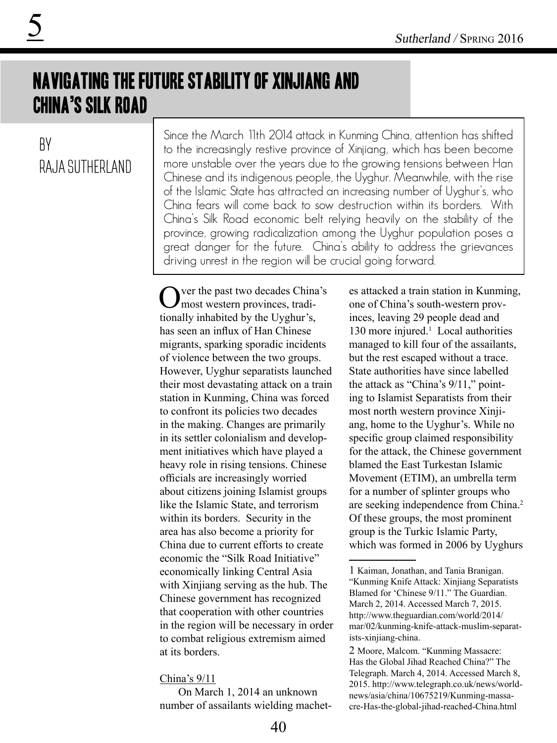# NAVIGATING THE FUTURE STABILITY OF XINJIANG AND CHINA'S SILK ROAD

BY
RAJA SUTHERLAND

Since the March 11th 2014 attack in Kunming China, attention has shifted to the increasingly restive province of Xinjiang, which has been become more unstable over the years due to the growing tensions between Han Chinese and its indigenous people, the Uyghur. Meanwhile, with the rise of the Islamic State has attracted an increasing number of Uyghur's, who China fears will come back to sow destruction within its borders. With China's Silk Road economic belt relying heavily on the stability of the province, growing radicalization among the Uyghur population poses a great danger for the future. China's ability to address the grievances driving unrest in the region will be crucial going forward.

Over the past two decades China's most western provinces, traditionally inhabited by the Uyghur's, has seen an influx of Han Chinese migrants, sparking sporadic incidents of violence between the two groups. However, Uyghur separatists launched their most devastating attack on a train station in Kunming, China was forced to confront its policies two decades in the making. Changes are primarily in its settler colonialism and development initiatives which have played a heavy role in rising tensions. Chinese officials are increasingly worried about citizens joining Islamist groups like the Islamic State, and terrorism within its borders. Security in the area has also become a priority for China due to current efforts to create economic the "Silk Road Initiative" economically linking Central Asia with Xinjiang serving as the hub. The Chinese government has recognized that cooperation with other countries in the region will be necessary in order to combat religious extremism aimed at its borders.

## China's 9/11

On March 1, 2014 an unknown number of assailants wielding machetes attacked a train station in Kunming, one of China's south-western provinces, leaving 29 people dead and 130 more injured.[1] Local authorities managed to kill four of the assailants, but the rest escaped without a trace. State authorities have since labelled the attack as "China's 9/11," pointing to Islamist Separatists from their most north western province Xinjiang, home to the Uyghur's. While no specific group claimed responsibility for the attack, the Chinese government blamed the East Turkestan Islamic Movement (ETIM), an umbrella term for a number of splinter groups who are seeking independence from China.[2] Of these groups, the most prominent group is the Turkic Islamic Party, which was formed in 2006 by Uyghurs

---

1 Kaiman, Jonathan, and Tania Branigan. "Kunming Knife Attack: Xinjiang Separatists Blamed for 'Chinese 9/11." The Guardian. March 2, 2014. Accessed March 7, 2015. http://www.theguardian.com/world/2014/mar/02/kunming-knife-attack-muslim-separatists-xinjiang-china.

2 Moore, Malcom. "Kunming Massacre: Has the Global Jihad Reached China?" The Telegraph. March 4, 2014. Accessed March 8, 2015. http://www.telegraph.co.uk/news/worldnews/asia/china/10675219/Kunming-massacre-Has-the-global-jihad-reached-China.html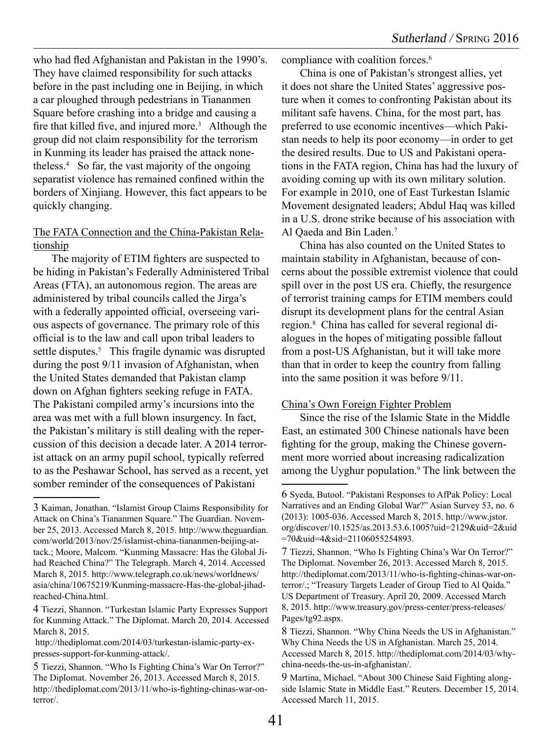who had fled Afghanistan and Pakistan in the 1990's. They have claimed responsibility for such attacks before in the past including one in Beijing, in which a car ploughed through pedestrians in Tiananmen Square before crashing into a bridge and causing a fire that killed five, and injured more.[3] Although the group did not claim responsibility for the terrorism in Kunming its leader has praised the attack nonetheless.[4] So far, the vast majority of the ongoing separatist violence has remained confined within the borders of Xinjiang. However, this fact appears to be quickly changing.

The FATA Connection and the China-Pakistan Relationship

The majority of ETIM fighters are suspected to be hiding in Pakistan's Federally Administered Tribal Areas (FTA), an autonomous region. The areas are administered by tribal councils called the Jirga's with a federally appointed official, overseeing various aspects of governance. The primary role of this official is to the law and call upon tribal leaders to settle disputes.[5] This fragile dynamic was disrupted during the post 9/11 invasion of Afghanistan, when the United States demanded that Pakistan clamp down on Afghan fighters seeking refuge in FATA. The Pakistani compiled army's incursions into the area was met with a full blown insurgency. In fact, the Pakistan's military is still dealing with the repercussion of this decision a decade later. A 2014 terrorist attack on an army pupil school, typically referred to as the Peshawar School, has served as a recent, yet somber reminder of the consequences of Pakistani compliance with coalition forces.[6]

China is one of Pakistan's strongest allies, yet it does not share the United States' aggressive posture when it comes to confronting Pakistan about its militant safe havens. China, for the most part, has preferred to use economic incentives—which Pakistan needs to help its poor economy—in order to get the desired results. Due to US and Pakistani operations in the FATA region, China has had the luxury of avoiding coming up with its own military solution. For example in 2010, one of East Turkestan Islamic Movement designated leaders; Abdul Haq was killed in a U.S. drone strike because of his association with Al Qaeda and Bin Laden.[7]

China has also counted on the United States to maintain stability in Afghanistan, because of concerns about the possible extremist violence that could spill over in the post US era. Chiefly, the resurgence of terrorist training camps for ETIM members could disrupt its development plans for the central Asian region.[8] China has called for several regional dialogues in the hopes of mitigating possible fallout from a post-US Afghanistan, but it will take more than that in order to keep the country from falling into the same position it was before 9/11.

China's Own Foreign Fighter Problem

Since the rise of the Islamic State in the Middle East, an estimated 300 Chinese nationals have been fighting for the group, making the Chinese government more worried about increasing radicalization among the Uyghur population.[9] The link between the

---

3 Kaiman, Jonathan. "Islamist Group Claims Responsibility for Attack on China's Tiananmen Square." The Guardian. November 25, 2013. Accessed March 8, 2015. http://www.theguardian.com/world/2013/nov/25/islamist-china-tiananmen-beijing-attack.; Moore, Malcom. "Kunming Massacre: Has the Global Jihad Reached China?" The Telegraph. March 4, 2014. Accessed March 8, 2015. http://www.telegraph.co.uk/news/worldnews/asia/china/10675219/Kunming-massacre-Has-the-global-jihad-reached-China.html.

4 Tiezzi, Shannon. "Turkestan Islamic Party Expresses Support for Kunming Attack." The Diplomat. March 20, 2014. Accessed March 8, 2015.
http://thediplomat.com/2014/03/turkestan-islamic-party-expresses-support-for-kunming-attack/.

5 Tiezzi, Shannon. "Who Is Fighting China's War On Terror?" The Diplomat. November 26, 2013. Accessed March 8, 2015. http://thediplomat.com/2013/11/who-is-fighting-chinas-war-on-terror/.

6 Syeda, Butool. "Pakistani Responses to AfPak Policy: Local Narratives and an Ending Global War?" Asian Survey 53, no. 6 (2013): 1005-036. Accessed March 8, 2015. http://www.jstor.org/discover/10.1525/as.2013.53.6.1005?uid=2129&uid=2&uid=70&uid=4&sid=21106055254893.

7 Tiezzi, Shannon. "Who Is Fighting China's War On Terror?" The Diplomat. November 26, 2013. Accessed March 8, 2015. http://thediplomat.com/2013/11/who-is-fighting-chinas-war-on-terror/.; "Treasury Targets Leader of Group Tied to Al Qaida." US Department of Treasury. April 20, 2009. Accessed March 8, 2015. http://www.treasury.gov/press-center/press-releases/Pages/tg92.aspx.

8 Tiezzi, Shannon. "Why China Needs the US in Afghanistan." Why China Needs the US in Afghanistan. March 25, 2014. Accessed March 8, 2015. http://thediplomat.com/2014/03/why-china-needs-the-us-in-afghanistan/.

9 Martina, Michael. "About 300 Chinese Said Fighting alongside Islamic State in Middle East." Reuters. December 15, 2014. Accessed March 11, 2015.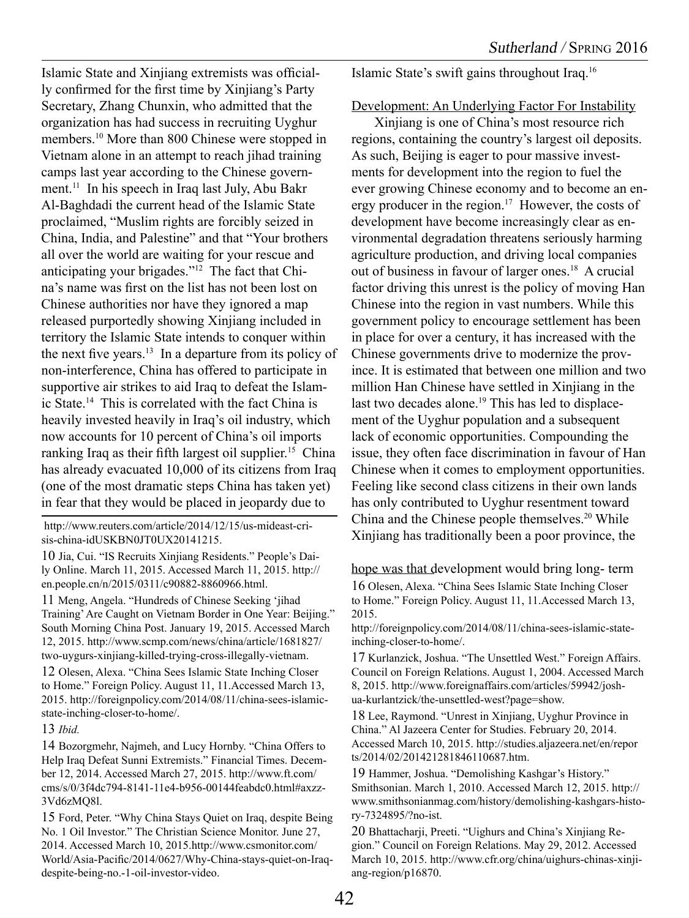Islamic State and Xinjiang extremists was officially confirmed for the first time by Xinjiang's Party Secretary, Zhang Chunxin, who admitted that the organization has had success in recruiting Uyghur members.[10] More than 800 Chinese were stopped in Vietnam alone in an attempt to reach jihad training camps last year according to the Chinese government.[11] In his speech in Iraq last July, Abu Bakr Al-Baghdadi the current head of the Islamic State proclaimed, "Muslim rights are forcibly seized in China, India, and Palestine" and that "Your brothers all over the world are waiting for your rescue and anticipating your brigades."[12] The fact that China's name was first on the list has not been lost on Chinese authorities nor have they ignored a map released purportedly showing Xinjiang included in territory the Islamic State intends to conquer within the next five years.[13] In a departure from its policy of non-interference, China has offered to participate in supportive air strikes to aid Iraq to defeat the Islamic State.[14] This is correlated with the fact China is heavily invested heavily in Iraq's oil industry, which now accounts for 10 percent of China's oil imports ranking Iraq as their fifth largest oil supplier.[15] China has already evacuated 10,000 of its citizens from Iraq (one of the most dramatic steps China has taken yet) in fear that they would be placed in jeopardy due to Islamic State's swift gains throughout Iraq.[16]

Development: An Underlying Factor For Instability

Xinjiang is one of China's most resource rich regions, containing the country's largest oil deposits. As such, Beijing is eager to pour massive investments for development into the region to fuel the ever growing Chinese economy and to become an energy producer in the region.[17] However, the costs of development have become increasingly clear as environmental degradation threatens seriously harming agriculture production, and driving local companies out of business in favour of larger ones.[18] A crucial factor driving this unrest is the policy of moving Han Chinese into the region in vast numbers. While this government policy to encourage settlement has been in place for over a century, it has increased with the Chinese governments drive to modernize the province. It is estimated that between one million and two million Han Chinese have settled in Xinjiang in the last two decades alone.[19] This has led to displacement of the Uyghur population and a subsequent lack of economic opportunities. Compounding the issue, they often face discrimination in favour of Han Chinese when it comes to employment opportunities. Feeling like second class citizens in their own lands has only contributed to Uyghur resentment toward China and the Chinese people themselves.[20] While Xinjiang has traditionally been a poor province, the hope was that development would bring long- term

http://www.reuters.com/article/2014/12/15/us-mideast-crisis-china-idUSKBN0JT0UX20141215.

10 Jia, Cui. "IS Recruits Xinjiang Residents." People's Daily Online. March 11, 2015. Accessed March 11, 2015. http://en.people.cn/n/2015/0311/c90882-8860966.html.

11 Meng, Angela. "Hundreds of Chinese Seeking 'jihad Training' Are Caught on Vietnam Border in One Year: Beijing." South Morning China Post. January 19, 2015. Accessed March 12, 2015. http://www.scmp.com/news/china/article/1681827/two-uygurs-xinjiang-killed-trying-cross-illegally-vietnam.

12 Olesen, Alexa. "China Sees Islamic State Inching Closer to Home." Foreign Policy. August 11, 11.Accessed March 13, 2015. http://foreignpolicy.com/2014/08/11/china-sees-islamic-state-inching-closer-to-home/.

13 *Ibid.*

14 Bozorgmehr, Najmeh, and Lucy Hornby. "China Offers to Help Iraq Defeat Sunni Extremists." Financial Times. December 12, 2014. Accessed March 27, 2015. http://www.ft.com/cms/s/0/3f4dc794-8141-11e4-b956-00144feabdc0.html#axzz3Vd6zMQ8l.

15 Ford, Peter. "Why China Stays Quiet on Iraq, despite Being No. 1 Oil Investor." The Christian Science Monitor. June 27, 2014. Accessed March 10, 2015.http://www.csmonitor.com/World/Asia-Pacific/2014/0627/Why-China-stays-quiet-on-Iraq-despite-being-no.-1-oil-investor-video.

16 Olesen, Alexa. "China Sees Islamic State Inching Closer to Home." Foreign Policy. August 11, 11.Accessed March 13, 2015.
http://foreignpolicy.com/2014/08/11/china-sees-islamic-state-inching-closer-to-home/.

17 Kurlanzick, Joshua. "The Unsettled West." Foreign Affairs. Council on Foreign Relations. August 1, 2004. Accessed March 8, 2015. http://www.foreignaffairs.com/articles/59942/joshua-kurlantzick/the-unsettled-west?page=show.

18 Lee, Raymond. "Unrest in Xinjiang, Uyghur Province in China." Al Jazeera Center for Studies. February 20, 2014. Accessed March 10, 2015. http://studies.aljazeera.net/en/reports/2014/02/201421281846110687.htm.

19 Hammer, Joshua. "Demolishing Kashgar's History." Smithsonian. March 1, 2010. Accessed March 12, 2015. http://www.smithsonianmag.com/history/demolishing-kashgars-history-7324895/?no-ist.

20 Bhattacharji, Preeti. "Uighurs and China's Xinjiang Region." Council on Foreign Relations. May 29, 2012. Accessed March 10, 2015. http://www.cfr.org/china/uighurs-chinas-xinjiang-region/p16870.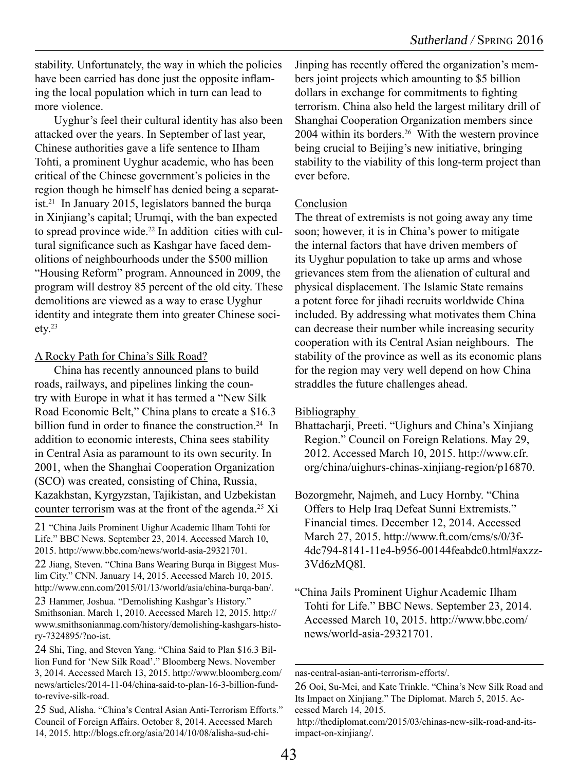stability. Unfortunately, the way in which the policies have been carried has done just the opposite inflaming the local population which in turn can lead to more violence.

Uyghur's feel their cultural identity has also been attacked over the years. In September of last year, Chinese authorities gave a life sentence to IIham Tohti, a prominent Uyghur academic, who has been critical of the Chinese government's policies in the region though he himself has denied being a separatist.[21] In January 2015, legislators banned the burqa in Xinjiang's capital; Urumqi, with the ban expected to spread province wide.[22] In addition cities with cultural significance such as Kashgar have faced demolitions of neighbourhoods under the $500 million "Housing Reform" program. Announced in 2009, the program will destroy 85 percent of the old city. These demolitions are viewed as a way to erase Uyghur identity and integrate them into greater Chinese society.[23]

## A Rocky Path for China's Silk Road?

China has recently announced plans to build roads, railways, and pipelines linking the country with Europe in what it has termed a "New Silk Road Economic Belt," China plans to create a $16.3 billion fund in order to finance the construction.[24] In addition to economic interests, China sees stability in Central Asia as paramount to its own security. In 2001, when the Shanghai Cooperation Organization (SCO) was created, consisting of China, Russia, Kazakhstan, Kyrgyzstan, Tajikistan, and Uzbekistan counter terrorism was at the front of the agenda.[25] Xi Jinping has recently offered the organization's members joint projects which amounting to $5 billion dollars in exchange for commitments to fighting terrorism. China also held the largest military drill of Shanghai Cooperation Organization members since 2004 within its borders.[26] With the western province being crucial to Beijing's new initiative, bringing stability to the viability of this long-term project than ever before.

## Conclusion

The threat of extremists is not going away any time soon; however, it is in China's power to mitigate the internal factors that have driven members of its Uyghur population to take up arms and whose grievances stem from the alienation of cultural and physical displacement. The Islamic State remains a potent force for jihadi recruits worldwide China included. By addressing what motivates them China can decrease their number while increasing security cooperation with its Central Asian neighbours. The stability of the province as well as its economic plans for the region may very well depend on how China straddles the future challenges ahead.

## Bibliography

Bhattacharji, Preeti. "Uighurs and China's Xinjiang Region." Council on Foreign Relations. May 29, 2012. Accessed March 10, 2015. http://www.cfr.org/china/uighurs-chinas-xinjiang-region/p16870.

Bozorgmehr, Najmeh, and Lucy Hornby. "China Offers to Help Iraq Defeat Sunni Extremists." Financial times. December 12, 2014. Accessed March 27, 2015. http://www.ft.com/cms/s/0/3f-4dc794-8141-11e4-b956-00144feabdc0.html#axzz-3Vd6zMQ8l.

"China Jails Prominent Uighur Academic Ilham Tohti for Life." BBC News. September 23, 2014. Accessed March 10, 2015. http://www.bbc.com/news/world-asia-29321701.

---

21 "China Jails Prominent Uighur Academic Ilham Tohti for Life." BBC News. September 23, 2014. Accessed March 10, 2015. http://www.bbc.com/news/world-asia-29321701.

22 Jiang, Steven. "China Bans Wearing Burqa in Biggest Muslim City." CNN. January 14, 2015. Accessed March 10, 2015. http://www.cnn.com/2015/01/13/world/asia/china-burqa-ban/.

23 Hammer, Joshua. "Demolishing Kashgar's History." Smithsonian. March 1, 2010. Accessed March 12, 2015. http://www.smithsonianmag.com/history/demolishing-kashgars-history-7324895/?no-ist.

24 Shi, Ting, and Steven Yang. "China Said to Plan $16.3 Billion Fund for 'New Silk Road'." Bloomberg News. November 3, 2014. Accessed March 13, 2015. http://www.bloomberg.com/news/articles/2014-11-04/china-said-to-plan-16-3-billion-fund-to-revive-silk-road.

25 Sud, Alisha. "China's Central Asian Anti-Terrorism Efforts." Council of Foreign Affairs. October 8, 2014. Accessed March 14, 2015. http://blogs.cfr.org/asia/2014/10/08/alisha-sud-chinas-central-asian-anti-terrorism-efforts/.

26 Ooi, Su-Mei, and Kate Trinkle. "China's New Silk Road and Its Impact on Xinjiang." The Diplomat. March 5, 2015. Accessed March 14, 2015. http://thediplomat.com/2015/03/chinas-new-silk-road-and-its-impact-on-xinjiang/.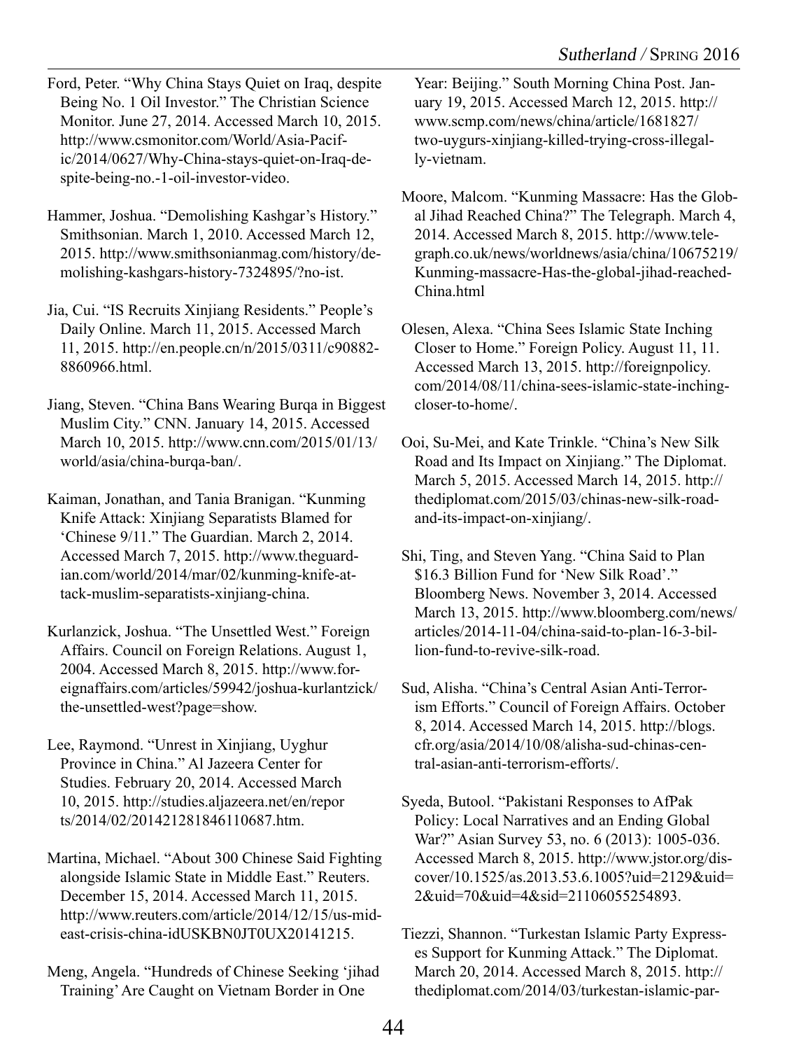Ford, Peter. "Why China Stays Quiet on Iraq, despite Being No. 1 Oil Investor." The Christian Science Monitor. June 27, 2014. Accessed March 10, 2015. http://www.csmonitor.com/World/Asia-Pacific/2014/0627/Why-China-stays-quiet-on-Iraq-despite-being-no.-1-oil-investor-video.

Hammer, Joshua. "Demolishing Kashgar's History." Smithsonian. March 1, 2010. Accessed March 12, 2015. http://www.smithsonianmag.com/history/demolishing-kashgars-history-7324895/?no-ist.

Jia, Cui. "IS Recruits Xinjiang Residents." People's Daily Online. March 11, 2015. Accessed March 11, 2015. http://en.people.cn/n/2015/0311/c90882-8860966.html.

Jiang, Steven. "China Bans Wearing Burqa in Biggest Muslim City." CNN. January 14, 2015. Accessed March 10, 2015. http://www.cnn.com/2015/01/13/world/asia/china-burqa-ban/.

Kaiman, Jonathan, and Tania Branigan. "Kunming Knife Attack: Xinjiang Separatists Blamed for 'Chinese 9/11." The Guardian. March 2, 2014. Accessed March 7, 2015. http://www.theguardian.com/world/2014/mar/02/kunming-knife-attack-muslim-separatists-xinjiang-china.

Kurlanzick, Joshua. "The Unsettled West." Foreign Affairs. Council on Foreign Relations. August 1, 2004. Accessed March 8, 2015. http://www.foreignaffairs.com/articles/59942/joshua-kurlantzick/the-unsettled-west?page=show.

Lee, Raymond. "Unrest in Xinjiang, Uyghur Province in China." Al Jazeera Center for Studies. February 20, 2014. Accessed March 10, 2015. http://studies.aljazeera.net/en/reports/2014/02/201421281846110687.htm.

Martina, Michael. "About 300 Chinese Said Fighting alongside Islamic State in Middle East." Reuters. December 15, 2014. Accessed March 11, 2015. http://www.reuters.com/article/2014/12/15/us-mideast-crisis-china-idUSKBN0JT0UX20141215.

Meng, Angela. "Hundreds of Chinese Seeking 'jihad Training' Are Caught on Vietnam Border in One Year: Beijing." South Morning China Post. January 19, 2015. Accessed March 12, 2015. http://www.scmp.com/news/china/article/1681827/two-uygurs-xinjiang-killed-trying-cross-illegally-vietnam.

Moore, Malcom. "Kunming Massacre: Has the Global Jihad Reached China?" The Telegraph. March 4, 2014. Accessed March 8, 2015. http://www.telegraph.co.uk/news/worldnews/asia/china/10675219/Kunming-massacre-Has-the-global-jihad-reached-China.html

Olesen, Alexa. "China Sees Islamic State Inching Closer to Home." Foreign Policy. August 11, 11. Accessed March 13, 2015. http://foreignpolicy.com/2014/08/11/china-sees-islamic-state-inching-closer-to-home/.

Ooi, Su-Mei, and Kate Trinkle. "China's New Silk Road and Its Impact on Xinjiang." The Diplomat. March 5, 2015. Accessed March 14, 2015. http://thediplomat.com/2015/03/chinas-new-silk-road-and-its-impact-on-xinjiang/.

Shi, Ting, and Steven Yang. "China Said to Plan $16.3 Billion Fund for 'New Silk Road'." Bloomberg News. November 3, 2014. Accessed March 13, 2015. http://www.bloomberg.com/news/articles/2014-11-04/china-said-to-plan-16-3-billion-fund-to-revive-silk-road.

Sud, Alisha. "China's Central Asian Anti-Terrorism Efforts." Council of Foreign Affairs. October 8, 2014. Accessed March 14, 2015. http://blogs.cfr.org/asia/2014/10/08/alisha-sud-chinas-central-asian-anti-terrorism-efforts/.

Syeda, Butool. "Pakistani Responses to AfPak Policy: Local Narratives and an Ending Global War?" Asian Survey 53, no. 6 (2013): 1005-036. Accessed March 8, 2015. http://www.jstor.org/discover/10.1525/as.2013.53.6.1005?uid=2129&uid=2&uid=70&uid=4&sid=21106055254893.

Tiezzi, Shannon. "Turkestan Islamic Party Expresses Support for Kunming Attack." The Diplomat. March 20, 2014. Accessed March 8, 2015. http://thediplomat.com/2014/03/turkestan-islamic-par-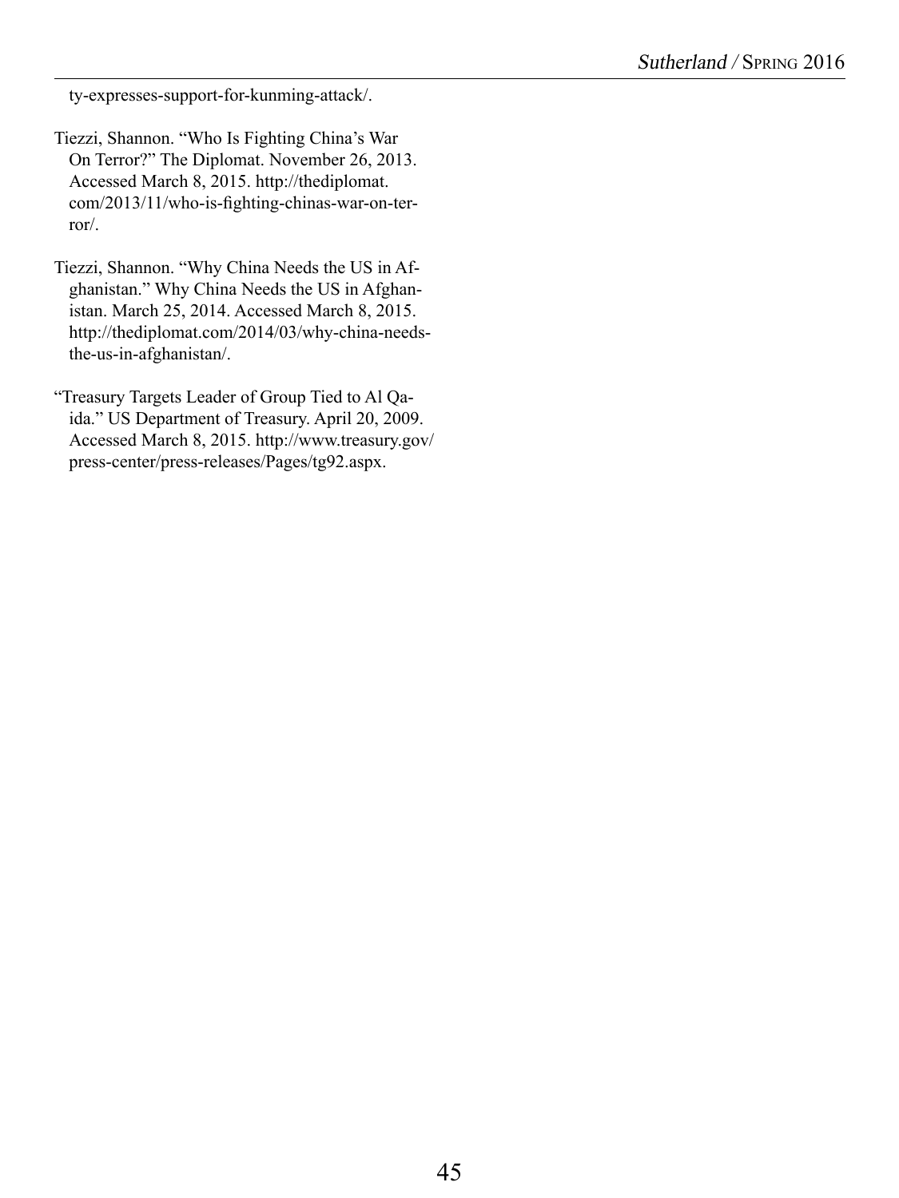ty-expresses-support-for-kunming-attack/.

Tiezzi, Shannon. "Who Is Fighting China's War On Terror?" The Diplomat. November 26, 2013. Accessed March 8, 2015. http://thediplomat.com/2013/11/who-is-fighting-chinas-war-on-terror/.

Tiezzi, Shannon. "Why China Needs the US in Afghanistan." Why China Needs the US in Afghanistan. March 25, 2014. Accessed March 8, 2015. http://thediplomat.com/2014/03/why-china-needs-the-us-in-afghanistan/.

"Treasury Targets Leader of Group Tied to Al Qaida." US Department of Treasury. April 20, 2009. Accessed March 8, 2015. http://www.treasury.gov/press-center/press-releases/Pages/tg92.aspx.